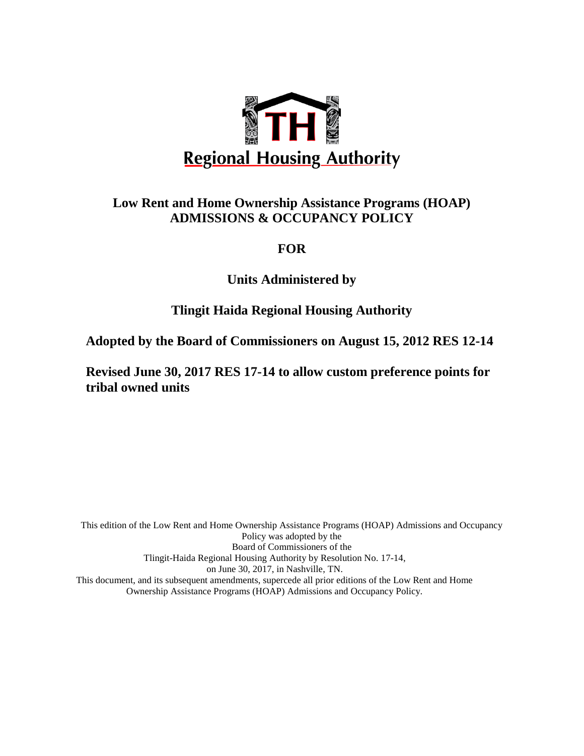TH

Regional Housing Authority

# Low Rent and Home Ownership Assistance Programs (HOAP) ADMISSIONS & OCCUPANCY POLICY

## FOR

## Units Administered by

## Tlingit Haida Regional Housing Authority

**Adopted by the Board of Commissioners on August 15, 2012 RES 12-14**

**Revised June 30, 2017 RES 17-14 to allow custom preference points for tribal owned units**

This edition of the Low Rent and Home Ownership Assistance Programs (HOAP) Admissions and Occupancy Policy was adopted by the Board of Commissioners of the Tlingit-Haida Regional Housing Authority by Resolution No. 17-14, on June 30, 2017, in Nashville, TN.
This document, and its subsequent amendments, supercede all prior editions of the Low Rent and Home Ownership Assistance Programs (HOAP) Admissions and Occupancy Policy.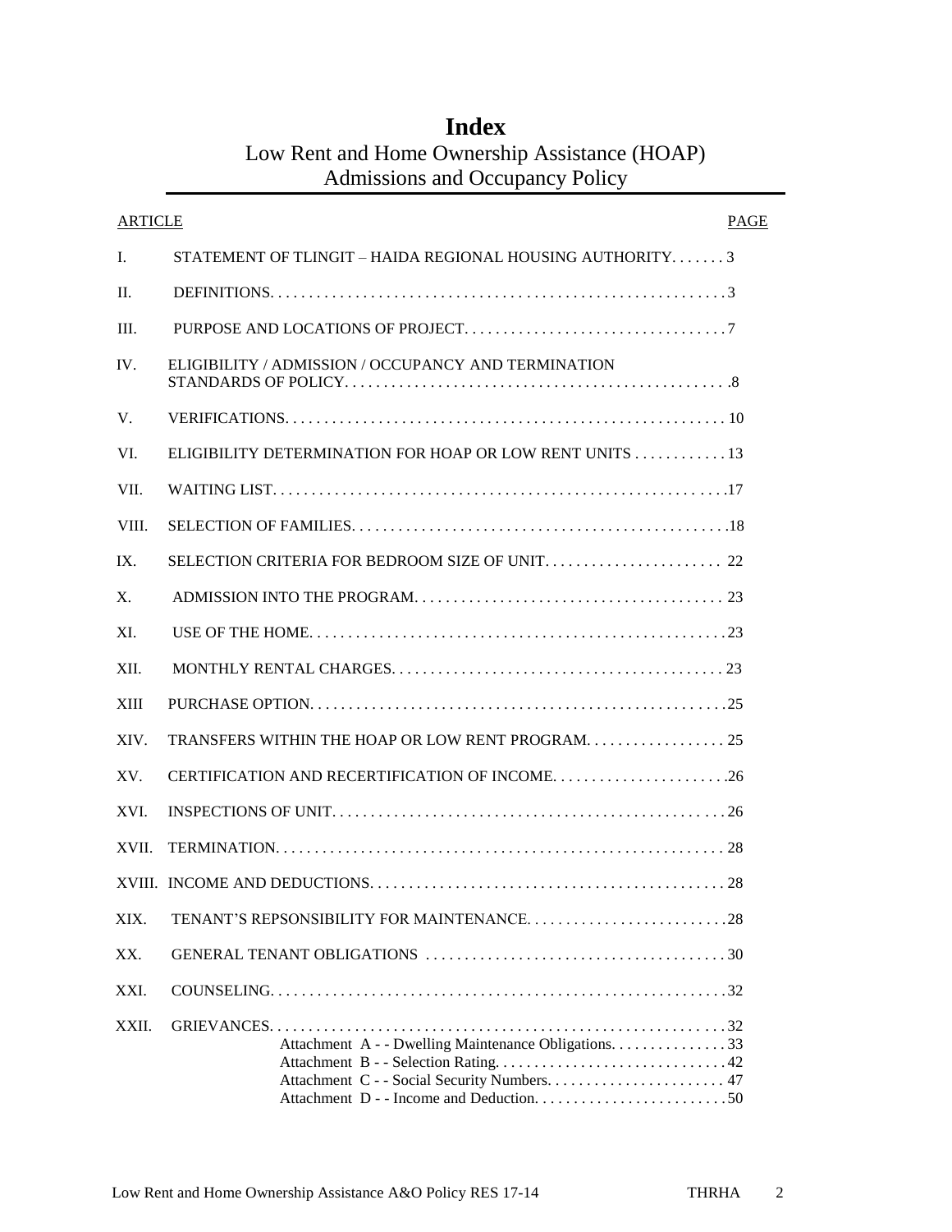# Index

## Low Rent and Home Ownership Assistance (HOAP) Admissions and Occupancy Policy

| ARTICLE | | PAGE |
|---|---|---|
| I. | STATEMENT OF TLINGIT – HAIDA REGIONAL HOUSING AUTHORITY | 3 |
| II. | DEFINITIONS | 3 |
| III. | PURPOSE AND LOCATIONS OF PROJECT | 7 |
| IV. | ELIGIBILITY / ADMISSION / OCCUPANCY AND TERMINATION STANDARDS OF POLICY | 8 |
| V. | VERIFICATIONS | 10 |
| VI. | ELIGIBILITY DETERMINATION FOR HOAP OR LOW RENT UNITS | 13 |
| VII. | WAITING LIST | 17 |
| VIII. | SELECTION OF FAMILIES | 18 |
| IX. | SELECTION CRITERIA FOR BEDROOM SIZE OF UNIT | 22 |
| X. | ADMISSION INTO THE PROGRAM | 23 |
| XI. | USE OF THE HOME | 23 |
| XII. | MONTHLY RENTAL CHARGES | 23 |
| XIII | PURCHASE OPTION | 25 |
| XIV. | TRANSFERS WITHIN THE HOAP OR LOW RENT PROGRAM | 25 |
| XV. | CERTIFICATION AND RECERTIFICATION OF INCOME | 26 |
| XVI. | INSPECTIONS OF UNIT | 26 |
| XVII. | TERMINATION | 28 |
| XVIII. | INCOME AND DEDUCTIONS | 28 |
| XIX. | TENANT'S REPSONSIBILITY FOR MAINTENANCE | 28 |
| XX. | GENERAL TENANT OBLIGATIONS | 30 |
| XXI. | COUNSELING | 32 |
| XXII. | GRIEVANCES | 32 |
| | Attachment A - - Dwelling Maintenance Obligations | 33 |
| | Attachment B - - Selection Rating | 42 |
| | Attachment C - - Social Security Numbers | 47 |
| | Attachment D - - Income and Deduction | 50 |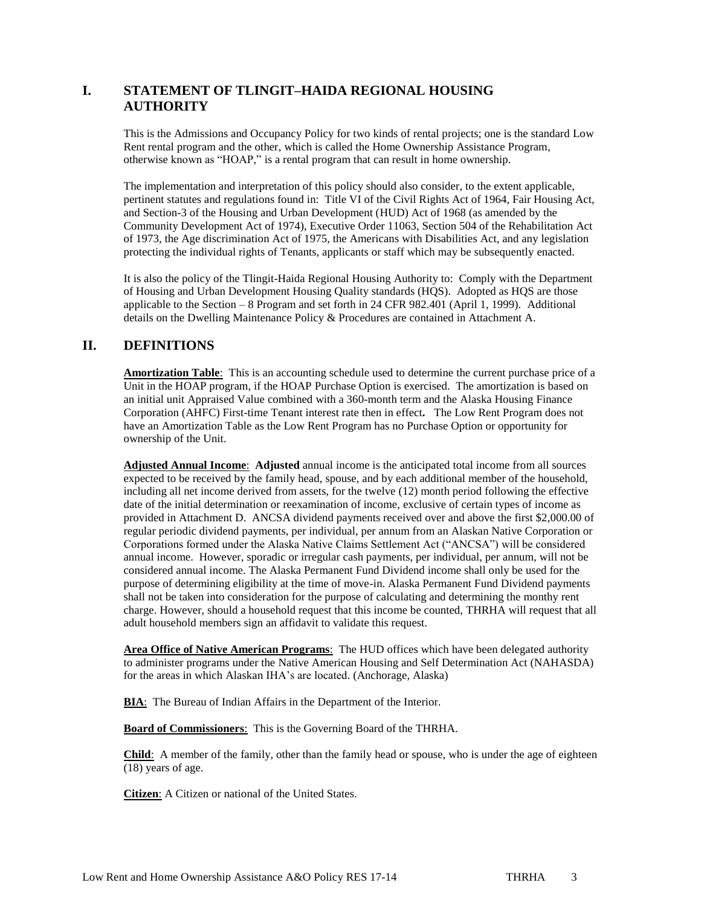## I. STATEMENT OF TLINGIT–HAIDA REGIONAL HOUSING AUTHORITY

This is the Admissions and Occupancy Policy for two kinds of rental projects; one is the standard Low Rent rental program and the other, which is called the Home Ownership Assistance Program, otherwise known as "HOAP," is a rental program that can result in home ownership.

The implementation and interpretation of this policy should also consider, to the extent applicable, pertinent statutes and regulations found in: Title VI of the Civil Rights Act of 1964, Fair Housing Act, and Section-3 of the Housing and Urban Development (HUD) Act of 1968 (as amended by the Community Development Act of 1974), Executive Order 11063, Section 504 of the Rehabilitation Act of 1973, the Age discrimination Act of 1975, the Americans with Disabilities Act, and any legislation protecting the individual rights of Tenants, applicants or staff which may be subsequently enacted.

It is also the policy of the Tlingit-Haida Regional Housing Authority to: Comply with the Department of Housing and Urban Development Housing Quality standards (HQS). Adopted as HQS are those applicable to the Section – 8 Program and set forth in 24 CFR 982.401 (April 1, 1999). Additional details on the Dwelling Maintenance Policy & Procedures are contained in Attachment A.

## II. DEFINITIONS

**Amortization Table**: This is an accounting schedule used to determine the current purchase price of a Unit in the HOAP program, if the HOAP Purchase Option is exercised. The amortization is based on an initial unit Appraised Value combined with a 360-month term and the Alaska Housing Finance Corporation (AHFC) First-time Tenant interest rate then in effect**.** The Low Rent Program does not have an Amortization Table as the Low Rent Program has no Purchase Option or opportunity for ownership of the Unit.

**Adjusted Annual Income**: **Adjusted** annual income is the anticipated total income from all sources expected to be received by the family head, spouse, and by each additional member of the household, including all net income derived from assets, for the twelve (12) month period following the effective date of the initial determination or reexamination of income, exclusive of certain types of income as provided in Attachment D. ANCSA dividend payments received over and above the first $2,000.00 of regular periodic dividend payments, per individual, per annum from an Alaskan Native Corporation or Corporations formed under the Alaska Native Claims Settlement Act ("ANCSA") will be considered annual income. However, sporadic or irregular cash payments, per individual, per annum, will not be considered annual income. The Alaska Permanent Fund Dividend income shall only be used for the purpose of determining eligibility at the time of move-in. Alaska Permanent Fund Dividend payments shall not be taken into consideration for the purpose of calculating and determining the monthy rent charge. However, should a household request that this income be counted, THRHA will request that all adult household members sign an affidavit to validate this request.

**Area Office of Native American Programs**: The HUD offices which have been delegated authority to administer programs under the Native American Housing and Self Determination Act (NAHASDA) for the areas in which Alaskan IHA's are located. (Anchorage, Alaska)

**BIA**: The Bureau of Indian Affairs in the Department of the Interior.

**Board of Commissioners**: This is the Governing Board of the THRHA.

**Child**: A member of the family, other than the family head or spouse, who is under the age of eighteen (18) years of age.

**Citizen**: A Citizen or national of the United States.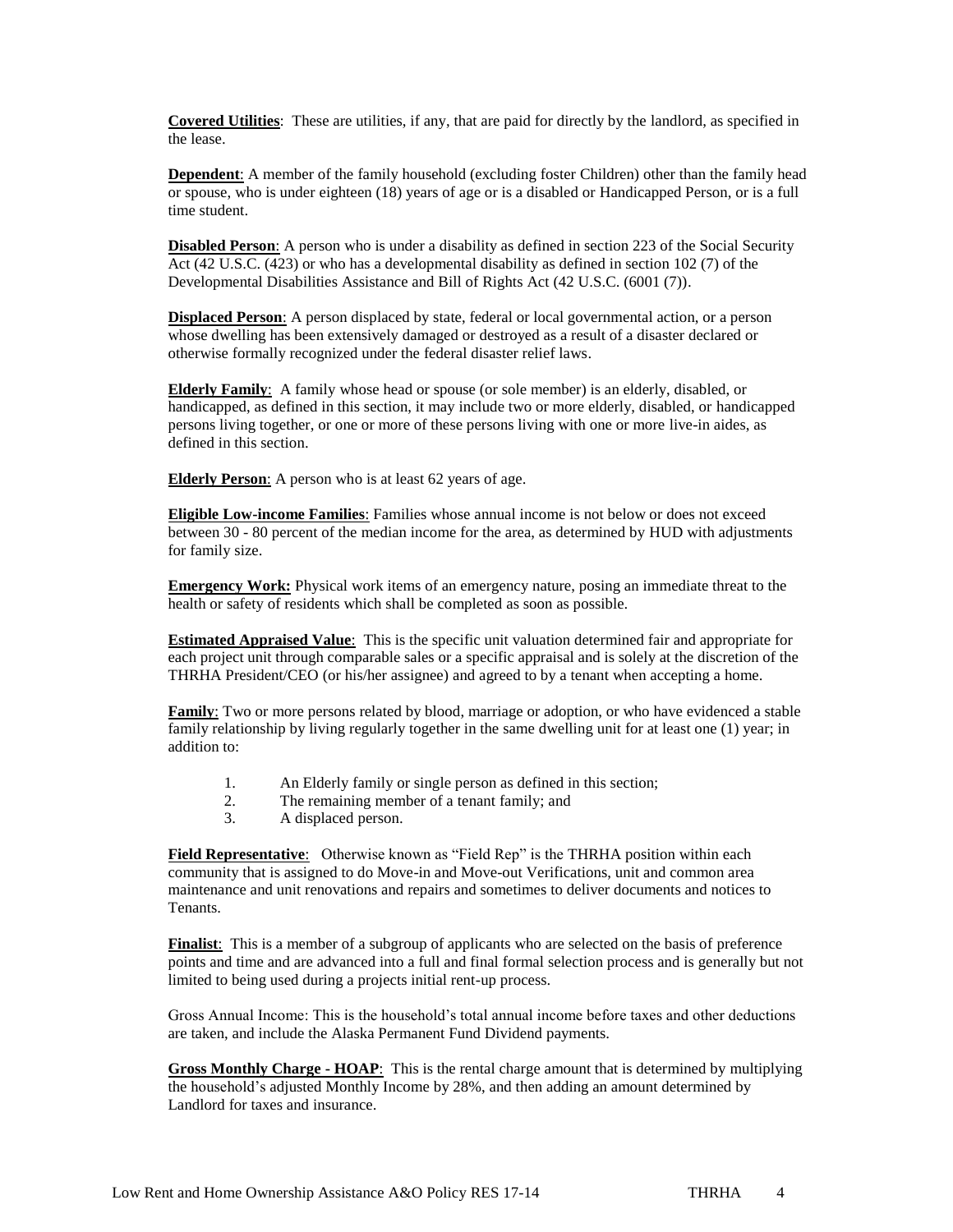**Covered Utilities**: These are utilities, if any, that are paid for directly by the landlord, as specified in the lease.

**Dependent**: A member of the family household (excluding foster Children) other than the family head or spouse, who is under eighteen (18) years of age or is a disabled or Handicapped Person, or is a full time student.

**Disabled Person**: A person who is under a disability as defined in section 223 of the Social Security Act (42 U.S.C. (423) or who has a developmental disability as defined in section 102 (7) of the Developmental Disabilities Assistance and Bill of Rights Act (42 U.S.C. (6001 (7)).

**Displaced Person**: A person displaced by state, federal or local governmental action, or a person whose dwelling has been extensively damaged or destroyed as a result of a disaster declared or otherwise formally recognized under the federal disaster relief laws.

**Elderly Family**: A family whose head or spouse (or sole member) is an elderly, disabled, or handicapped, as defined in this section, it may include two or more elderly, disabled, or handicapped persons living together, or one or more of these persons living with one or more live-in aides, as defined in this section.

**Elderly Person**: A person who is at least 62 years of age.

**Eligible Low-income Families**: Families whose annual income is not below or does not exceed between 30 - 80 percent of the median income for the area, as determined by HUD with adjustments for family size.

**Emergency Work:** Physical work items of an emergency nature, posing an immediate threat to the health or safety of residents which shall be completed as soon as possible.

**Estimated Appraised Value**: This is the specific unit valuation determined fair and appropriate for each project unit through comparable sales or a specific appraisal and is solely at the discretion of the THRHA President/CEO (or his/her assignee) and agreed to by a tenant when accepting a home.

**Family**: Two or more persons related by blood, marriage or adoption, or who have evidenced a stable family relationship by living regularly together in the same dwelling unit for at least one (1) year; in addition to:

1. An Elderly family or single person as defined in this section;
2. The remaining member of a tenant family; and
3. A displaced person.

**Field Representative**: Otherwise known as "Field Rep" is the THRHA position within each community that is assigned to do Move-in and Move-out Verifications, unit and common area maintenance and unit renovations and repairs and sometimes to deliver documents and notices to Tenants.

**Finalist**: This is a member of a subgroup of applicants who are selected on the basis of preference points and time and are advanced into a full and final formal selection process and is generally but not limited to being used during a projects initial rent-up process.

Gross Annual Income: This is the household's total annual income before taxes and other deductions are taken, and include the Alaska Permanent Fund Dividend payments.

**Gross Monthly Charge - HOAP**: This is the rental charge amount that is determined by multiplying the household's adjusted Monthly Income by 28%, and then adding an amount determined by Landlord for taxes and insurance.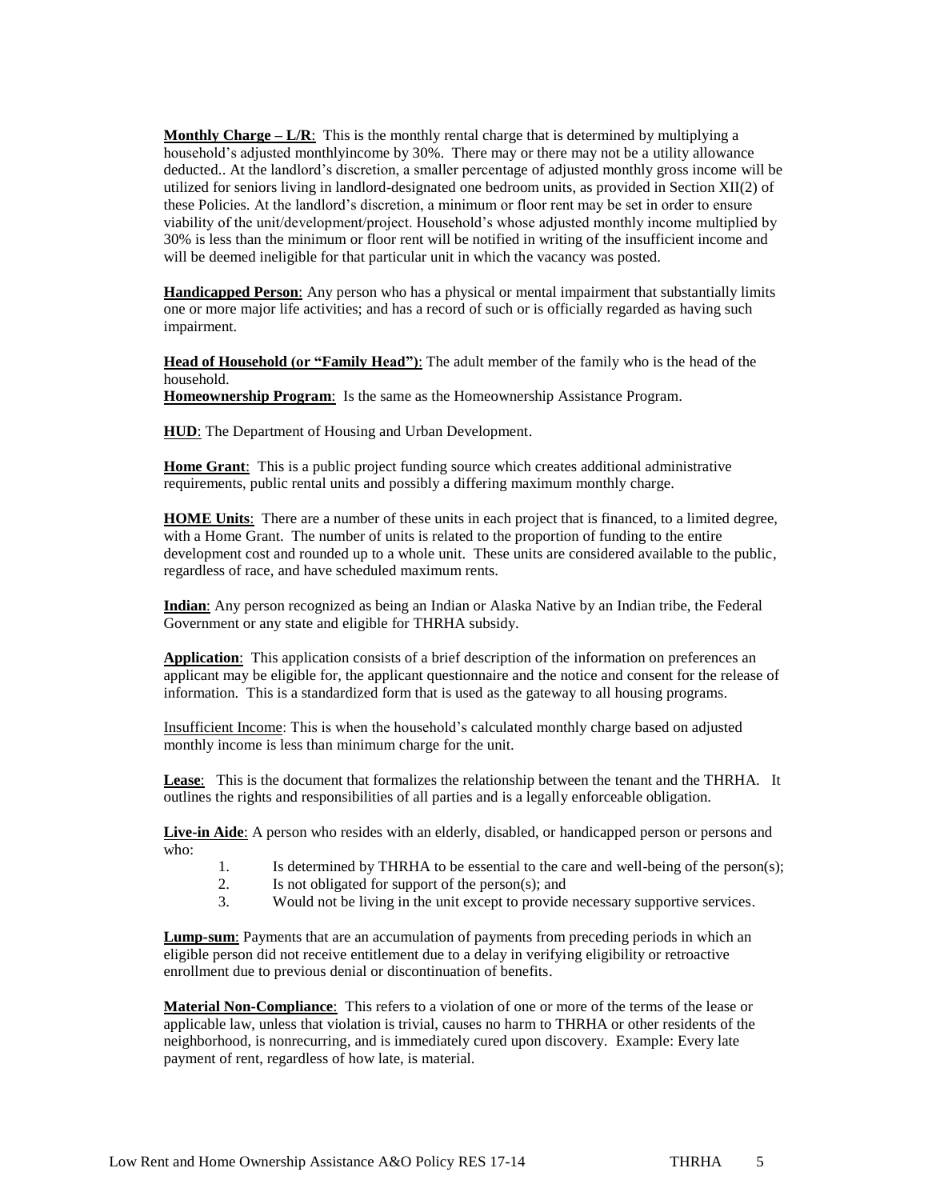**Monthly Charge – L/R**: This is the monthly rental charge that is determined by multiplying a household's adjusted monthlyincome by 30%. There may or there may not be a utility allowance deducted.. At the landlord's discretion, a smaller percentage of adjusted monthly gross income will be utilized for seniors living in landlord-designated one bedroom units, as provided in Section XII(2) of these Policies. At the landlord's discretion, a minimum or floor rent may be set in order to ensure viability of the unit/development/project. Household's whose adjusted monthly income multiplied by 30% is less than the minimum or floor rent will be notified in writing of the insufficient income and will be deemed ineligible for that particular unit in which the vacancy was posted.

**Handicapped Person**: Any person who has a physical or mental impairment that substantially limits one or more major life activities; and has a record of such or is officially regarded as having such impairment.

**Head of Household (or "Family Head")**: The adult member of the family who is the head of the household.

**Homeownership Program**: Is the same as the Homeownership Assistance Program.

**HUD**: The Department of Housing and Urban Development.

**Home Grant**: This is a public project funding source which creates additional administrative requirements, public rental units and possibly a differing maximum monthly charge.

**HOME Units**: There are a number of these units in each project that is financed, to a limited degree, with a Home Grant. The number of units is related to the proportion of funding to the entire development cost and rounded up to a whole unit. These units are considered available to the public, regardless of race, and have scheduled maximum rents.

**Indian**: Any person recognized as being an Indian or Alaska Native by an Indian tribe, the Federal Government or any state and eligible for THRHA subsidy.

**Application**: This application consists of a brief description of the information on preferences an applicant may be eligible for, the applicant questionnaire and the notice and consent for the release of information. This is a standardized form that is used as the gateway to all housing programs.

Insufficient Income: This is when the household's calculated monthly charge based on adjusted monthly income is less than minimum charge for the unit.

**Lease**: This is the document that formalizes the relationship between the tenant and the THRHA. It outlines the rights and responsibilities of all parties and is a legally enforceable obligation.

**Live-in Aide**: A person who resides with an elderly, disabled, or handicapped person or persons and who:

1. Is determined by THRHA to be essential to the care and well-being of the person(s);
2. Is not obligated for support of the person(s); and
3. Would not be living in the unit except to provide necessary supportive services.

**Lump-sum**: Payments that are an accumulation of payments from preceding periods in which an eligible person did not receive entitlement due to a delay in verifying eligibility or retroactive enrollment due to previous denial or discontinuation of benefits.

**Material Non-Compliance**: This refers to a violation of one or more of the terms of the lease or applicable law, unless that violation is trivial, causes no harm to THRHA or other residents of the neighborhood, is nonrecurring, and is immediately cured upon discovery. Example: Every late payment of rent, regardless of how late, is material.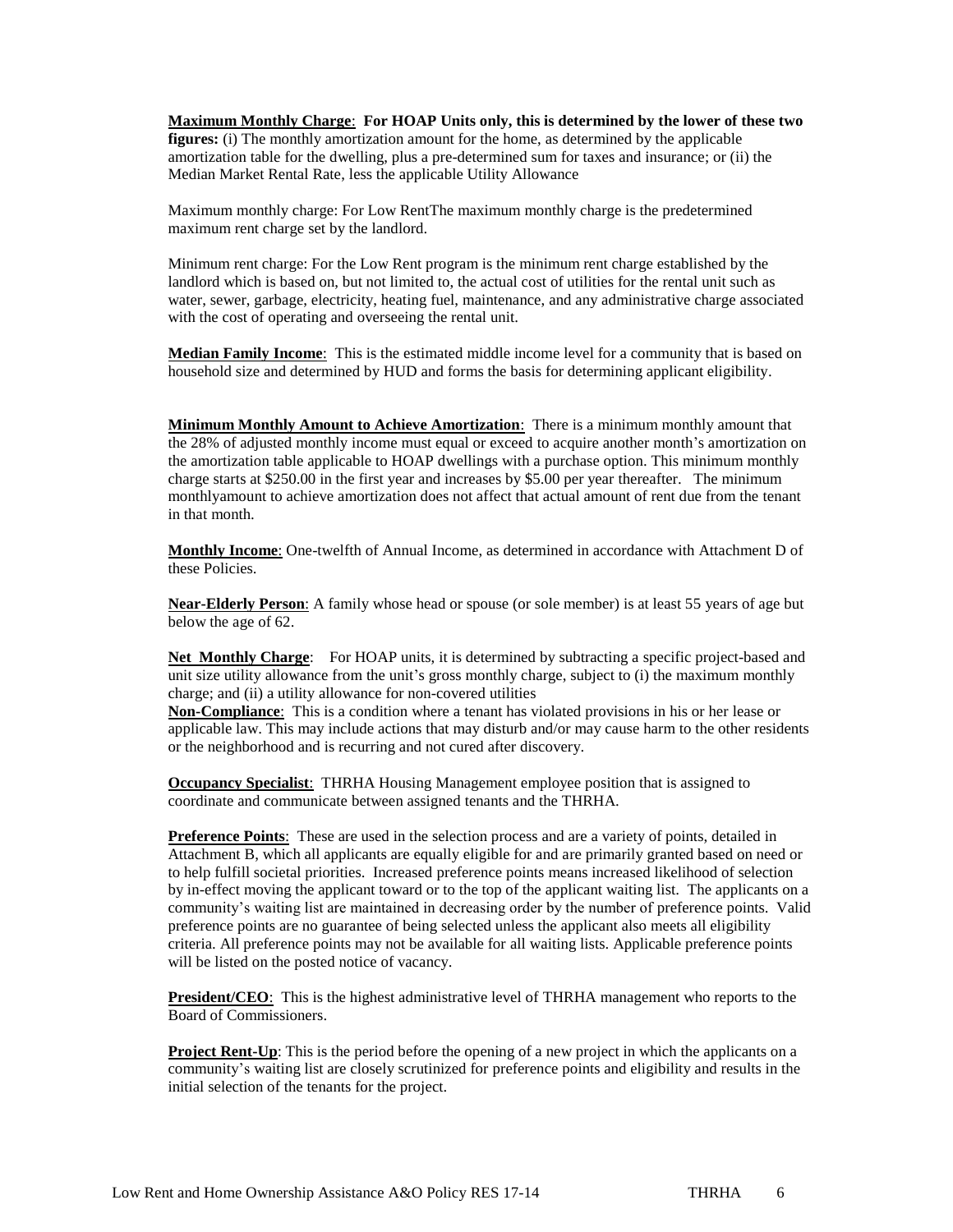**Maximum Monthly Charge**: **For HOAP Units only, this is determined by the lower of these two figures:** (i) The monthly amortization amount for the home, as determined by the applicable amortization table for the dwelling, plus a pre-determined sum for taxes and insurance; or (ii) the Median Market Rental Rate, less the applicable Utility Allowance

Maximum monthly charge: For Low RentThe maximum monthly charge is the predetermined maximum rent charge set by the landlord.

Minimum rent charge: For the Low Rent program is the minimum rent charge established by the landlord which is based on, but not limited to, the actual cost of utilities for the rental unit such as water, sewer, garbage, electricity, heating fuel, maintenance, and any administrative charge associated with the cost of operating and overseeing the rental unit.

**Median Family Income**: This is the estimated middle income level for a community that is based on household size and determined by HUD and forms the basis for determining applicant eligibility.

**Minimum Monthly Amount to Achieve Amortization**: There is a minimum monthly amount that the 28% of adjusted monthly income must equal or exceed to acquire another month's amortization on the amortization table applicable to HOAP dwellings with a purchase option. This minimum monthly charge starts at $250.00 in the first year and increases by $5.00 per year thereafter. The minimum monthlyamount to achieve amortization does not affect that actual amount of rent due from the tenant in that month.

**Monthly Income**: One-twelfth of Annual Income, as determined in accordance with Attachment D of these Policies.

**Near-Elderly Person**: A family whose head or spouse (or sole member) is at least 55 years of age but below the age of 62.

**Net Monthly Charge**: For HOAP units, it is determined by subtracting a specific project-based and unit size utility allowance from the unit's gross monthly charge, subject to (i) the maximum monthly charge; and (ii) a utility allowance for non-covered utilities

**Non-Compliance**: This is a condition where a tenant has violated provisions in his or her lease or applicable law. This may include actions that may disturb and/or may cause harm to the other residents or the neighborhood and is recurring and not cured after discovery.

**Occupancy Specialist**: THRHA Housing Management employee position that is assigned to coordinate and communicate between assigned tenants and the THRHA.

**Preference Points**: These are used in the selection process and are a variety of points, detailed in Attachment B, which all applicants are equally eligible for and are primarily granted based on need or to help fulfill societal priorities. Increased preference points means increased likelihood of selection by in-effect moving the applicant toward or to the top of the applicant waiting list. The applicants on a community's waiting list are maintained in decreasing order by the number of preference points. Valid preference points are no guarantee of being selected unless the applicant also meets all eligibility criteria. All preference points may not be available for all waiting lists. Applicable preference points will be listed on the posted notice of vacancy.

**President/CEO**: This is the highest administrative level of THRHA management who reports to the Board of Commissioners.

**Project Rent-Up**: This is the period before the opening of a new project in which the applicants on a community's waiting list are closely scrutinized for preference points and eligibility and results in the initial selection of the tenants for the project.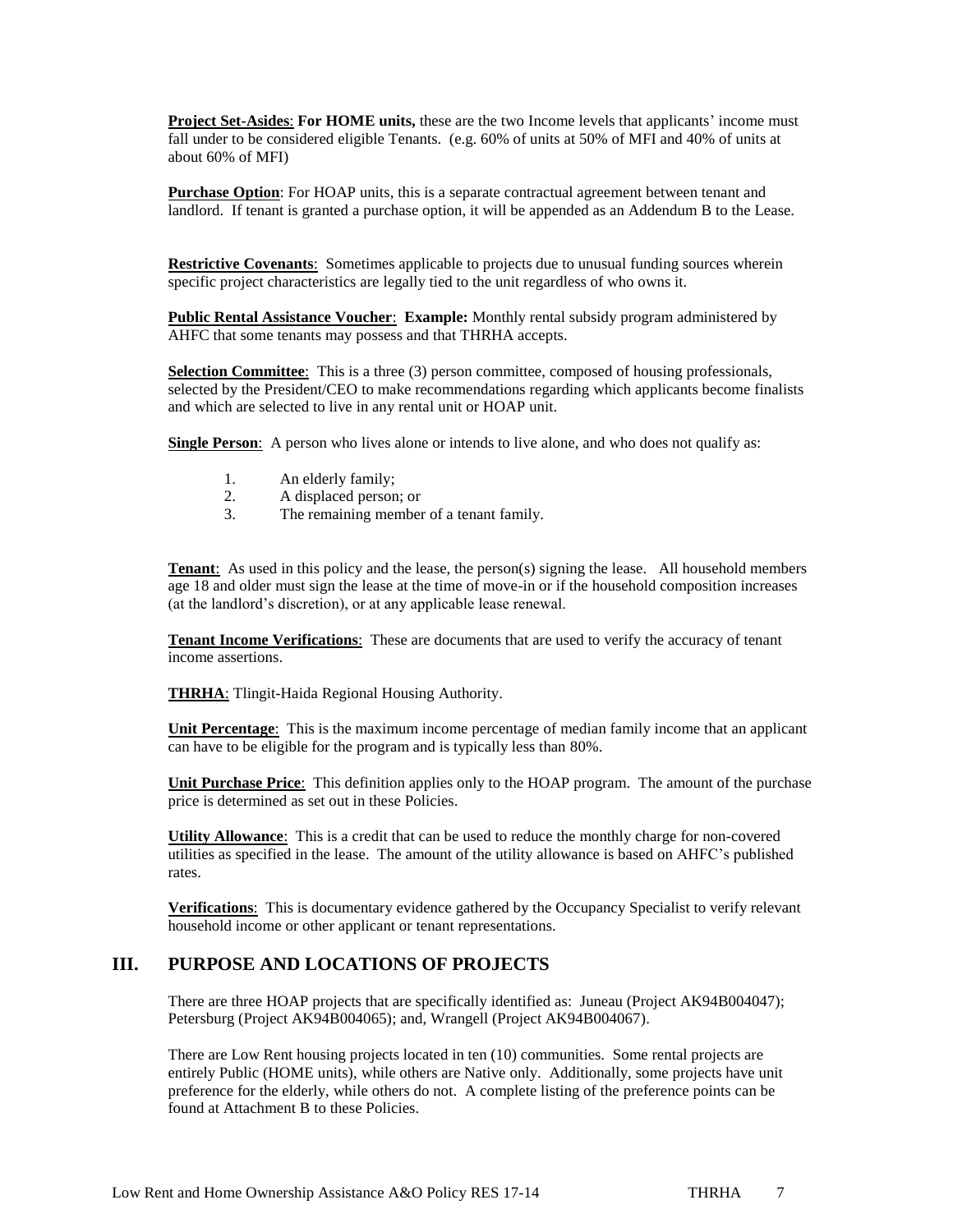**Project Set-Asides**: **For HOME units,** these are the two Income levels that applicants' income must fall under to be considered eligible Tenants. (e.g. 60% of units at 50% of MFI and 40% of units at about 60% of MFI)

**Purchase Option**: For HOAP units, this is a separate contractual agreement between tenant and landlord. If tenant is granted a purchase option, it will be appended as an Addendum B to the Lease.

**Restrictive Covenants**: Sometimes applicable to projects due to unusual funding sources wherein specific project characteristics are legally tied to the unit regardless of who owns it.

**Public Rental Assistance Voucher**: **Example:** Monthly rental subsidy program administered by AHFC that some tenants may possess and that THRHA accepts.

**Selection Committee**: This is a three (3) person committee, composed of housing professionals, selected by the President/CEO to make recommendations regarding which applicants become finalists and which are selected to live in any rental unit or HOAP unit.

**Single Person**: A person who lives alone or intends to live alone, and who does not qualify as:

1. An elderly family;
2. A displaced person; or
3. The remaining member of a tenant family.

**Tenant**: As used in this policy and the lease, the person(s) signing the lease. All household members age 18 and older must sign the lease at the time of move-in or if the household composition increases (at the landlord's discretion), or at any applicable lease renewal.

**Tenant Income Verifications**: These are documents that are used to verify the accuracy of tenant income assertions.

**THRHA**: Tlingit-Haida Regional Housing Authority.

**Unit Percentage**: This is the maximum income percentage of median family income that an applicant can have to be eligible for the program and is typically less than 80%.

**Unit Purchase Price**: This definition applies only to the HOAP program. The amount of the purchase price is determined as set out in these Policies.

**Utility Allowance**: This is a credit that can be used to reduce the monthly charge for non-covered utilities as specified in the lease. The amount of the utility allowance is based on AHFC's published rates.

**Verifications**: This is documentary evidence gathered by the Occupancy Specialist to verify relevant household income or other applicant or tenant representations.

## III. PURPOSE AND LOCATIONS OF PROJECTS

There are three HOAP projects that are specifically identified as: Juneau (Project AK94B004047); Petersburg (Project AK94B004065); and, Wrangell (Project AK94B004067).

There are Low Rent housing projects located in ten (10) communities. Some rental projects are entirely Public (HOME units), while others are Native only. Additionally, some projects have unit preference for the elderly, while others do not. A complete listing of the preference points can be found at Attachment B to these Policies.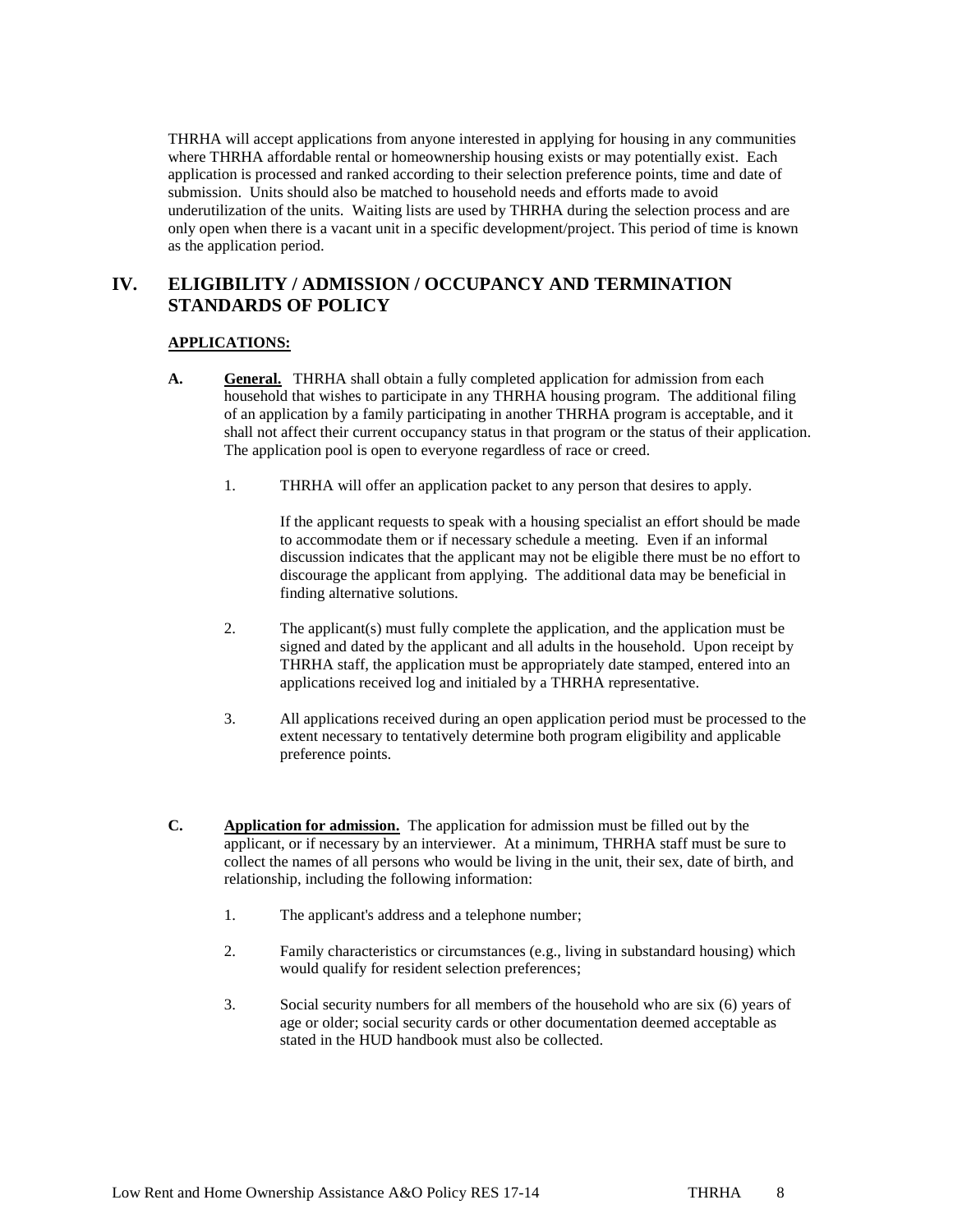THRHA will accept applications from anyone interested in applying for housing in any communities where THRHA affordable rental or homeownership housing exists or may potentially exist. Each application is processed and ranked according to their selection preference points, time and date of submission. Units should also be matched to household needs and efforts made to avoid underutilization of the units. Waiting lists are used by THRHA during the selection process and are only open when there is a vacant unit in a specific development/project. This period of time is known as the application period.

## IV. ELIGIBILITY / ADMISSION / OCCUPANCY AND TERMINATION STANDARDS OF POLICY

**APPLICATIONS:**

**A. General.** THRHA shall obtain a fully completed application for admission from each household that wishes to participate in any THRHA housing program. The additional filing of an application by a family participating in another THRHA program is acceptable, and it shall not affect their current occupancy status in that program or the status of their application. The application pool is open to everyone regardless of race or creed.

1. THRHA will offer an application packet to any person that desires to apply.

   If the applicant requests to speak with a housing specialist an effort should be made to accommodate them or if necessary schedule a meeting. Even if an informal discussion indicates that the applicant may not be eligible there must be no effort to discourage the applicant from applying. The additional data may be beneficial in finding alternative solutions.

2. The applicant(s) must fully complete the application, and the application must be signed and dated by the applicant and all adults in the household. Upon receipt by THRHA staff, the application must be appropriately date stamped, entered into an applications received log and initialed by a THRHA representative.

3. All applications received during an open application period must be processed to the extent necessary to tentatively determine both program eligibility and applicable preference points.

**C. Application for admission.** The application for admission must be filled out by the applicant, or if necessary by an interviewer. At a minimum, THRHA staff must be sure to collect the names of all persons who would be living in the unit, their sex, date of birth, and relationship, including the following information:

1. The applicant's address and a telephone number;

2. Family characteristics or circumstances (e.g., living in substandard housing) which would qualify for resident selection preferences;

3. Social security numbers for all members of the household who are six (6) years of age or older; social security cards or other documentation deemed acceptable as stated in the HUD handbook must also be collected.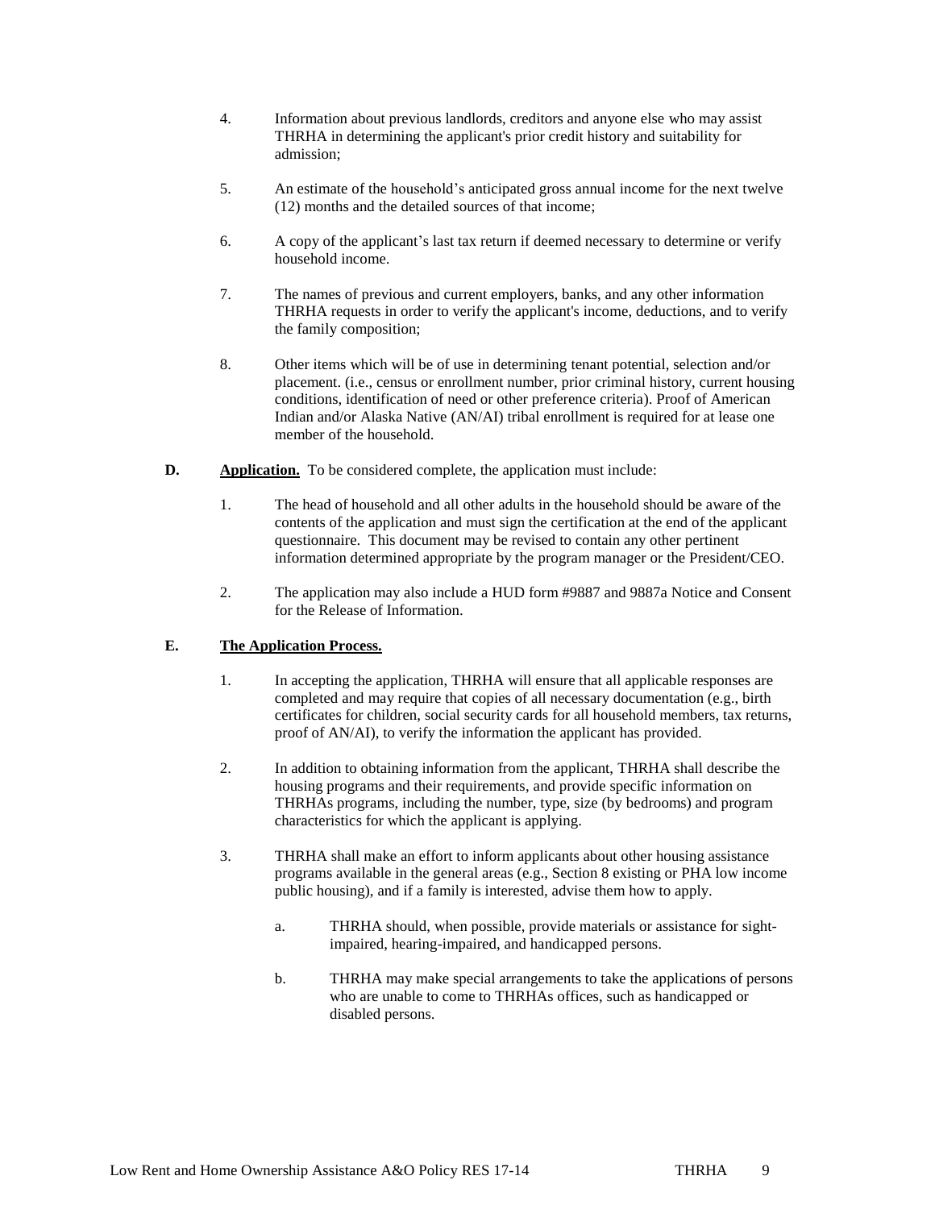4. Information about previous landlords, creditors and anyone else who may assist THRHA in determining the applicant's prior credit history and suitability for admission;

5. An estimate of the household's anticipated gross annual income for the next twelve (12) months and the detailed sources of that income;

6. A copy of the applicant's last tax return if deemed necessary to determine or verify household income.

7. The names of previous and current employers, banks, and any other information THRHA requests in order to verify the applicant's income, deductions, and to verify the family composition;

8. Other items which will be of use in determining tenant potential, selection and/or placement. (i.e., census or enrollment number, prior criminal history, current housing conditions, identification of need or other preference criteria). Proof of American Indian and/or Alaska Native (AN/AI) tribal enrollment is required for at lease one member of the household.

**D.** **Application.** To be considered complete, the application must include:

1. The head of household and all other adults in the household should be aware of the contents of the application and must sign the certification at the end of the applicant questionnaire. This document may be revised to contain any other pertinent information determined appropriate by the program manager or the President/CEO.

2. The application may also include a HUD form #9887 and 9887a Notice and Consent for the Release of Information.

**E.** **The Application Process.**

1. In accepting the application, THRHA will ensure that all applicable responses are completed and may require that copies of all necessary documentation (e.g., birth certificates for children, social security cards for all household members, tax returns, proof of AN/AI), to verify the information the applicant has provided.

2. In addition to obtaining information from the applicant, THRHA shall describe the housing programs and their requirements, and provide specific information on THRHAs programs, including the number, type, size (by bedrooms) and program characteristics for which the applicant is applying.

3. THRHA shall make an effort to inform applicants about other housing assistance programs available in the general areas (e.g., Section 8 existing or PHA low income public housing), and if a family is interested, advise them how to apply.

    a. THRHA should, when possible, provide materials or assistance for sight-impaired, hearing-impaired, and handicapped persons.

    b. THRHA may make special arrangements to take the applications of persons who are unable to come to THRHAs offices, such as handicapped or disabled persons.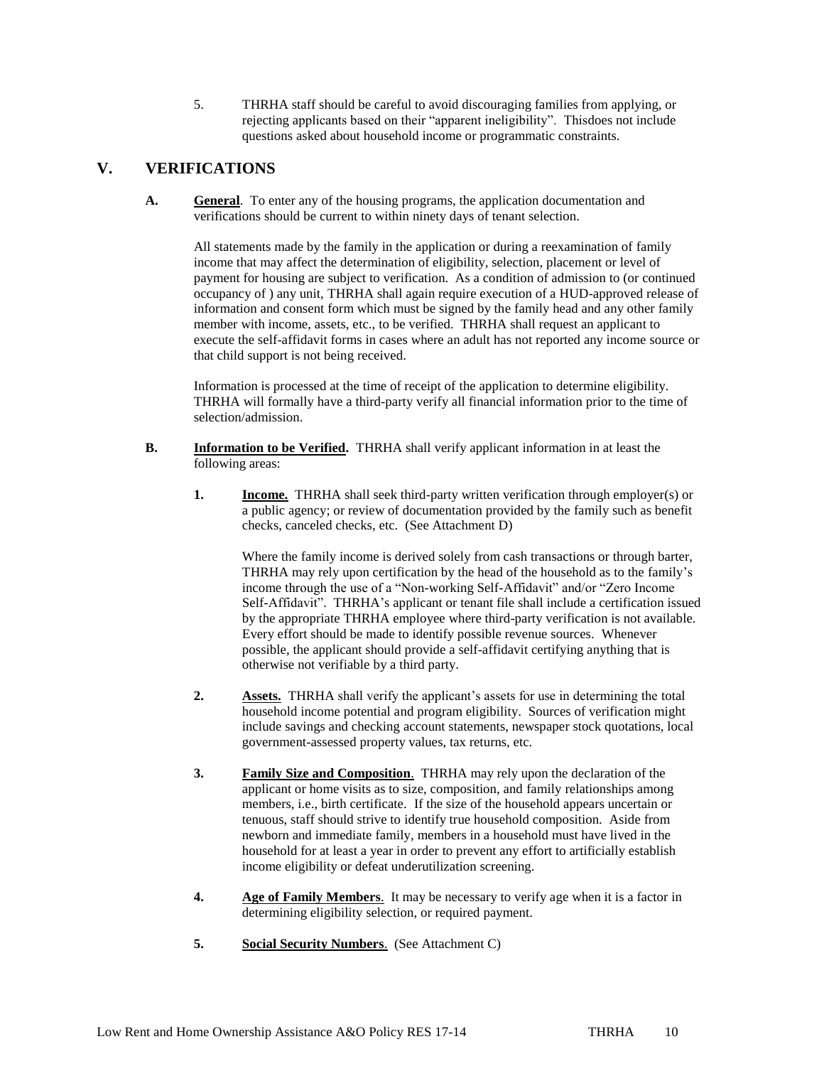5. THRHA staff should be careful to avoid discouraging families from applying, or rejecting applicants based on their "apparent ineligibility". Thisdoes not include questions asked about household income or programmatic constraints.

## V. VERIFICATIONS

**A. General**. To enter any of the housing programs, the application documentation and verifications should be current to within ninety days of tenant selection.

All statements made by the family in the application or during a reexamination of family income that may affect the determination of eligibility, selection, placement or level of payment for housing are subject to verification. As a condition of admission to (or continued occupancy of ) any unit, THRHA shall again require execution of a HUD-approved release of information and consent form which must be signed by the family head and any other family member with income, assets, etc., to be verified. THRHA shall request an applicant to execute the self-affidavit forms in cases where an adult has not reported any income source or that child support is not being received.

Information is processed at the time of receipt of the application to determine eligibility. THRHA will formally have a third-party verify all financial information prior to the time of selection/admission.

**B. Information to be Verified.** THRHA shall verify applicant information in at least the following areas:

**1. Income.** THRHA shall seek third-party written verification through employer(s) or a public agency; or review of documentation provided by the family such as benefit checks, canceled checks, etc. (See Attachment D)

Where the family income is derived solely from cash transactions or through barter, THRHA may rely upon certification by the head of the household as to the family's income through the use of a "Non-working Self-Affidavit" and/or "Zero Income Self-Affidavit". THRHA's applicant or tenant file shall include a certification issued by the appropriate THRHA employee where third-party verification is not available. Every effort should be made to identify possible revenue sources. Whenever possible, the applicant should provide a self-affidavit certifying anything that is otherwise not verifiable by a third party.

**2. Assets.** THRHA shall verify the applicant's assets for use in determining the total household income potential and program eligibility. Sources of verification might include savings and checking account statements, newspaper stock quotations, local government-assessed property values, tax returns, etc.

**3. Family Size and Composition**. THRHA may rely upon the declaration of the applicant or home visits as to size, composition, and family relationships among members, i.e., birth certificate. If the size of the household appears uncertain or tenuous, staff should strive to identify true household composition. Aside from newborn and immediate family, members in a household must have lived in the household for at least a year in order to prevent any effort to artificially establish income eligibility or defeat underutilization screening.

**4. Age of Family Members**. It may be necessary to verify age when it is a factor in determining eligibility selection, or required payment.

**5. Social Security Numbers**. (See Attachment C)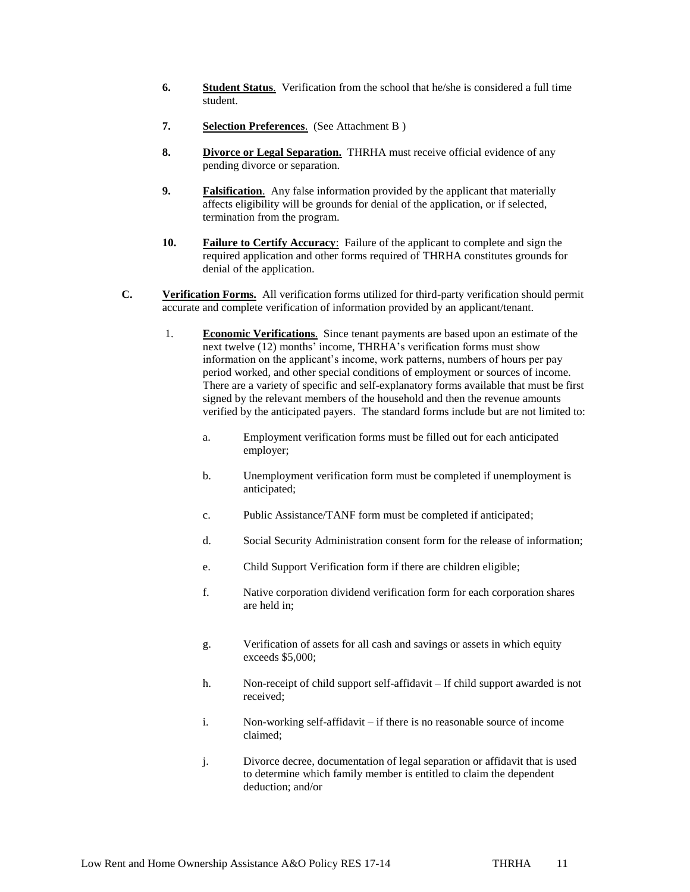6. **Student Status**. Verification from the school that he/she is considered a full time student.

7. **Selection Preferences**. (See Attachment B )

8. **Divorce or Legal Separation.** THRHA must receive official evidence of any pending divorce or separation.

9. **Falsification**. Any false information provided by the applicant that materially affects eligibility will be grounds for denial of the application, or if selected, termination from the program.

10. **Failure to Certify Accuracy**: Failure of the applicant to complete and sign the required application and other forms required of THRHA constitutes grounds for denial of the application.

**C. Verification Forms.** All verification forms utilized for third-party verification should permit accurate and complete verification of information provided by an applicant/tenant.

1. **Economic Verifications**. Since tenant payments are based upon an estimate of the next twelve (12) months' income, THRHA's verification forms must show information on the applicant's income, work patterns, numbers of hours per pay period worked, and other special conditions of employment or sources of income. There are a variety of specific and self-explanatory forms available that must be first signed by the relevant members of the household and then the revenue amounts verified by the anticipated payers. The standard forms include but are not limited to:

   a. Employment verification forms must be filled out for each anticipated employer;

   b. Unemployment verification form must be completed if unemployment is anticipated;

   c. Public Assistance/TANF form must be completed if anticipated;

   d. Social Security Administration consent form for the release of information;

   e. Child Support Verification form if there are children eligible;

   f. Native corporation dividend verification form for each corporation shares are held in;

   g. Verification of assets for all cash and savings or assets in which equity exceeds $5,000;

   h. Non-receipt of child support self-affidavit – If child support awarded is not received;

   i. Non-working self-affidavit – if there is no reasonable source of income claimed;

   j. Divorce decree, documentation of legal separation or affidavit that is used to determine which family member is entitled to claim the dependent deduction; and/or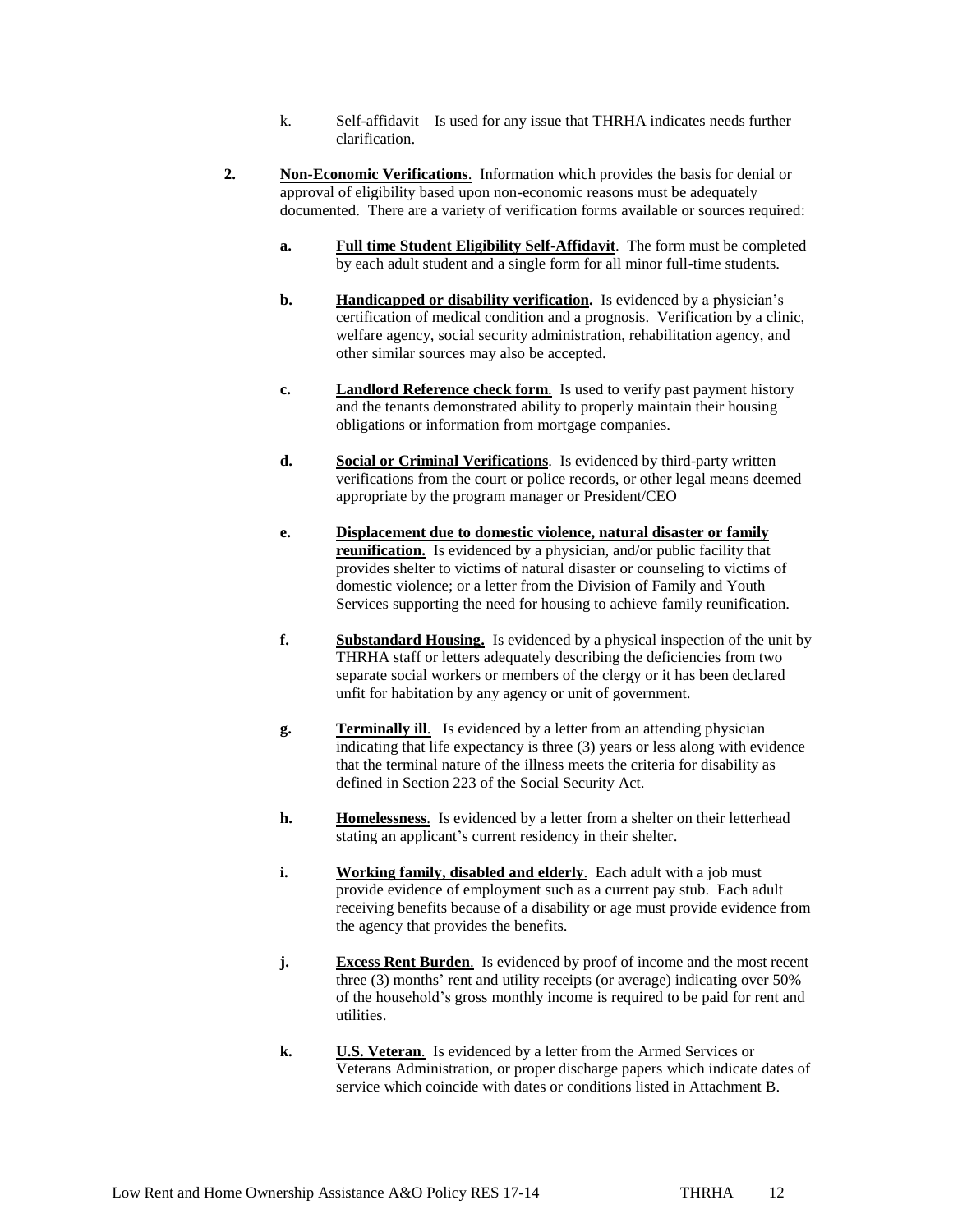k. Self-affidavit – Is used for any issue that THRHA indicates needs further clarification.

**2. Non-Economic Verifications**. Information which provides the basis for denial or approval of eligibility based upon non-economic reasons must be adequately documented. There are a variety of verification forms available or sources required:

**a. Full time Student Eligibility Self-Affidavit**. The form must be completed by each adult student and a single form for all minor full-time students.

**b. Handicapped or disability verification.** Is evidenced by a physician's certification of medical condition and a prognosis. Verification by a clinic, welfare agency, social security administration, rehabilitation agency, and other similar sources may also be accepted.

**c. Landlord Reference check form**. Is used to verify past payment history and the tenants demonstrated ability to properly maintain their housing obligations or information from mortgage companies.

**d. Social or Criminal Verifications**. Is evidenced by third-party written verifications from the court or police records, or other legal means deemed appropriate by the program manager or President/CEO

**e. Displacement due to domestic violence, natural disaster or family reunification.** Is evidenced by a physician, and/or public facility that provides shelter to victims of natural disaster or counseling to victims of domestic violence; or a letter from the Division of Family and Youth Services supporting the need for housing to achieve family reunification.

**f. Substandard Housing.** Is evidenced by a physical inspection of the unit by THRHA staff or letters adequately describing the deficiencies from two separate social workers or members of the clergy or it has been declared unfit for habitation by any agency or unit of government.

**g. Terminally ill**. Is evidenced by a letter from an attending physician indicating that life expectancy is three (3) years or less along with evidence that the terminal nature of the illness meets the criteria for disability as defined in Section 223 of the Social Security Act.

**h. Homelessness**. Is evidenced by a letter from a shelter on their letterhead stating an applicant's current residency in their shelter.

**i. Working family, disabled and elderly**. Each adult with a job must provide evidence of employment such as a current pay stub. Each adult receiving benefits because of a disability or age must provide evidence from the agency that provides the benefits.

**j. Excess Rent Burden**. Is evidenced by proof of income and the most recent three (3) months' rent and utility receipts (or average) indicating over 50% of the household's gross monthly income is required to be paid for rent and utilities.

**k. U.S. Veteran**. Is evidenced by a letter from the Armed Services or Veterans Administration, or proper discharge papers which indicate dates of service which coincide with dates or conditions listed in Attachment B.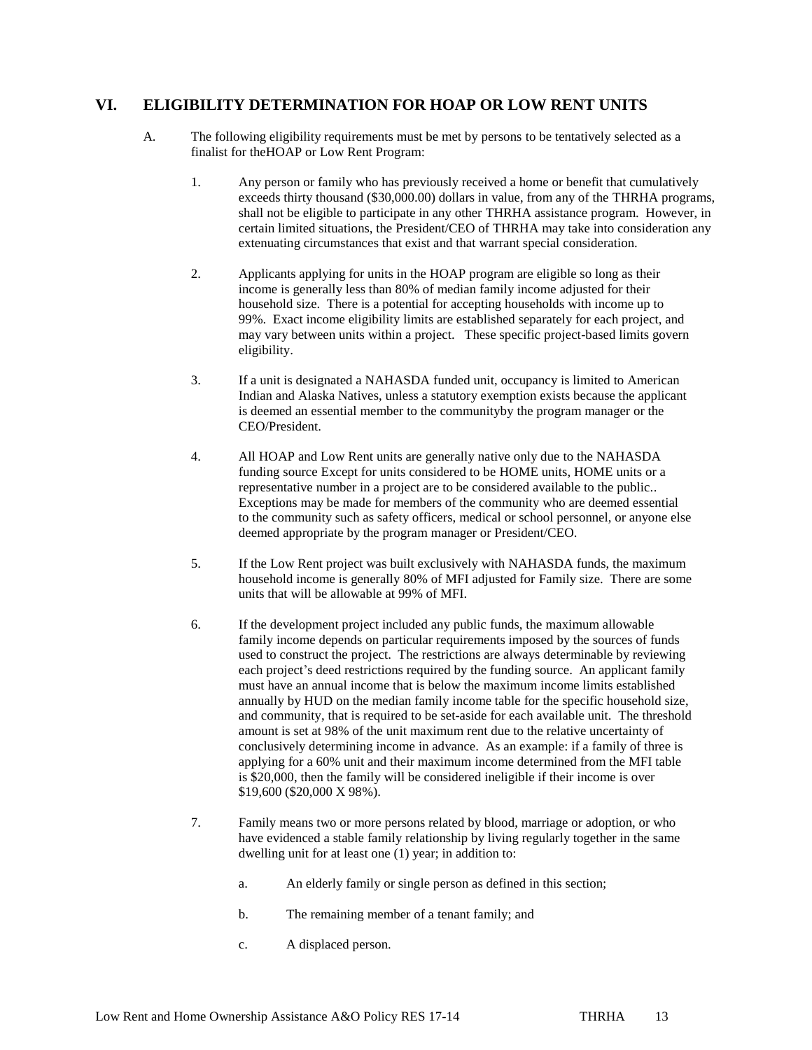## VI. ELIGIBILITY DETERMINATION FOR HOAP OR LOW RENT UNITS

A. The following eligibility requirements must be met by persons to be tentatively selected as a finalist for theHOAP or Low Rent Program:

1. Any person or family who has previously received a home or benefit that cumulatively exceeds thirty thousand ($30,000.00) dollars in value, from any of the THRHA programs, shall not be eligible to participate in any other THRHA assistance program. However, in certain limited situations, the President/CEO of THRHA may take into consideration any extenuating circumstances that exist and that warrant special consideration.

2. Applicants applying for units in the HOAP program are eligible so long as their income is generally less than 80% of median family income adjusted for their household size. There is a potential for accepting households with income up to 99%. Exact income eligibility limits are established separately for each project, and may vary between units within a project. These specific project-based limits govern eligibility.

3. If a unit is designated a NAHASDA funded unit, occupancy is limited to American Indian and Alaska Natives, unless a statutory exemption exists because the applicant is deemed an essential member to the communityby the program manager or the CEO/President.

4. All HOAP and Low Rent units are generally native only due to the NAHASDA funding source Except for units considered to be HOME units, HOME units or a representative number in a project are to be considered available to the public.. Exceptions may be made for members of the community who are deemed essential to the community such as safety officers, medical or school personnel, or anyone else deemed appropriate by the program manager or President/CEO.

5. If the Low Rent project was built exclusively with NAHASDA funds, the maximum household income is generally 80% of MFI adjusted for Family size. There are some units that will be allowable at 99% of MFI.

6. If the development project included any public funds, the maximum allowable family income depends on particular requirements imposed by the sources of funds used to construct the project. The restrictions are always determinable by reviewing each project's deed restrictions required by the funding source. An applicant family must have an annual income that is below the maximum income limits established annually by HUD on the median family income table for the specific household size, and community, that is required to be set-aside for each available unit. The threshold amount is set at 98% of the unit maximum rent due to the relative uncertainty of conclusively determining income in advance. As an example: if a family of three is applying for a 60% unit and their maximum income determined from the MFI table is $20,000, then the family will be considered ineligible if their income is over $19,600 ($20,000 X 98%).

7. Family means two or more persons related by blood, marriage or adoption, or who have evidenced a stable family relationship by living regularly together in the same dwelling unit for at least one (1) year; in addition to:

   a. An elderly family or single person as defined in this section;

   b. The remaining member of a tenant family; and

   c. A displaced person.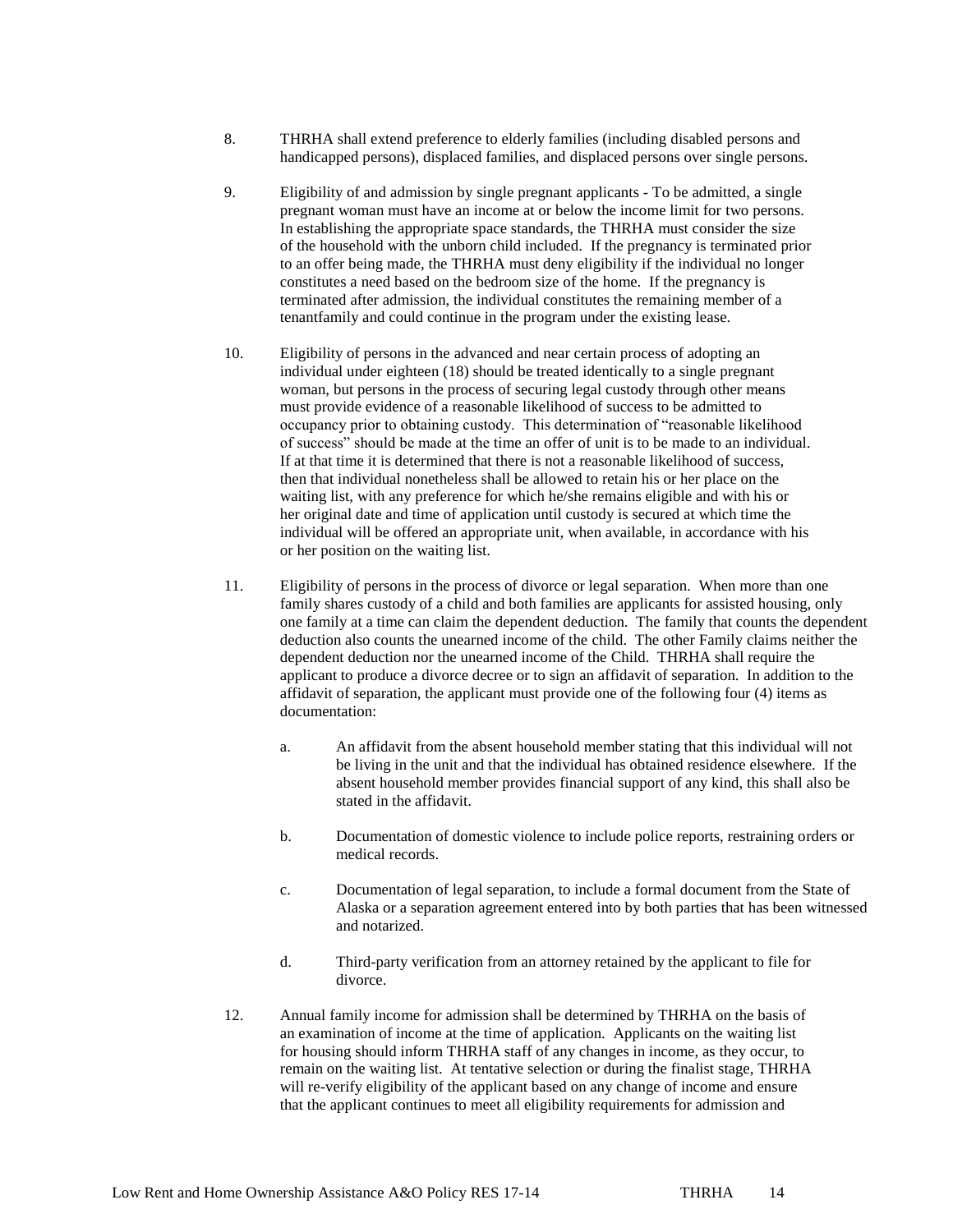8. THRHA shall extend preference to elderly families (including disabled persons and handicapped persons), displaced families, and displaced persons over single persons.

9. Eligibility of and admission by single pregnant applicants - To be admitted, a single pregnant woman must have an income at or below the income limit for two persons. In establishing the appropriate space standards, the THRHA must consider the size of the household with the unborn child included. If the pregnancy is terminated prior to an offer being made, the THRHA must deny eligibility if the individual no longer constitutes a need based on the bedroom size of the home. If the pregnancy is terminated after admission, the individual constitutes the remaining member of a tenantfamily and could continue in the program under the existing lease.

10. Eligibility of persons in the advanced and near certain process of adopting an individual under eighteen (18) should be treated identically to a single pregnant woman, but persons in the process of securing legal custody through other means must provide evidence of a reasonable likelihood of success to be admitted to occupancy prior to obtaining custody. This determination of "reasonable likelihood of success" should be made at the time an offer of unit is to be made to an individual. If at that time it is determined that there is not a reasonable likelihood of success, then that individual nonetheless shall be allowed to retain his or her place on the waiting list, with any preference for which he/she remains eligible and with his or her original date and time of application until custody is secured at which time the individual will be offered an appropriate unit, when available, in accordance with his or her position on the waiting list.

11. Eligibility of persons in the process of divorce or legal separation. When more than one family shares custody of a child and both families are applicants for assisted housing, only one family at a time can claim the dependent deduction. The family that counts the dependent deduction also counts the unearned income of the child. The other Family claims neither the dependent deduction nor the unearned income of the Child. THRHA shall require the applicant to produce a divorce decree or to sign an affidavit of separation. In addition to the affidavit of separation, the applicant must provide one of the following four (4) items as documentation:

    a. An affidavit from the absent household member stating that this individual will not be living in the unit and that the individual has obtained residence elsewhere. If the absent household member provides financial support of any kind, this shall also be stated in the affidavit.

    b. Documentation of domestic violence to include police reports, restraining orders or medical records.

    c. Documentation of legal separation, to include a formal document from the State of Alaska or a separation agreement entered into by both parties that has been witnessed and notarized.

    d. Third-party verification from an attorney retained by the applicant to file for divorce.

12. Annual family income for admission shall be determined by THRHA on the basis of an examination of income at the time of application. Applicants on the waiting list for housing should inform THRHA staff of any changes in income, as they occur, to remain on the waiting list. At tentative selection or during the finalist stage, THRHA will re-verify eligibility of the applicant based on any change of income and ensure that the applicant continues to meet all eligibility requirements for admission and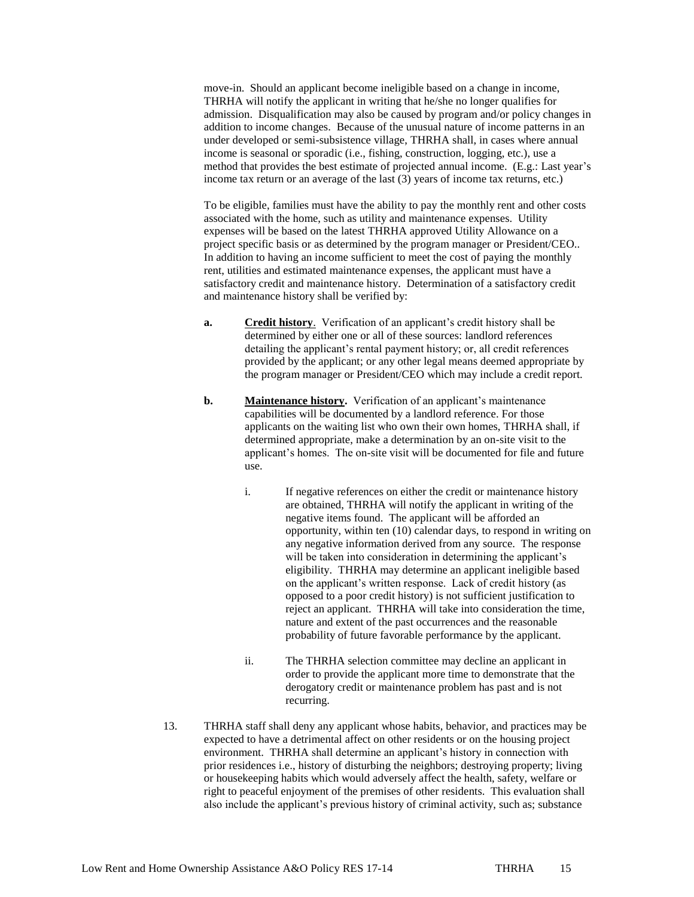move-in. Should an applicant become ineligible based on a change in income, THRHA will notify the applicant in writing that he/she no longer qualifies for admission. Disqualification may also be caused by program and/or policy changes in addition to income changes. Because of the unusual nature of income patterns in an under developed or semi-subsistence village, THRHA shall, in cases where annual income is seasonal or sporadic (i.e., fishing, construction, logging, etc.), use a method that provides the best estimate of projected annual income. (E.g.: Last year's income tax return or an average of the last (3) years of income tax returns, etc.)

To be eligible, families must have the ability to pay the monthly rent and other costs associated with the home, such as utility and maintenance expenses. Utility expenses will be based on the latest THRHA approved Utility Allowance on a project specific basis or as determined by the program manager or President/CEO.. In addition to having an income sufficient to meet the cost of paying the monthly rent, utilities and estimated maintenance expenses, the applicant must have a satisfactory credit and maintenance history. Determination of a satisfactory credit and maintenance history shall be verified by:

**a.** **Credit history**. Verification of an applicant's credit history shall be determined by either one or all of these sources: landlord references detailing the applicant's rental payment history; or, all credit references provided by the applicant; or any other legal means deemed appropriate by the program manager or President/CEO which may include a credit report.

**b.** **Maintenance history.** Verification of an applicant's maintenance capabilities will be documented by a landlord reference. For those applicants on the waiting list who own their own homes, THRHA shall, if determined appropriate, make a determination by an on-site visit to the applicant's homes. The on-site visit will be documented for file and future use.

i. If negative references on either the credit or maintenance history are obtained, THRHA will notify the applicant in writing of the negative items found. The applicant will be afforded an opportunity, within ten (10) calendar days, to respond in writing on any negative information derived from any source. The response will be taken into consideration in determining the applicant's eligibility. THRHA may determine an applicant ineligible based on the applicant's written response. Lack of credit history (as opposed to a poor credit history) is not sufficient justification to reject an applicant. THRHA will take into consideration the time, nature and extent of the past occurrences and the reasonable probability of future favorable performance by the applicant.

ii. The THRHA selection committee may decline an applicant in order to provide the applicant more time to demonstrate that the derogatory credit or maintenance problem has past and is not recurring.

13. THRHA staff shall deny any applicant whose habits, behavior, and practices may be expected to have a detrimental affect on other residents or on the housing project environment. THRHA shall determine an applicant's history in connection with prior residences i.e., history of disturbing the neighbors; destroying property; living or housekeeping habits which would adversely affect the health, safety, welfare or right to peaceful enjoyment of the premises of other residents. This evaluation shall also include the applicant's previous history of criminal activity, such as; substance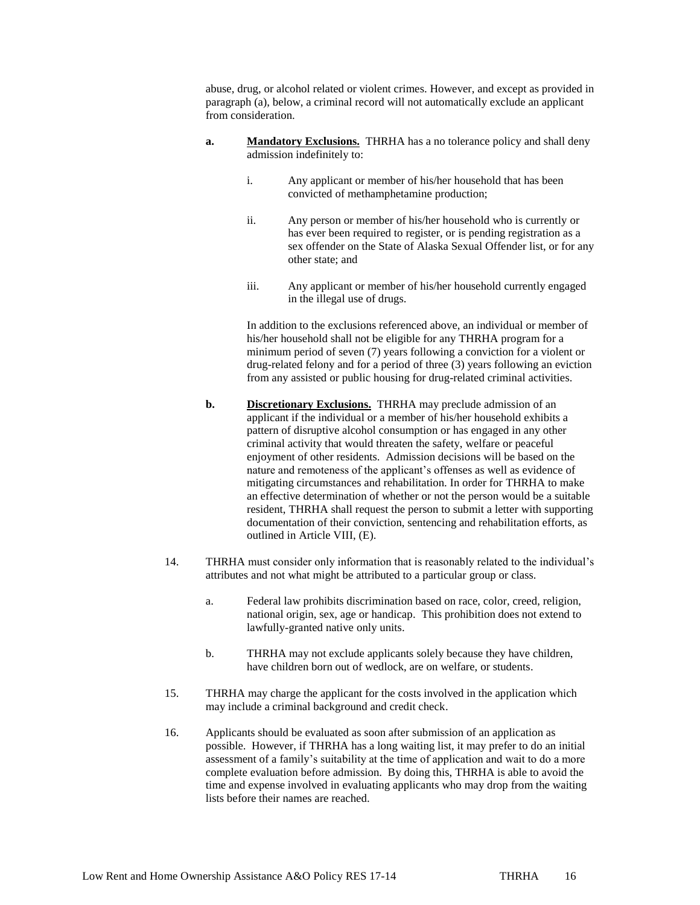abuse, drug, or alcohol related or violent crimes. However, and except as provided in paragraph (a), below, a criminal record will not automatically exclude an applicant from consideration.

**a.** **Mandatory Exclusions.** THRHA has a no tolerance policy and shall deny admission indefinitely to:

i. Any applicant or member of his/her household that has been convicted of methamphetamine production;

ii. Any person or member of his/her household who is currently or has ever been required to register, or is pending registration as a sex offender on the State of Alaska Sexual Offender list, or for any other state; and

iii. Any applicant or member of his/her household currently engaged in the illegal use of drugs.

In addition to the exclusions referenced above, an individual or member of his/her household shall not be eligible for any THRHA program for a minimum period of seven (7) years following a conviction for a violent or drug-related felony and for a period of three (3) years following an eviction from any assisted or public housing for drug-related criminal activities.

**b.** **Discretionary Exclusions.** THRHA may preclude admission of an applicant if the individual or a member of his/her household exhibits a pattern of disruptive alcohol consumption or has engaged in any other criminal activity that would threaten the safety, welfare or peaceful enjoyment of other residents. Admission decisions will be based on the nature and remoteness of the applicant's offenses as well as evidence of mitigating circumstances and rehabilitation. In order for THRHA to make an effective determination of whether or not the person would be a suitable resident, THRHA shall request the person to submit a letter with supporting documentation of their conviction, sentencing and rehabilitation efforts, as outlined in Article VIII, (E).

14. THRHA must consider only information that is reasonably related to the individual's attributes and not what might be attributed to a particular group or class.

    a. Federal law prohibits discrimination based on race, color, creed, religion, national origin, sex, age or handicap. This prohibition does not extend to lawfully-granted native only units.

    b. THRHA may not exclude applicants solely because they have children, have children born out of wedlock, are on welfare, or students.

15. THRHA may charge the applicant for the costs involved in the application which may include a criminal background and credit check.

16. Applicants should be evaluated as soon after submission of an application as possible. However, if THRHA has a long waiting list, it may prefer to do an initial assessment of a family's suitability at the time of application and wait to do a more complete evaluation before admission. By doing this, THRHA is able to avoid the time and expense involved in evaluating applicants who may drop from the waiting lists before their names are reached.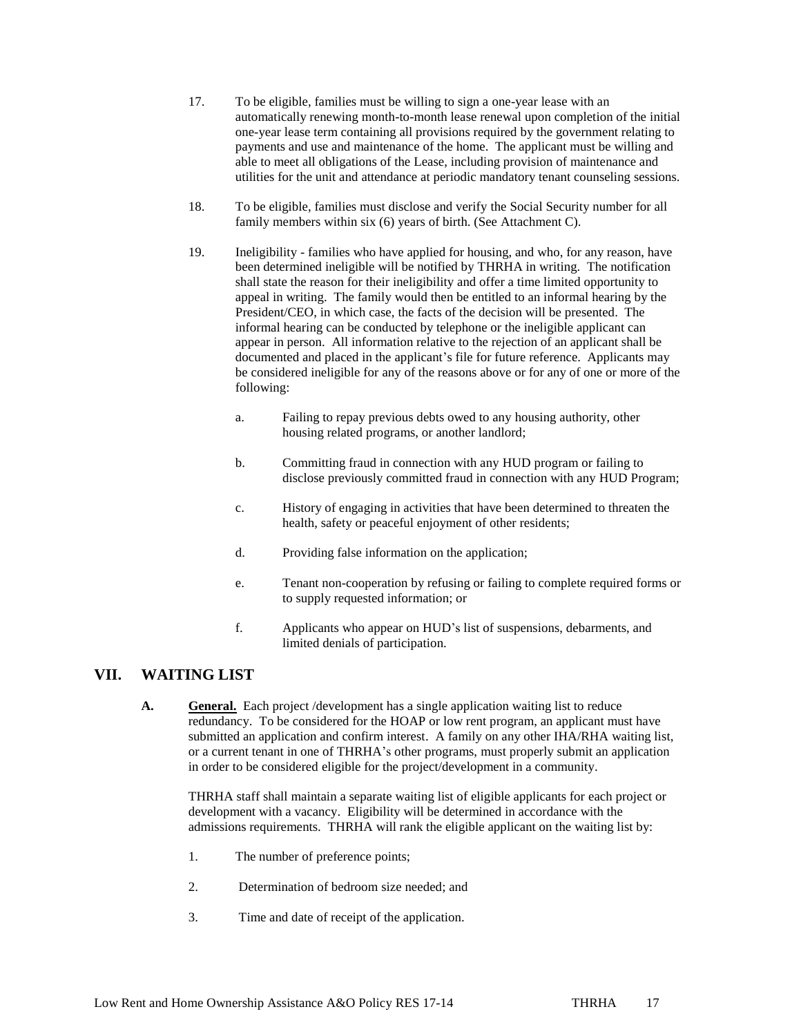17. To be eligible, families must be willing to sign a one-year lease with an automatically renewing month-to-month lease renewal upon completion of the initial one-year lease term containing all provisions required by the government relating to payments and use and maintenance of the home. The applicant must be willing and able to meet all obligations of the Lease, including provision of maintenance and utilities for the unit and attendance at periodic mandatory tenant counseling sessions.

18. To be eligible, families must disclose and verify the Social Security number for all family members within six (6) years of birth. (See Attachment C).

19. Ineligibility - families who have applied for housing, and who, for any reason, have been determined ineligible will be notified by THRHA in writing. The notification shall state the reason for their ineligibility and offer a time limited opportunity to appeal in writing. The family would then be entitled to an informal hearing by the President/CEO, in which case, the facts of the decision will be presented. The informal hearing can be conducted by telephone or the ineligible applicant can appear in person. All information relative to the rejection of an applicant shall be documented and placed in the applicant's file for future reference. Applicants may be considered ineligible for any of the reasons above or for any of one or more of the following:

    a. Failing to repay previous debts owed to any housing authority, other housing related programs, or another landlord;

    b. Committing fraud in connection with any HUD program or failing to disclose previously committed fraud in connection with any HUD Program;

    c. History of engaging in activities that have been determined to threaten the health, safety or peaceful enjoyment of other residents;

    d. Providing false information on the application;

    e. Tenant non-cooperation by refusing or failing to complete required forms or to supply requested information; or

    f. Applicants who appear on HUD's list of suspensions, debarments, and limited denials of participation.

## VII. WAITING LIST

**A. General.** Each project /development has a single application waiting list to reduce redundancy. To be considered for the HOAP or low rent program, an applicant must have submitted an application and confirm interest. A family on any other IHA/RHA waiting list, or a current tenant in one of THRHA's other programs, must properly submit an application in order to be considered eligible for the project/development in a community.

THRHA staff shall maintain a separate waiting list of eligible applicants for each project or development with a vacancy. Eligibility will be determined in accordance with the admissions requirements. THRHA will rank the eligible applicant on the waiting list by:

1. The number of preference points;
2. Determination of bedroom size needed; and
3. Time and date of receipt of the application.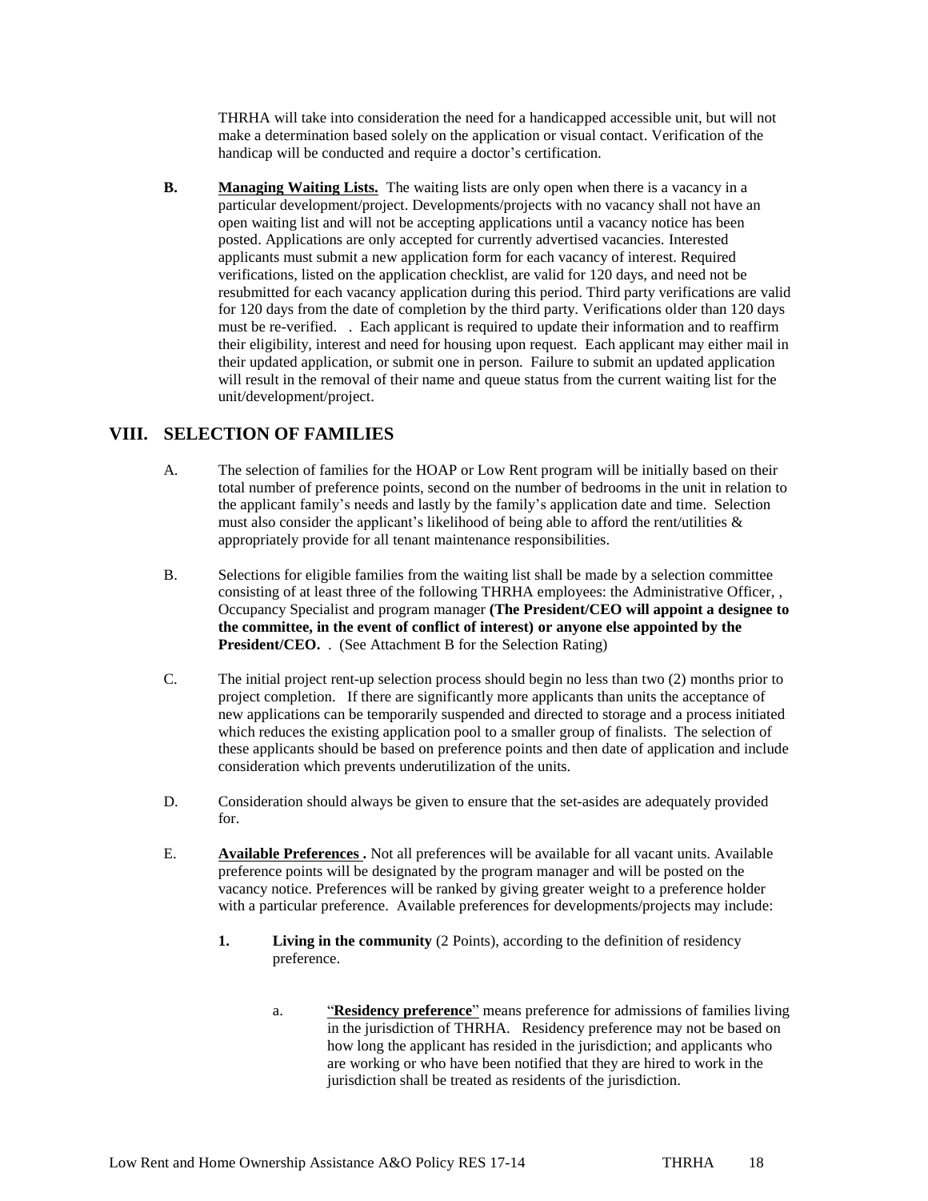THRHA will take into consideration the need for a handicapped accessible unit, but will not make a determination based solely on the application or visual contact. Verification of the handicap will be conducted and require a doctor's certification.

**B.** **Managing Waiting Lists.** The waiting lists are only open when there is a vacancy in a particular development/project. Developments/projects with no vacancy shall not have an open waiting list and will not be accepting applications until a vacancy notice has been posted. Applications are only accepted for currently advertised vacancies. Interested applicants must submit a new application form for each vacancy of interest. Required verifications, listed on the application checklist, are valid for 120 days, and need not be resubmitted for each vacancy application during this period. Third party verifications are valid for 120 days from the date of completion by the third party. Verifications older than 120 days must be re-verified. . Each applicant is required to update their information and to reaffirm their eligibility, interest and need for housing upon request. Each applicant may either mail in their updated application, or submit one in person. Failure to submit an updated application will result in the removal of their name and queue status from the current waiting list for the unit/development/project.

## VIII. SELECTION OF FAMILIES

A. The selection of families for the HOAP or Low Rent program will be initially based on their total number of preference points, second on the number of bedrooms in the unit in relation to the applicant family's needs and lastly by the family's application date and time. Selection must also consider the applicant's likelihood of being able to afford the rent/utilities & appropriately provide for all tenant maintenance responsibilities.

B. Selections for eligible families from the waiting list shall be made by a selection committee consisting of at least three of the following THRHA employees: the Administrative Officer, , Occupancy Specialist and program manager **(The President/CEO will appoint a designee to the committee, in the event of conflict of interest) or anyone else appointed by the President/CEO.** . (See Attachment B for the Selection Rating)

C. The initial project rent-up selection process should begin no less than two (2) months prior to project completion. If there are significantly more applicants than units the acceptance of new applications can be temporarily suspended and directed to storage and a process initiated which reduces the existing application pool to a smaller group of finalists. The selection of these applicants should be based on preference points and then date of application and include consideration which prevents underutilization of the units.

D. Consideration should always be given to ensure that the set-asides are adequately provided for.

E. **Available Preferences .** Not all preferences will be available for all vacant units. Available preference points will be designated by the program manager and will be posted on the vacancy notice. Preferences will be ranked by giving greater weight to a preference holder with a particular preference. Available preferences for developments/projects may include:

**1.** **Living in the community** (2 Points), according to the definition of residency preference.

a. "**Residency preference**" means preference for admissions of families living in the jurisdiction of THRHA. Residency preference may not be based on how long the applicant has resided in the jurisdiction; and applicants who are working or who have been notified that they are hired to work in the jurisdiction shall be treated as residents of the jurisdiction.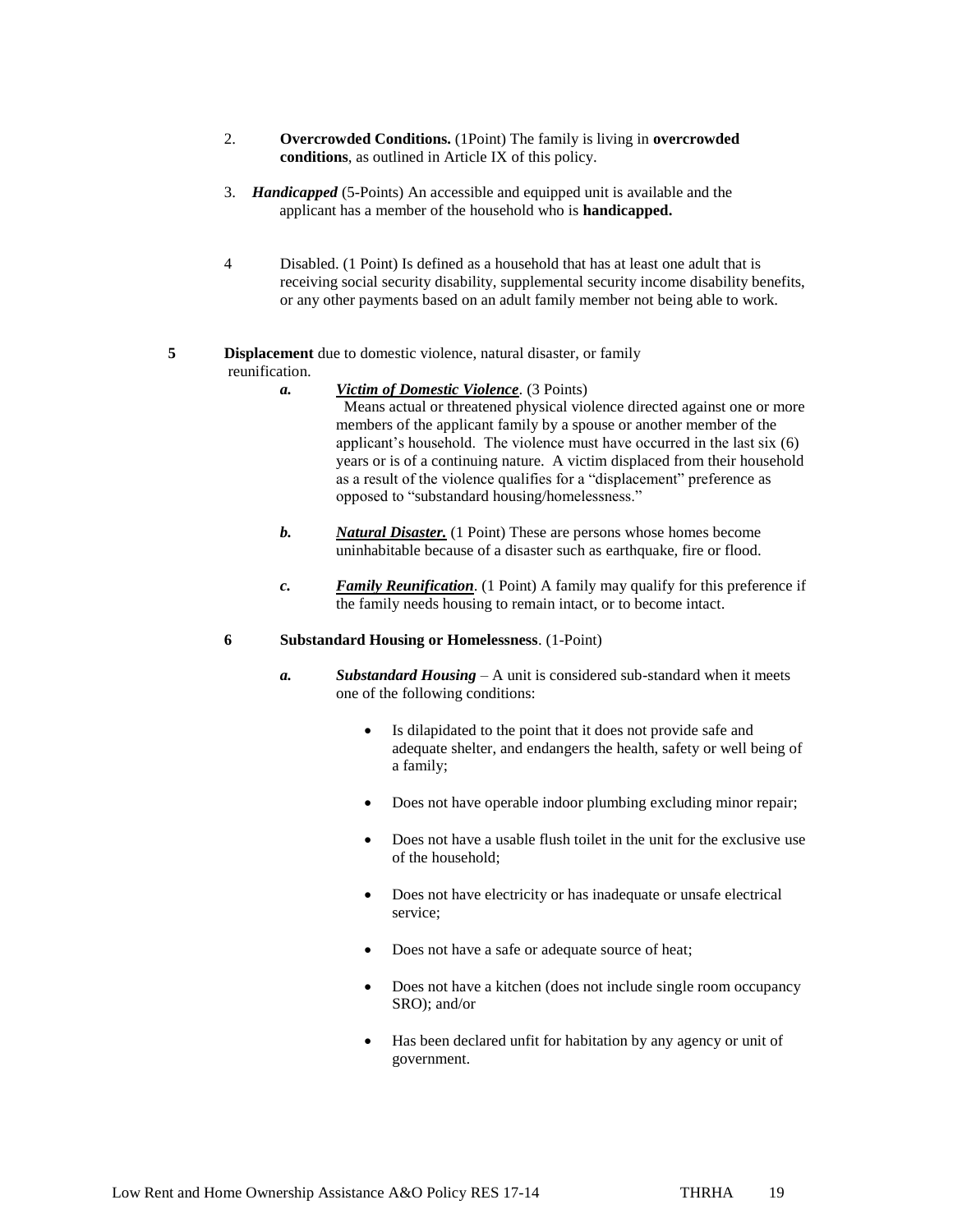2. **Overcrowded Conditions.** (1Point) The family is living in **overcrowded conditions**, as outlined in Article IX of this policy.

3. ***Handicapped*** (5-Points) An accessible and equipped unit is available and the applicant has a member of the household who is **handicapped.**

4 Disabled. (1 Point) Is defined as a household that has at least one adult that is receiving social security disability, supplemental security income disability benefits, or any other payments based on an adult family member not being able to work.

**5** **Displacement** due to domestic violence, natural disaster, or family reunification.

   ***a.*** ***Victim of Domestic Violence***. (3 Points) Means actual or threatened physical violence directed against one or more members of the applicant family by a spouse or another member of the applicant's household. The violence must have occurred in the last six (6) years or is of a continuing nature. A victim displaced from their household as a result of the violence qualifies for a "displacement" preference as opposed to "substandard housing/homelessness."

   ***b.*** ***Natural Disaster.*** (1 Point) These are persons whose homes become uninhabitable because of a disaster such as earthquake, fire or flood.

   ***c.*** ***Family Reunification***. (1 Point) A family may qualify for this preference if the family needs housing to remain intact, or to become intact.

**6** **Substandard Housing or Homelessness**. (1-Point)

   ***a.*** ***Substandard Housing*** – A unit is considered sub-standard when it meets one of the following conditions:

   - Is dilapidated to the point that it does not provide safe and adequate shelter, and endangers the health, safety or well being of a family;
   - Does not have operable indoor plumbing excluding minor repair;
   - Does not have a usable flush toilet in the unit for the exclusive use of the household;
   - Does not have electricity or has inadequate or unsafe electrical service;
   - Does not have a safe or adequate source of heat;
   - Does not have a kitchen (does not include single room occupancy SRO); and/or
   - Has been declared unfit for habitation by any agency or unit of government.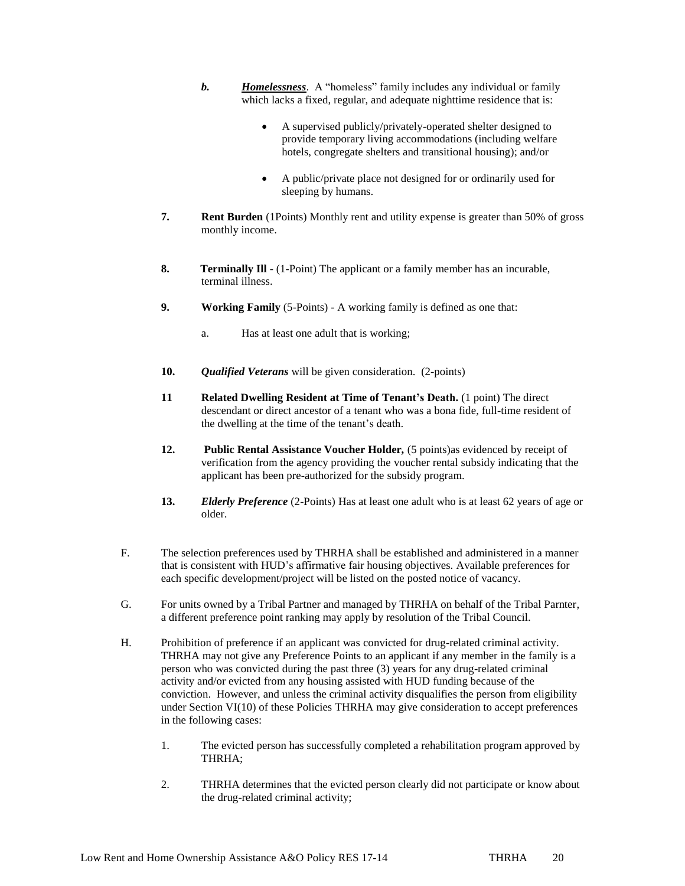*b.* ***Homelessness***. A "homeless" family includes any individual or family which lacks a fixed, regular, and adequate nighttime residence that is:

- A supervised publicly/privately-operated shelter designed to provide temporary living accommodations (including welfare hotels, congregate shelters and transitional housing); and/or
- A public/private place not designed for or ordinarily used for sleeping by humans.

**7.** **Rent Burden** (1Points) Monthly rent and utility expense is greater than 50% of gross monthly income.

**8.** **Terminally Ill** - (1-Point) The applicant or a family member has an incurable, terminal illness.

**9.** **Working Family** (5-Points) - A working family is defined as one that:

a. Has at least one adult that is working;

**10.** ***Qualified Veterans*** will be given consideration. (2-points)

**11** **Related Dwelling Resident at Time of Tenant's Death.** (1 point) The direct descendant or direct ancestor of a tenant who was a bona fide, full-time resident of the dwelling at the time of the tenant's death.

**12.** **Public Rental Assistance Voucher Holder,** (5 points)as evidenced by receipt of verification from the agency providing the voucher rental subsidy indicating that the applicant has been pre-authorized for the subsidy program.

**13.** ***Elderly Preference*** (2-Points) Has at least one adult who is at least 62 years of age or older.

F. The selection preferences used by THRHA shall be established and administered in a manner that is consistent with HUD's affirmative fair housing objectives. Available preferences for each specific development/project will be listed on the posted notice of vacancy.

G. For units owned by a Tribal Partner and managed by THRHA on behalf of the Tribal Parnter, a different preference point ranking may apply by resolution of the Tribal Council.

H. Prohibition of preference if an applicant was convicted for drug-related criminal activity. THRHA may not give any Preference Points to an applicant if any member in the family is a person who was convicted during the past three (3) years for any drug-related criminal activity and/or evicted from any housing assisted with HUD funding because of the conviction. However, and unless the criminal activity disqualifies the person from eligibility under Section VI(10) of these Policies THRHA may give consideration to accept preferences in the following cases:

1. The evicted person has successfully completed a rehabilitation program approved by THRHA;

2. THRHA determines that the evicted person clearly did not participate or know about the drug-related criminal activity;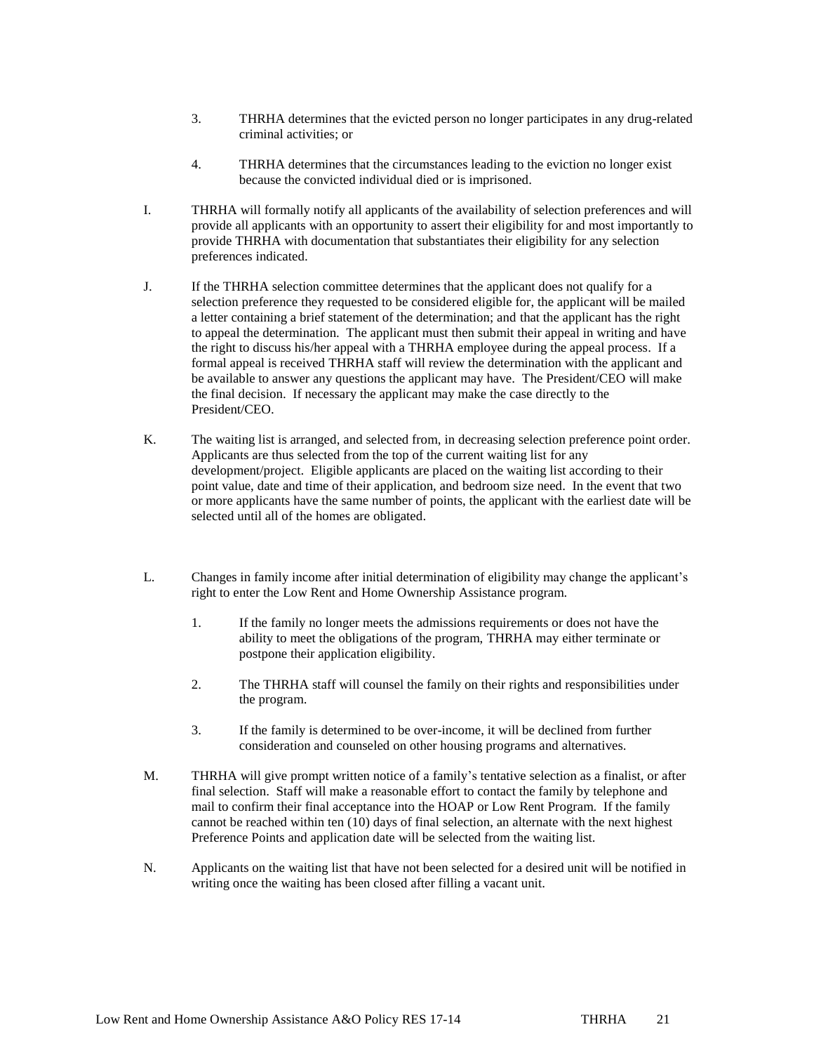3. THRHA determines that the evicted person no longer participates in any drug-related criminal activities; or

4. THRHA determines that the circumstances leading to the eviction no longer exist because the convicted individual died or is imprisoned.

I. THRHA will formally notify all applicants of the availability of selection preferences and will provide all applicants with an opportunity to assert their eligibility for and most importantly to provide THRHA with documentation that substantiates their eligibility for any selection preferences indicated.

J. If the THRHA selection committee determines that the applicant does not qualify for a selection preference they requested to be considered eligible for, the applicant will be mailed a letter containing a brief statement of the determination; and that the applicant has the right to appeal the determination. The applicant must then submit their appeal in writing and have the right to discuss his/her appeal with a THRHA employee during the appeal process. If a formal appeal is received THRHA staff will review the determination with the applicant and be available to answer any questions the applicant may have. The President/CEO will make the final decision. If necessary the applicant may make the case directly to the President/CEO.

K. The waiting list is arranged, and selected from, in decreasing selection preference point order. Applicants are thus selected from the top of the current waiting list for any development/project. Eligible applicants are placed on the waiting list according to their point value, date and time of their application, and bedroom size need. In the event that two or more applicants have the same number of points, the applicant with the earliest date will be selected until all of the homes are obligated.

L. Changes in family income after initial determination of eligibility may change the applicant's right to enter the Low Rent and Home Ownership Assistance program.

1. If the family no longer meets the admissions requirements or does not have the ability to meet the obligations of the program, THRHA may either terminate or postpone their application eligibility.

2. The THRHA staff will counsel the family on their rights and responsibilities under the program.

3. If the family is determined to be over-income, it will be declined from further consideration and counseled on other housing programs and alternatives.

M. THRHA will give prompt written notice of a family's tentative selection as a finalist, or after final selection. Staff will make a reasonable effort to contact the family by telephone and mail to confirm their final acceptance into the HOAP or Low Rent Program. If the family cannot be reached within ten (10) days of final selection, an alternate with the next highest Preference Points and application date will be selected from the waiting list.

N. Applicants on the waiting list that have not been selected for a desired unit will be notified in writing once the waiting has been closed after filling a vacant unit.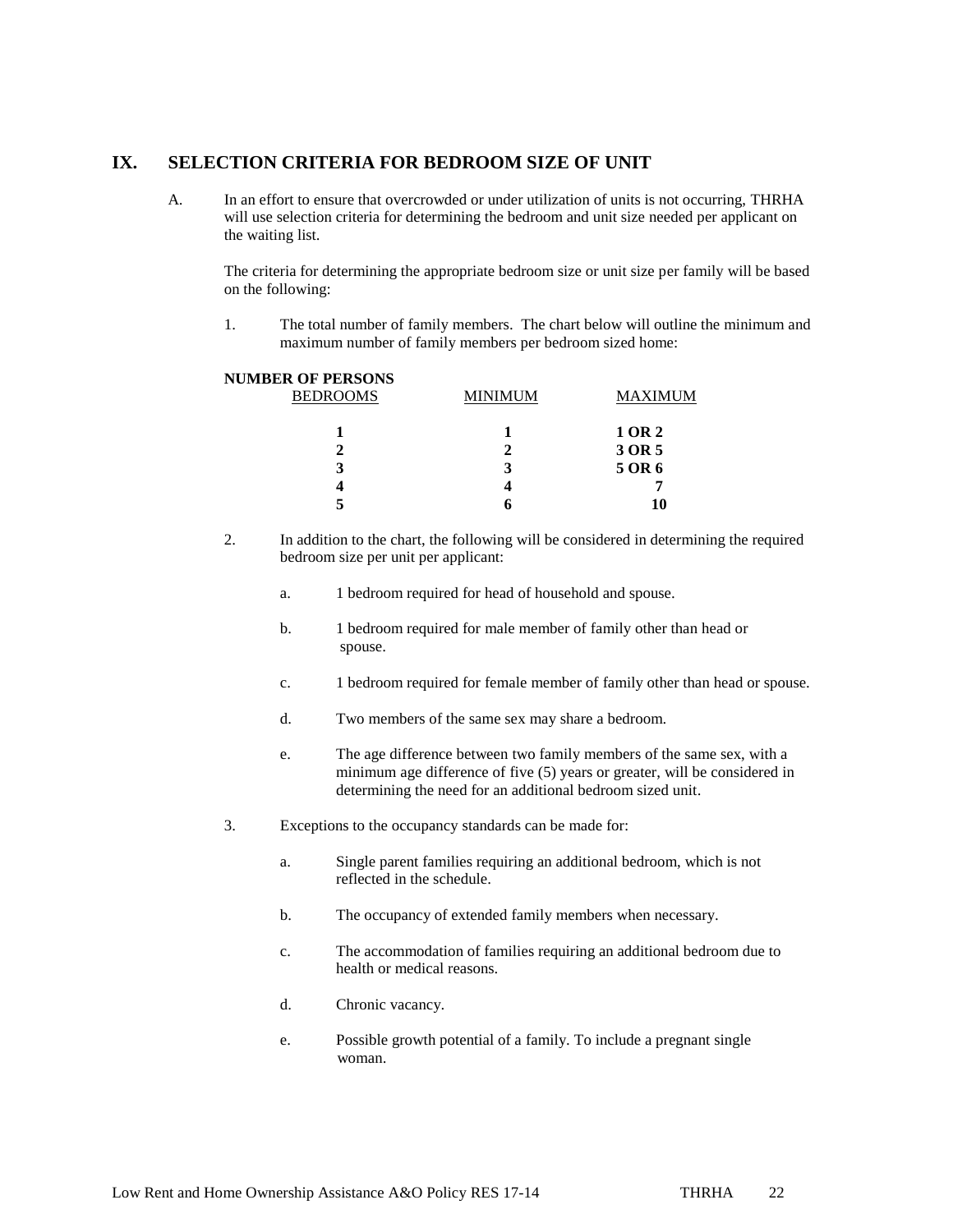## IX. SELECTION CRITERIA FOR BEDROOM SIZE OF UNIT

A. In an effort to ensure that overcrowded or under utilization of units is not occurring, THRHA will use selection criteria for determining the bedroom and unit size needed per applicant on the waiting list.

The criteria for determining the appropriate bedroom size or unit size per family will be based on the following:

1. The total number of family members. The chart below will outline the minimum and maximum number of family members per bedroom sized home:

**NUMBER OF PERSONS**

| BEDROOMS | MINIMUM | MAXIMUM |
|---|---|---|
| **1** | **1** | **1 OR 2** |
| **2** | **2** | **3 OR 5** |
| **3** | **3** | **5 OR 6** |
| **4** | **4** | **7** |
| **5** | **6** | **10** |

2. In addition to the chart, the following will be considered in determining the required bedroom size per unit per applicant:

   a. 1 bedroom required for head of household and spouse.

   b. 1 bedroom required for male member of family other than head or spouse.

   c. 1 bedroom required for female member of family other than head or spouse.

   d. Two members of the same sex may share a bedroom.

   e. The age difference between two family members of the same sex, with a minimum age difference of five (5) years or greater, will be considered in determining the need for an additional bedroom sized unit.

3. Exceptions to the occupancy standards can be made for:

   a. Single parent families requiring an additional bedroom, which is not reflected in the schedule.

   b. The occupancy of extended family members when necessary.

   c. The accommodation of families requiring an additional bedroom due to health or medical reasons.

   d. Chronic vacancy.

   e. Possible growth potential of a family. To include a pregnant single woman.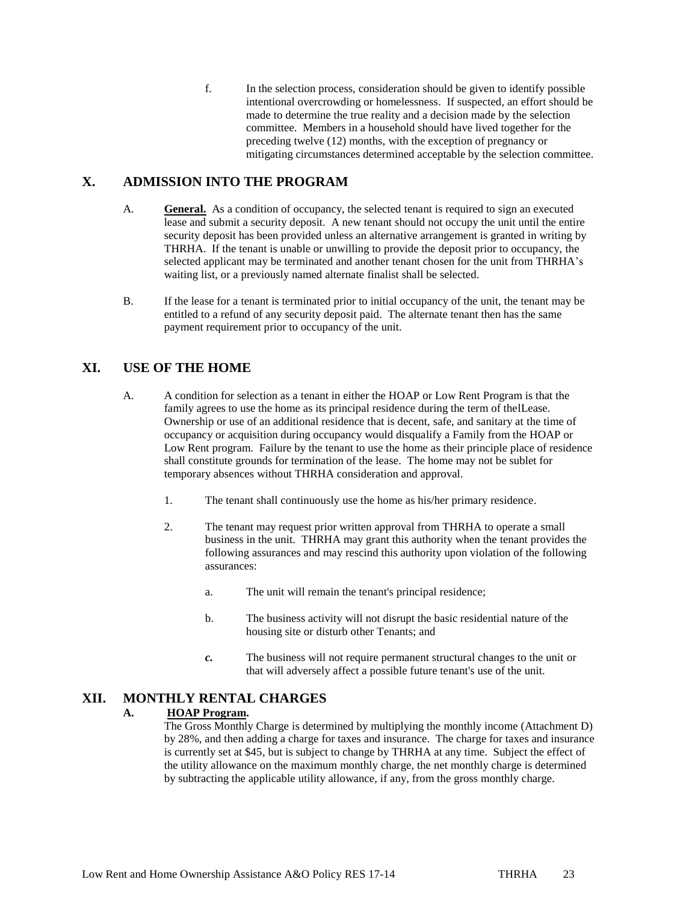f. In the selection process, consideration should be given to identify possible intentional overcrowding or homelessness. If suspected, an effort should be made to determine the true reality and a decision made by the selection committee. Members in a household should have lived together for the preceding twelve (12) months, with the exception of pregnancy or mitigating circumstances determined acceptable by the selection committee.

## X. ADMISSION INTO THE PROGRAM

A. **General.** As a condition of occupancy, the selected tenant is required to sign an executed lease and submit a security deposit. A new tenant should not occupy the unit until the entire security deposit has been provided unless an alternative arrangement is granted in writing by THRHA. If the tenant is unable or unwilling to provide the deposit prior to occupancy, the selected applicant may be terminated and another tenant chosen for the unit from THRHA's waiting list, or a previously named alternate finalist shall be selected.

B. If the lease for a tenant is terminated prior to initial occupancy of the unit, the tenant may be entitled to a refund of any security deposit paid. The alternate tenant then has the same payment requirement prior to occupancy of the unit.

## XI. USE OF THE HOME

A. A condition for selection as a tenant in either the HOAP or Low Rent Program is that the family agrees to use the home as its principal residence during the term of thelLease. Ownership or use of an additional residence that is decent, safe, and sanitary at the time of occupancy or acquisition during occupancy would disqualify a Family from the HOAP or Low Rent program. Failure by the tenant to use the home as their principle place of residence shall constitute grounds for termination of the lease. The home may not be sublet for temporary absences without THRHA consideration and approval.

1. The tenant shall continuously use the home as his/her primary residence.

2. The tenant may request prior written approval from THRHA to operate a small business in the unit. THRHA may grant this authority when the tenant provides the following assurances and may rescind this authority upon violation of the following assurances:

    a. The unit will remain the tenant's principal residence;

    b. The business activity will not disrupt the basic residential nature of the housing site or disturb other Tenants; and

    *c.* The business will not require permanent structural changes to the unit or that will adversely affect a possible future tenant's use of the unit.

## XII. MONTHLY RENTAL CHARGES

**A. HOAP Program.**

The Gross Monthly Charge is determined by multiplying the monthly income (Attachment D) by 28%, and then adding a charge for taxes and insurance. The charge for taxes and insurance is currently set at $45, but is subject to change by THRHA at any time. Subject the effect of the utility allowance on the maximum monthly charge, the net monthly charge is determined by subtracting the applicable utility allowance, if any, from the gross monthly charge.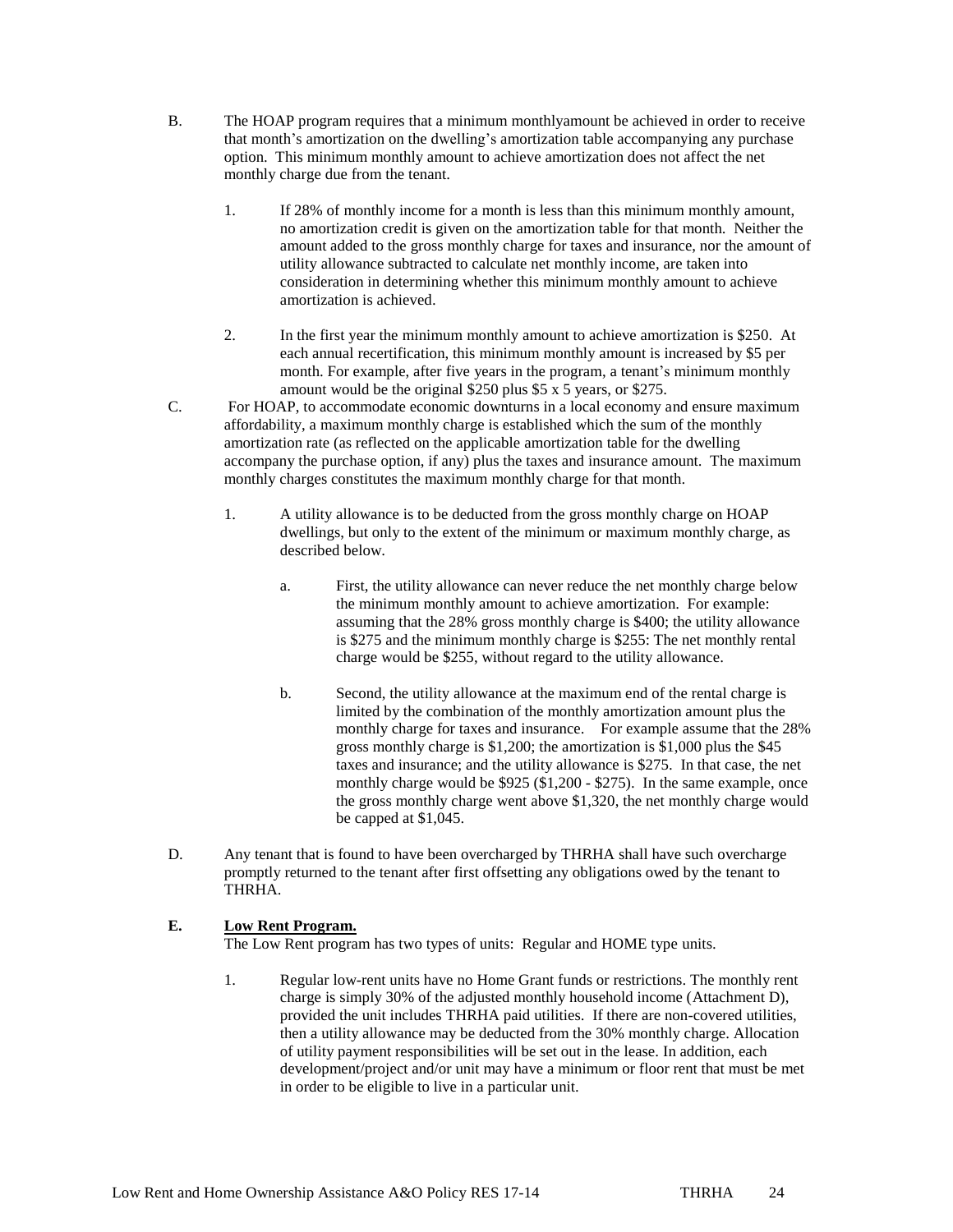B. The HOAP program requires that a minimum monthlyamount be achieved in order to receive that month's amortization on the dwelling's amortization table accompanying any purchase option. This minimum monthly amount to achieve amortization does not affect the net monthly charge due from the tenant.

1. If 28% of monthly income for a month is less than this minimum monthly amount, no amortization credit is given on the amortization table for that month. Neither the amount added to the gross monthly charge for taxes and insurance, nor the amount of utility allowance subtracted to calculate net monthly income, are taken into consideration in determining whether this minimum monthly amount to achieve amortization is achieved.

2. In the first year the minimum monthly amount to achieve amortization is $250. At each annual recertification, this minimum monthly amount is increased by $5 per month. For example, after five years in the program, a tenant's minimum monthly amount would be the original $250 plus $5 x 5 years, or $275.

C. For HOAP, to accommodate economic downturns in a local economy and ensure maximum affordability, a maximum monthly charge is established which the sum of the monthly amortization rate (as reflected on the applicable amortization table for the dwelling accompany the purchase option, if any) plus the taxes and insurance amount. The maximum monthly charges constitutes the maximum monthly charge for that month.

1. A utility allowance is to be deducted from the gross monthly charge on HOAP dwellings, but only to the extent of the minimum or maximum monthly charge, as described below.

   a. First, the utility allowance can never reduce the net monthly charge below the minimum monthly amount to achieve amortization. For example: assuming that the 28% gross monthly charge is $400; the utility allowance is $275 and the minimum monthly charge is $255: The net monthly rental charge would be $255, without regard to the utility allowance.

   b. Second, the utility allowance at the maximum end of the rental charge is limited by the combination of the monthly amortization amount plus the monthly charge for taxes and insurance. For example assume that the 28% gross monthly charge is $1,200; the amortization is $1,000 plus the $45 taxes and insurance; and the utility allowance is $275. In that case, the net monthly charge would be $925 ($1,200 - $275). In the same example, once the gross monthly charge went above $1,320, the net monthly charge would be capped at $1,045.

D. Any tenant that is found to have been overcharged by THRHA shall have such overcharge promptly returned to the tenant after first offsetting any obligations owed by the tenant to THRHA.

**E. <u>Low Rent Program.</u>**

The Low Rent program has two types of units: Regular and HOME type units.

1. Regular low-rent units have no Home Grant funds or restrictions. The monthly rent charge is simply 30% of the adjusted monthly household income (Attachment D), provided the unit includes THRHA paid utilities. If there are non-covered utilities, then a utility allowance may be deducted from the 30% monthly charge. Allocation of utility payment responsibilities will be set out in the lease. In addition, each development/project and/or unit may have a minimum or floor rent that must be met in order to be eligible to live in a particular unit.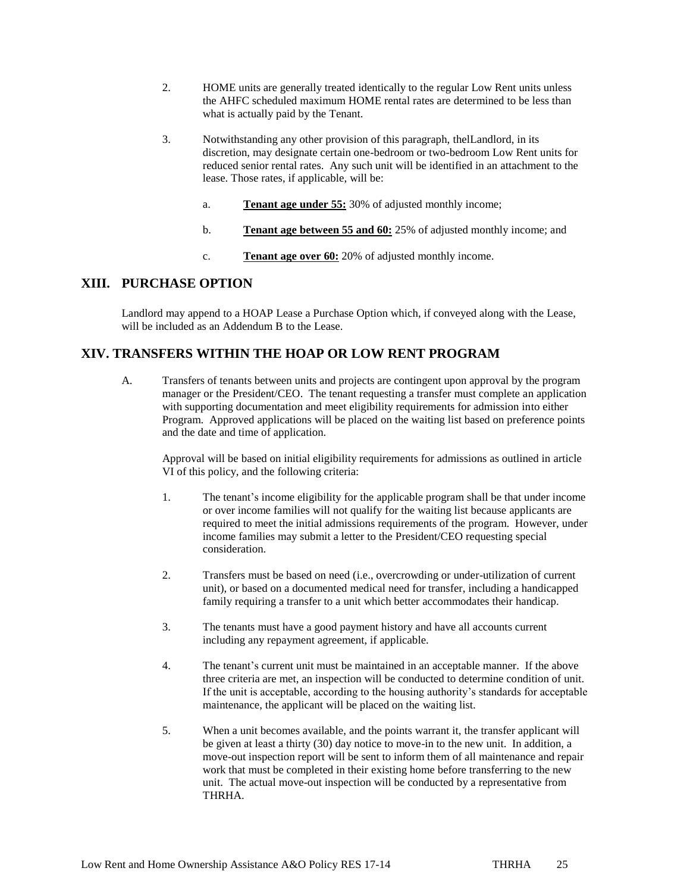2. HOME units are generally treated identically to the regular Low Rent units unless the AHFC scheduled maximum HOME rental rates are determined to be less than what is actually paid by the Tenant.

3. Notwithstanding any other provision of this paragraph, thelLandlord, in its discretion, may designate certain one-bedroom or two-bedroom Low Rent units for reduced senior rental rates. Any such unit will be identified in an attachment to the lease. Those rates, if applicable, will be:

   a. **Tenant age under 55:** 30% of adjusted monthly income;

   b. **Tenant age between 55 and 60:** 25% of adjusted monthly income; and

   c. **Tenant age over 60:** 20% of adjusted monthly income.

## XIII. PURCHASE OPTION

Landlord may append to a HOAP Lease a Purchase Option which, if conveyed along with the Lease, will be included as an Addendum B to the Lease.

## XIV. TRANSFERS WITHIN THE HOAP OR LOW RENT PROGRAM

A. Transfers of tenants between units and projects are contingent upon approval by the program manager or the President/CEO. The tenant requesting a transfer must complete an application with supporting documentation and meet eligibility requirements for admission into either Program. Approved applications will be placed on the waiting list based on preference points and the date and time of application.

   Approval will be based on initial eligibility requirements for admissions as outlined in article VI of this policy, and the following criteria:

   1. The tenant's income eligibility for the applicable program shall be that under income or over income families will not qualify for the waiting list because applicants are required to meet the initial admissions requirements of the program. However, under income families may submit a letter to the President/CEO requesting special consideration.

   2. Transfers must be based on need (i.e., overcrowding or under-utilization of current unit), or based on a documented medical need for transfer, including a handicapped family requiring a transfer to a unit which better accommodates their handicap.

   3. The tenants must have a good payment history and have all accounts current including any repayment agreement, if applicable.

   4. The tenant's current unit must be maintained in an acceptable manner. If the above three criteria are met, an inspection will be conducted to determine condition of unit. If the unit is acceptable, according to the housing authority's standards for acceptable maintenance, the applicant will be placed on the waiting list.

   5. When a unit becomes available, and the points warrant it, the transfer applicant will be given at least a thirty (30) day notice to move-in to the new unit. In addition, a move-out inspection report will be sent to inform them of all maintenance and repair work that must be completed in their existing home before transferring to the new unit. The actual move-out inspection will be conducted by a representative from THRHA.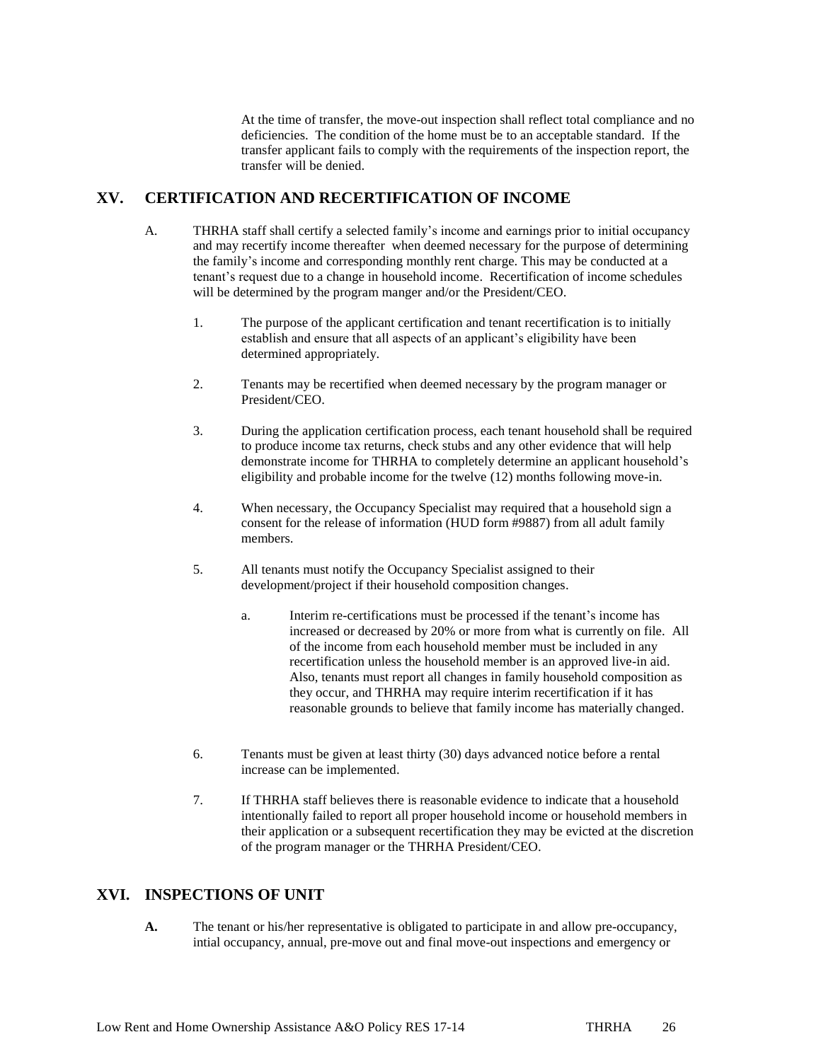At the time of transfer, the move-out inspection shall reflect total compliance and no deficiencies. The condition of the home must be to an acceptable standard. If the transfer applicant fails to comply with the requirements of the inspection report, the transfer will be denied.

## XV. CERTIFICATION AND RECERTIFICATION OF INCOME

A. THRHA staff shall certify a selected family's income and earnings prior to initial occupancy and may recertify income thereafter when deemed necessary for the purpose of determining the family's income and corresponding monthly rent charge. This may be conducted at a tenant's request due to a change in household income. Recertification of income schedules will be determined by the program manger and/or the President/CEO.

1. The purpose of the applicant certification and tenant recertification is to initially establish and ensure that all aspects of an applicant's eligibility have been determined appropriately.

2. Tenants may be recertified when deemed necessary by the program manager or President/CEO.

3. During the application certification process, each tenant household shall be required to produce income tax returns, check stubs and any other evidence that will help demonstrate income for THRHA to completely determine an applicant household's eligibility and probable income for the twelve (12) months following move-in.

4. When necessary, the Occupancy Specialist may required that a household sign a consent for the release of information (HUD form #9887) from all adult family members.

5. All tenants must notify the Occupancy Specialist assigned to their development/project if their household composition changes.

   a. Interim re-certifications must be processed if the tenant's income has increased or decreased by 20% or more from what is currently on file. All of the income from each household member must be included in any recertification unless the household member is an approved live-in aid. Also, tenants must report all changes in family household composition as they occur, and THRHA may require interim recertification if it has reasonable grounds to believe that family income has materially changed.

6. Tenants must be given at least thirty (30) days advanced notice before a rental increase can be implemented.

7. If THRHA staff believes there is reasonable evidence to indicate that a household intentionally failed to report all proper household income or household members in their application or a subsequent recertification they may be evicted at the discretion of the program manager or the THRHA President/CEO.

## XVI. INSPECTIONS OF UNIT

**A.** The tenant or his/her representative is obligated to participate in and allow pre-occupancy, intial occupancy, annual, pre-move out and final move-out inspections and emergency or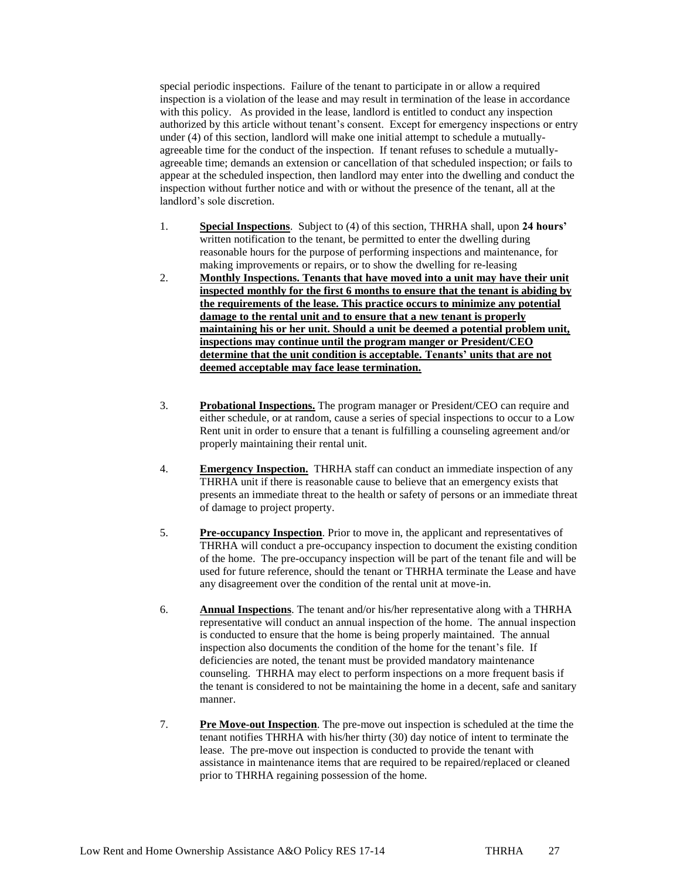special periodic inspections. Failure of the tenant to participate in or allow a required inspection is a violation of the lease and may result in termination of the lease in accordance with this policy. As provided in the lease, landlord is entitled to conduct any inspection authorized by this article without tenant's consent. Except for emergency inspections or entry under (4) of this section, landlord will make one initial attempt to schedule a mutually-agreeable time for the conduct of the inspection. If tenant refuses to schedule a mutually-agreeable time; demands an extension or cancellation of that scheduled inspection; or fails to appear at the scheduled inspection, then landlord may enter into the dwelling and conduct the inspection without further notice and with or without the presence of the tenant, all at the landlord's sole discretion.

1. **Special Inspections**. Subject to (4) of this section, THRHA shall, upon **24 hours'** written notification to the tenant, be permitted to enter the dwelling during reasonable hours for the purpose of performing inspections and maintenance, for making improvements or repairs, or to show the dwelling for re-leasing
2. **Monthly Inspections. Tenants that have moved into a unit may have their unit inspected monthly for the first 6 months to ensure that the tenant is abiding by the requirements of the lease. This practice occurs to minimize any potential damage to the rental unit and to ensure that a new tenant is properly maintaining his or her unit. Should a unit be deemed a potential problem unit, inspections may continue until the program manger or President/CEO determine that the unit condition is acceptable. Tenants' units that are not deemed acceptable may face lease termination.**
3. **Probational Inspections.** The program manager or President/CEO can require and either schedule, or at random, cause a series of special inspections to occur to a Low Rent unit in order to ensure that a tenant is fulfilling a counseling agreement and/or properly maintaining their rental unit.
4. **Emergency Inspection.** THRHA staff can conduct an immediate inspection of any THRHA unit if there is reasonable cause to believe that an emergency exists that presents an immediate threat to the health or safety of persons or an immediate threat of damage to project property.
5. **Pre-occupancy Inspection**. Prior to move in, the applicant and representatives of THRHA will conduct a pre-occupancy inspection to document the existing condition of the home. The pre-occupancy inspection will be part of the tenant file and will be used for future reference, should the tenant or THRHA terminate the Lease and have any disagreement over the condition of the rental unit at move-in.
6. **Annual Inspections**. The tenant and/or his/her representative along with a THRHA representative will conduct an annual inspection of the home. The annual inspection is conducted to ensure that the home is being properly maintained. The annual inspection also documents the condition of the home for the tenant's file. If deficiencies are noted, the tenant must be provided mandatory maintenance counseling. THRHA may elect to perform inspections on a more frequent basis if the tenant is considered to not be maintaining the home in a decent, safe and sanitary manner.
7. **Pre Move-out Inspection**. The pre-move out inspection is scheduled at the time the tenant notifies THRHA with his/her thirty (30) day notice of intent to terminate the lease. The pre-move out inspection is conducted to provide the tenant with assistance in maintenance items that are required to be repaired/replaced or cleaned prior to THRHA regaining possession of the home.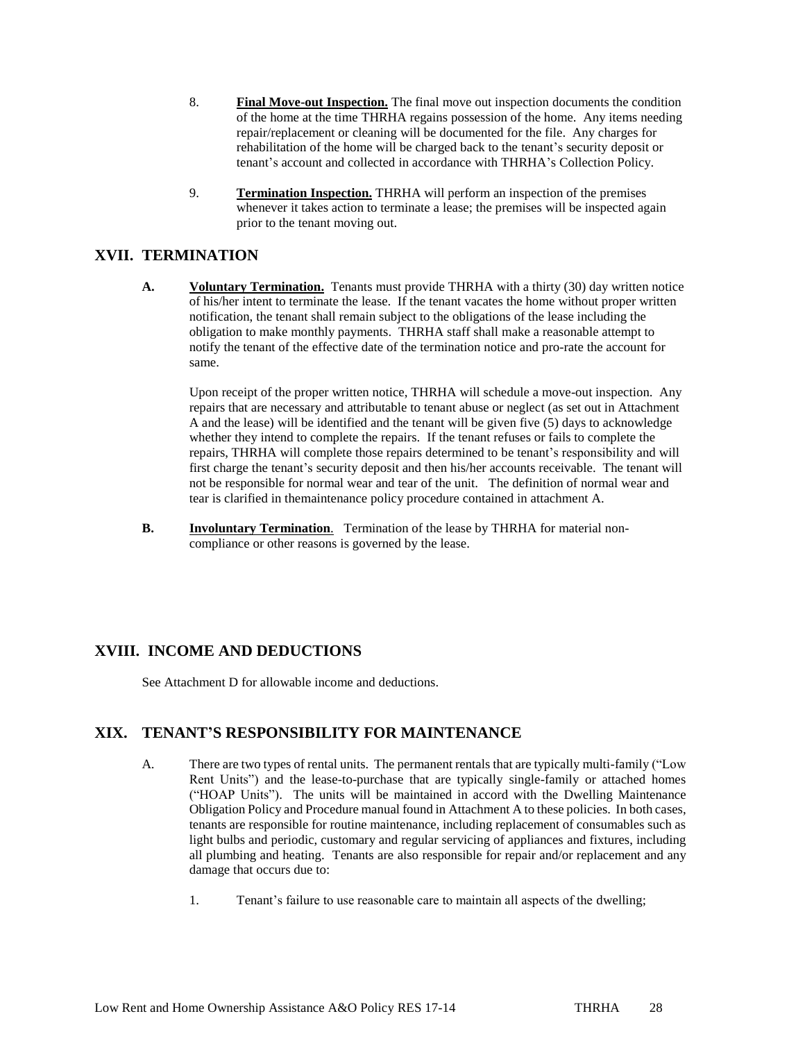8. **Final Move-out Inspection.** The final move out inspection documents the condition of the home at the time THRHA regains possession of the home. Any items needing repair/replacement or cleaning will be documented for the file. Any charges for rehabilitation of the home will be charged back to the tenant's security deposit or tenant's account and collected in accordance with THRHA's Collection Policy.

9. **Termination Inspection.** THRHA will perform an inspection of the premises whenever it takes action to terminate a lease; the premises will be inspected again prior to the tenant moving out.

## XVII. TERMINATION

**A. Voluntary Termination.** Tenants must provide THRHA with a thirty (30) day written notice of his/her intent to terminate the lease. If the tenant vacates the home without proper written notification, the tenant shall remain subject to the obligations of the lease including the obligation to make monthly payments. THRHA staff shall make a reasonable attempt to notify the tenant of the effective date of the termination notice and pro-rate the account for same.

Upon receipt of the proper written notice, THRHA will schedule a move-out inspection. Any repairs that are necessary and attributable to tenant abuse or neglect (as set out in Attachment A and the lease) will be identified and the tenant will be given five (5) days to acknowledge whether they intend to complete the repairs. If the tenant refuses or fails to complete the repairs, THRHA will complete those repairs determined to be tenant's responsibility and will first charge the tenant's security deposit and then his/her accounts receivable. The tenant will not be responsible for normal wear and tear of the unit. The definition of normal wear and tear is clarified in themaintenance policy procedure contained in attachment A.

**B. Involuntary Termination**. Termination of the lease by THRHA for material non-compliance or other reasons is governed by the lease.

## XVIII. INCOME AND DEDUCTIONS

See Attachment D for allowable income and deductions.

## XIX. TENANT'S RESPONSIBILITY FOR MAINTENANCE

A. There are two types of rental units. The permanent rentals that are typically multi-family ("Low Rent Units") and the lease-to-purchase that are typically single-family or attached homes ("HOAP Units"). The units will be maintained in accord with the Dwelling Maintenance Obligation Policy and Procedure manual found in Attachment A to these policies. In both cases, tenants are responsible for routine maintenance, including replacement of consumables such as light bulbs and periodic, customary and regular servicing of appliances and fixtures, including all plumbing and heating. Tenants are also responsible for repair and/or replacement and any damage that occurs due to:

1. Tenant's failure to use reasonable care to maintain all aspects of the dwelling;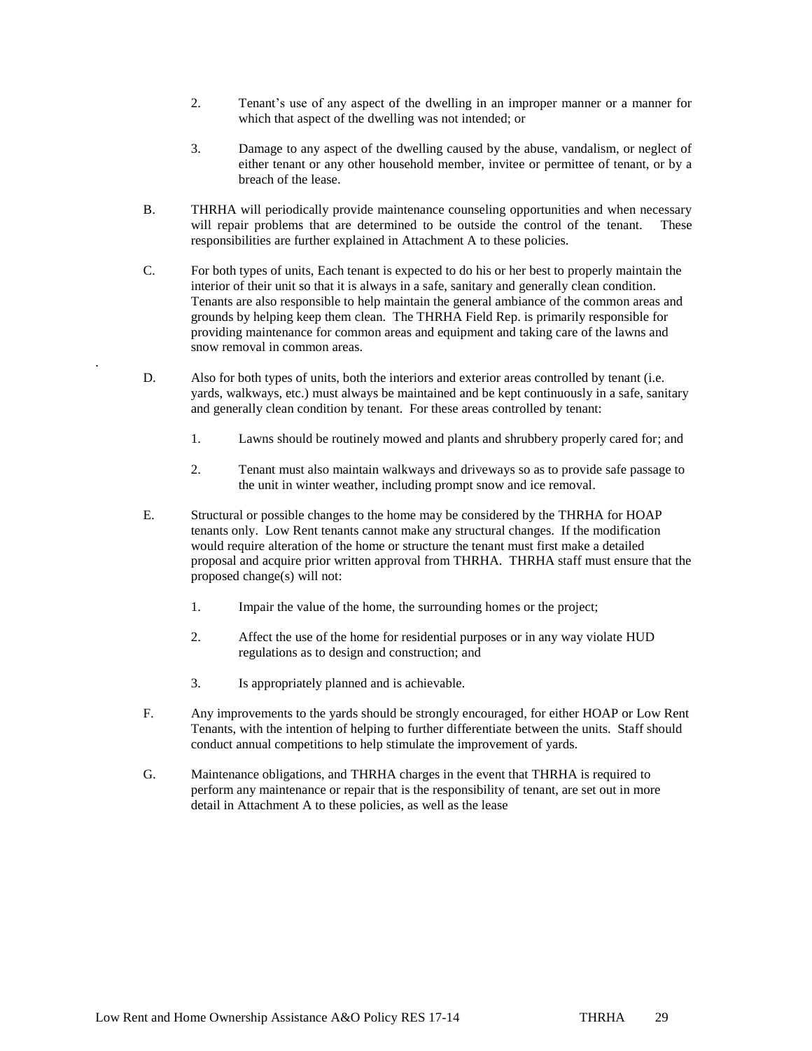2. Tenant's use of any aspect of the dwelling in an improper manner or a manner for which that aspect of the dwelling was not intended; or

3. Damage to any aspect of the dwelling caused by the abuse, vandalism, or neglect of either tenant or any other household member, invitee or permittee of tenant, or by a breach of the lease.

B. THRHA will periodically provide maintenance counseling opportunities and when necessary will repair problems that are determined to be outside the control of the tenant. These responsibilities are further explained in Attachment A to these policies.

C. For both types of units, Each tenant is expected to do his or her best to properly maintain the interior of their unit so that it is always in a safe, sanitary and generally clean condition. Tenants are also responsible to help maintain the general ambiance of the common areas and grounds by helping keep them clean. The THRHA Field Rep. is primarily responsible for providing maintenance for common areas and equipment and taking care of the lawns and snow removal in common areas.

D. Also for both types of units, both the interiors and exterior areas controlled by tenant (i.e. yards, walkways, etc.) must always be maintained and be kept continuously in a safe, sanitary and generally clean condition by tenant. For these areas controlled by tenant:

1. Lawns should be routinely mowed and plants and shrubbery properly cared for; and

2. Tenant must also maintain walkways and driveways so as to provide safe passage to the unit in winter weather, including prompt snow and ice removal.

E. Structural or possible changes to the home may be considered by the THRHA for HOAP tenants only. Low Rent tenants cannot make any structural changes. If the modification would require alteration of the home or structure the tenant must first make a detailed proposal and acquire prior written approval from THRHA. THRHA staff must ensure that the proposed change(s) will not:

1. Impair the value of the home, the surrounding homes or the project;

2. Affect the use of the home for residential purposes or in any way violate HUD regulations as to design and construction; and

3. Is appropriately planned and is achievable.

F. Any improvements to the yards should be strongly encouraged, for either HOAP or Low Rent Tenants, with the intention of helping to further differentiate between the units. Staff should conduct annual competitions to help stimulate the improvement of yards.

G. Maintenance obligations, and THRHA charges in the event that THRHA is required to perform any maintenance or repair that is the responsibility of tenant, are set out in more detail in Attachment A to these policies, as well as the lease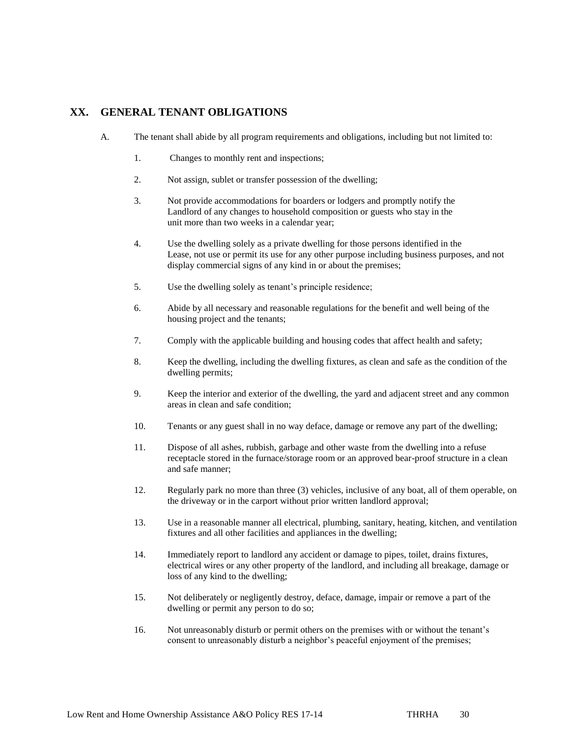## XX. GENERAL TENANT OBLIGATIONS

A. The tenant shall abide by all program requirements and obligations, including but not limited to:

1. Changes to monthly rent and inspections;

2. Not assign, sublet or transfer possession of the dwelling;

3. Not provide accommodations for boarders or lodgers and promptly notify the Landlord of any changes to household composition or guests who stay in the unit more than two weeks in a calendar year;

4. Use the dwelling solely as a private dwelling for those persons identified in the Lease, not use or permit its use for any other purpose including business purposes, and not display commercial signs of any kind in or about the premises;

5. Use the dwelling solely as tenant's principle residence;

6. Abide by all necessary and reasonable regulations for the benefit and well being of the housing project and the tenants;

7. Comply with the applicable building and housing codes that affect health and safety;

8. Keep the dwelling, including the dwelling fixtures, as clean and safe as the condition of the dwelling permits;

9. Keep the interior and exterior of the dwelling, the yard and adjacent street and any common areas in clean and safe condition;

10. Tenants or any guest shall in no way deface, damage or remove any part of the dwelling;

11. Dispose of all ashes, rubbish, garbage and other waste from the dwelling into a refuse receptacle stored in the furnace/storage room or an approved bear-proof structure in a clean and safe manner;

12. Regularly park no more than three (3) vehicles, inclusive of any boat, all of them operable, on the driveway or in the carport without prior written landlord approval;

13. Use in a reasonable manner all electrical, plumbing, sanitary, heating, kitchen, and ventilation fixtures and all other facilities and appliances in the dwelling;

14. Immediately report to landlord any accident or damage to pipes, toilet, drains fixtures, electrical wires or any other property of the landlord, and including all breakage, damage or loss of any kind to the dwelling;

15. Not deliberately or negligently destroy, deface, damage, impair or remove a part of the dwelling or permit any person to do so;

16. Not unreasonably disturb or permit others on the premises with or without the tenant's consent to unreasonably disturb a neighbor's peaceful enjoyment of the premises;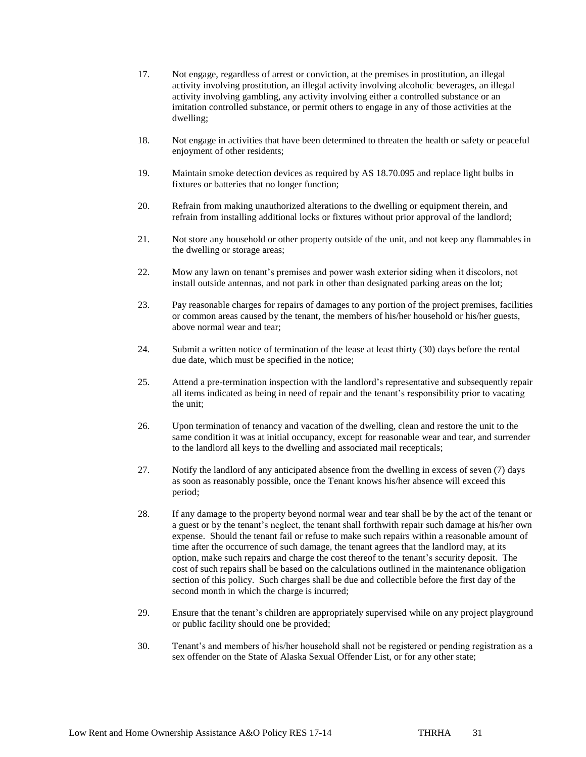17. Not engage, regardless of arrest or conviction, at the premises in prostitution, an illegal activity involving prostitution, an illegal activity involving alcoholic beverages, an illegal activity involving gambling, any activity involving either a controlled substance or an imitation controlled substance, or permit others to engage in any of those activities at the dwelling;

18. Not engage in activities that have been determined to threaten the health or safety or peaceful enjoyment of other residents;

19. Maintain smoke detection devices as required by AS 18.70.095 and replace light bulbs in fixtures or batteries that no longer function;

20. Refrain from making unauthorized alterations to the dwelling or equipment therein, and refrain from installing additional locks or fixtures without prior approval of the landlord;

21. Not store any household or other property outside of the unit, and not keep any flammables in the dwelling or storage areas;

22. Mow any lawn on tenant's premises and power wash exterior siding when it discolors, not install outside antennas, and not park in other than designated parking areas on the lot;

23. Pay reasonable charges for repairs of damages to any portion of the project premises, facilities or common areas caused by the tenant, the members of his/her household or his/her guests, above normal wear and tear;

24. Submit a written notice of termination of the lease at least thirty (30) days before the rental due date, which must be specified in the notice;

25. Attend a pre-termination inspection with the landlord's representative and subsequently repair all items indicated as being in need of repair and the tenant's responsibility prior to vacating the unit;

26. Upon termination of tenancy and vacation of the dwelling, clean and restore the unit to the same condition it was at initial occupancy, except for reasonable wear and tear, and surrender to the landlord all keys to the dwelling and associated mail recepticals;

27. Notify the landlord of any anticipated absence from the dwelling in excess of seven (7) days as soon as reasonably possible, once the Tenant knows his/her absence will exceed this period;

28. If any damage to the property beyond normal wear and tear shall be by the act of the tenant or a guest or by the tenant's neglect, the tenant shall forthwith repair such damage at his/her own expense. Should the tenant fail or refuse to make such repairs within a reasonable amount of time after the occurrence of such damage, the tenant agrees that the landlord may, at its option, make such repairs and charge the cost thereof to the tenant's security deposit. The cost of such repairs shall be based on the calculations outlined in the maintenance obligation section of this policy. Such charges shall be due and collectible before the first day of the second month in which the charge is incurred;

29. Ensure that the tenant's children are appropriately supervised while on any project playground or public facility should one be provided;

30. Tenant's and members of his/her household shall not be registered or pending registration as a sex offender on the State of Alaska Sexual Offender List, or for any other state;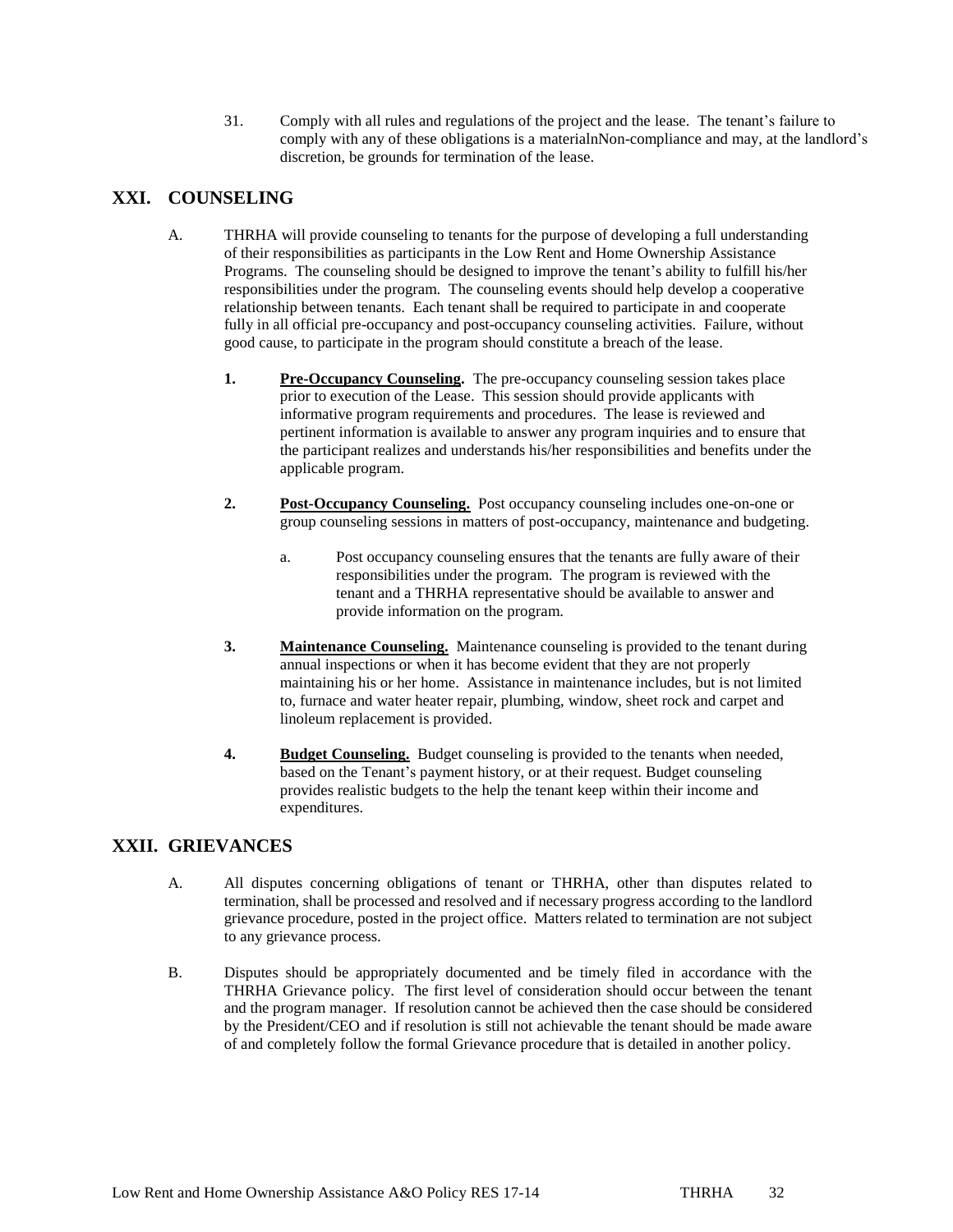31. Comply with all rules and regulations of the project and the lease. The tenant's failure to comply with any of these obligations is a materialnNon-compliance and may, at the landlord's discretion, be grounds for termination of the lease.

## XXI. COUNSELING

A. THRHA will provide counseling to tenants for the purpose of developing a full understanding of their responsibilities as participants in the Low Rent and Home Ownership Assistance Programs. The counseling should be designed to improve the tenant's ability to fulfill his/her responsibilities under the program. The counseling events should help develop a cooperative relationship between tenants. Each tenant shall be required to participate in and cooperate fully in all official pre-occupancy and post-occupancy counseling activities. Failure, without good cause, to participate in the program should constitute a breach of the lease.

**1.** **<u>Pre-Occupancy Counseling</u>.** The pre-occupancy counseling session takes place prior to execution of the Lease. This session should provide applicants with informative program requirements and procedures. The lease is reviewed and pertinent information is available to answer any program inquiries and to ensure that the participant realizes and understands his/her responsibilities and benefits under the applicable program.

**2.** **<u>Post-Occupancy Counseling.</u>** Post occupancy counseling includes one-on-one or group counseling sessions in matters of post-occupancy, maintenance and budgeting.

a. Post occupancy counseling ensures that the tenants are fully aware of their responsibilities under the program. The program is reviewed with the tenant and a THRHA representative should be available to answer and provide information on the program.

**3.** **<u>Maintenance Counseling.</u>** Maintenance counseling is provided to the tenant during annual inspections or when it has become evident that they are not properly maintaining his or her home. Assistance in maintenance includes, but is not limited to, furnace and water heater repair, plumbing, window, sheet rock and carpet and linoleum replacement is provided.

**4.** **<u>Budget Counseling.</u>** Budget counseling is provided to the tenants when needed, based on the Tenant's payment history, or at their request. Budget counseling provides realistic budgets to the help the tenant keep within their income and expenditures.

## XXII. GRIEVANCES

A. All disputes concerning obligations of tenant or THRHA, other than disputes related to termination, shall be processed and resolved and if necessary progress according to the landlord grievance procedure, posted in the project office. Matters related to termination are not subject to any grievance process.

B. Disputes should be appropriately documented and be timely filed in accordance with the THRHA Grievance policy. The first level of consideration should occur between the tenant and the program manager. If resolution cannot be achieved then the case should be considered by the President/CEO and if resolution is still not achievable the tenant should be made aware of and completely follow the formal Grievance procedure that is detailed in another policy.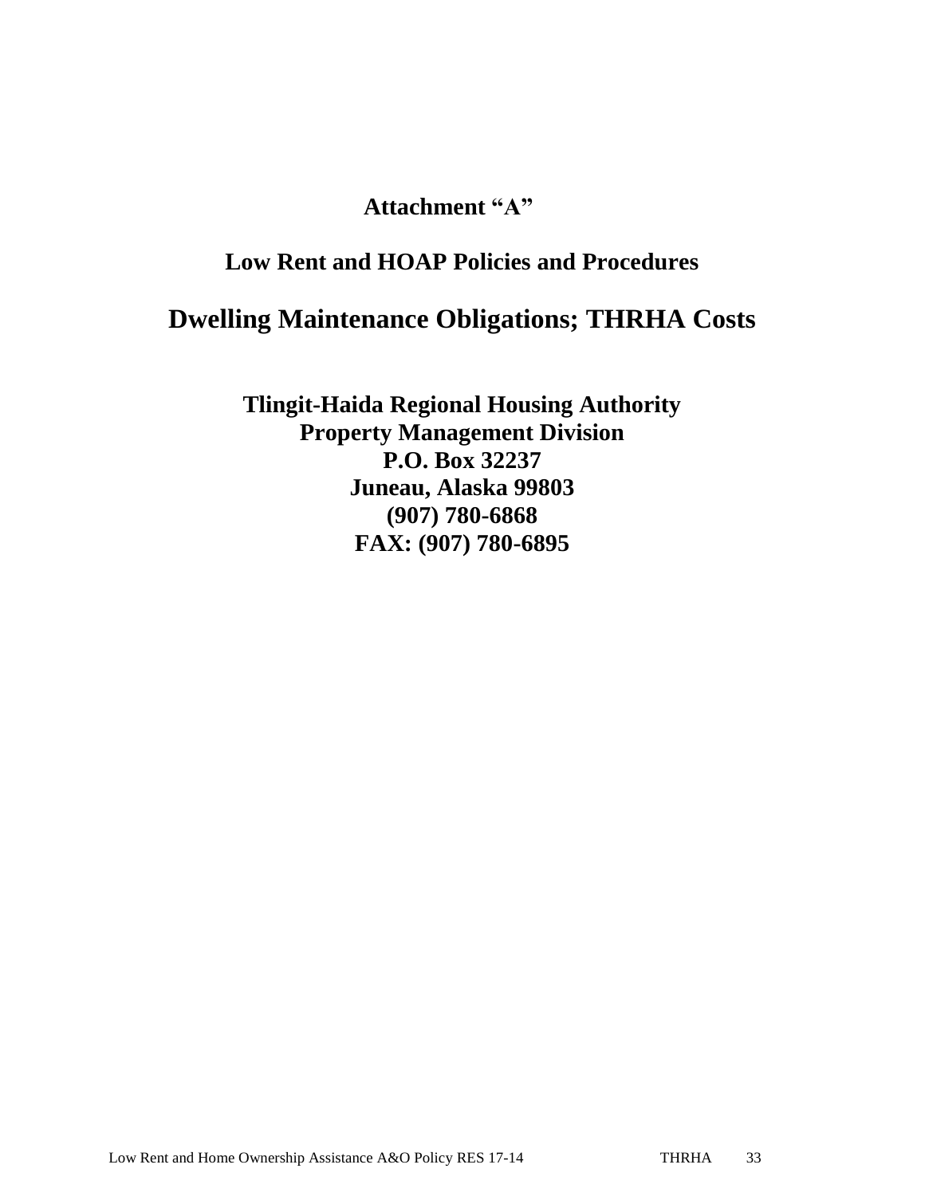**Attachment "A"**

**Low Rent and HOAP Policies and Procedures**

# Dwelling Maintenance Obligations; THRHA Costs

**Tlingit-Haida Regional Housing Authority**
**Property Management Division**
**P.O. Box 32237**
**Juneau, Alaska 99803**
**(907) 780-6868**
**FAX: (907) 780-6895**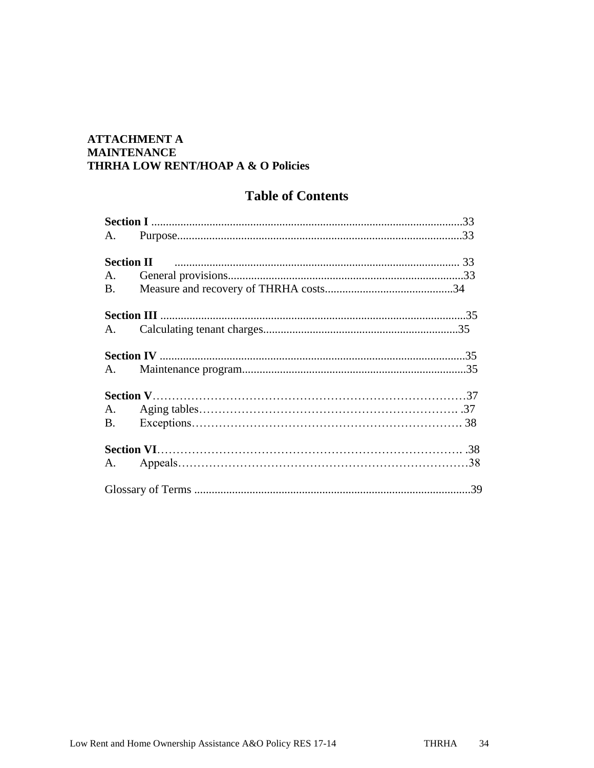**ATTACHMENT A**
**MAINTENANCE**
**THRHA LOW RENT/HOAP A & O Policies**

# Table of Contents

**Section I** ..........................................................................................................33
A. Purpose.................................................................................................33

**Section II** .................................................................................................. 33
A. General provisions.................................................................................33
B. Measure and recovery of THRHA costs............................................34

**Section III** .........................................................................................................35
A. Calculating tenant charges...................................................................35

**Section IV** .........................................................................................................35
A. Maintenance program.............................................................................35

**Section V**……………………………………………………………………37
A. Aging tables……………………………………………………….37
B. Exceptions…………………………………………………………. 38

**Section VI**……………………………………………………………………. .38
A. Appeals……………………………………………………………………38

Glossary of Terms ..............................................................................................39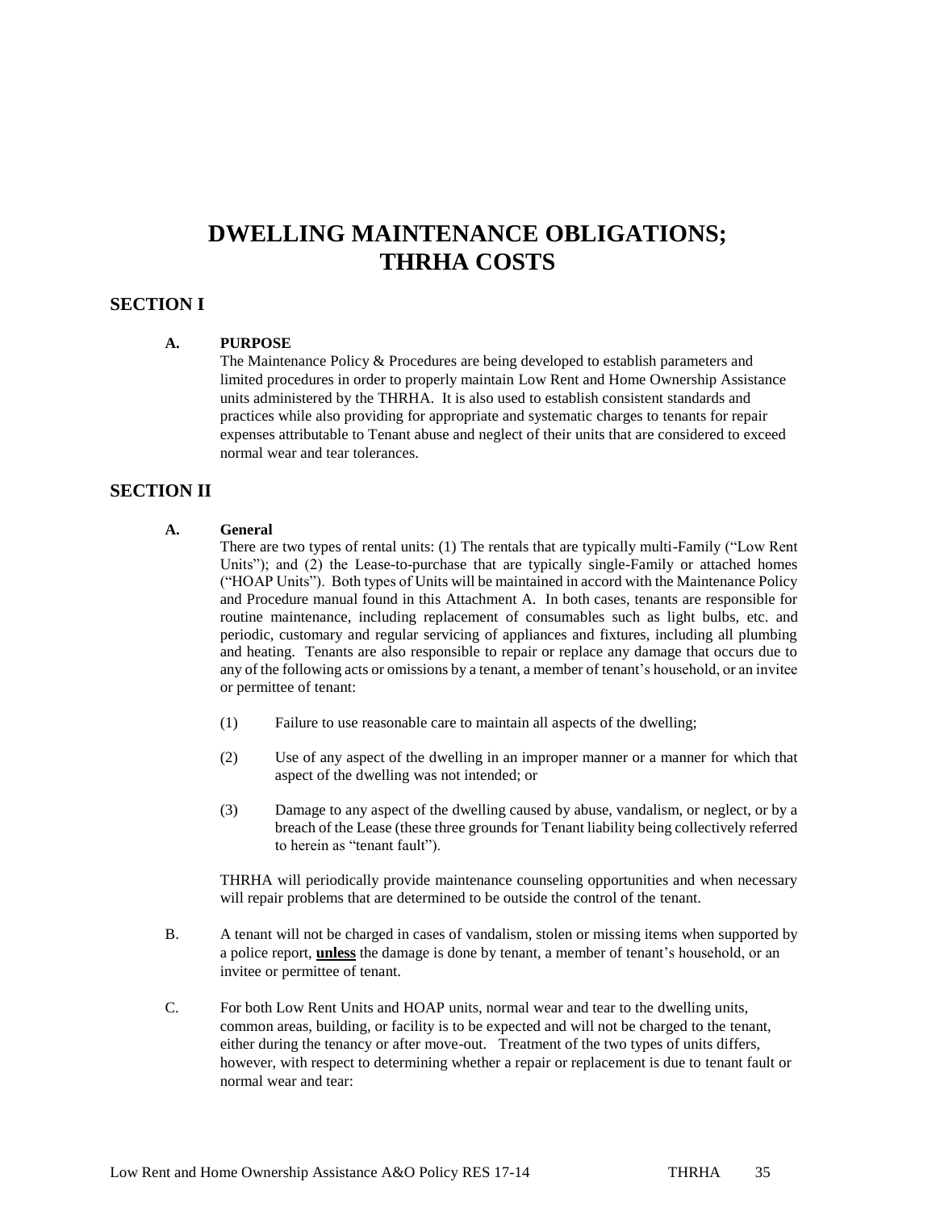# DWELLING MAINTENANCE OBLIGATIONS; THRHA COSTS

## SECTION I

### A. PURPOSE

The Maintenance Policy & Procedures are being developed to establish parameters and limited procedures in order to properly maintain Low Rent and Home Ownership Assistance units administered by the THRHA. It is also used to establish consistent standards and practices while also providing for appropriate and systematic charges to tenants for repair expenses attributable to Tenant abuse and neglect of their units that are considered to exceed normal wear and tear tolerances.

## SECTION II

### A. General

There are two types of rental units: (1) The rentals that are typically multi-Family ("Low Rent Units"); and (2) the Lease-to-purchase that are typically single-Family or attached homes ("HOAP Units"). Both types of Units will be maintained in accord with the Maintenance Policy and Procedure manual found in this Attachment A. In both cases, tenants are responsible for routine maintenance, including replacement of consumables such as light bulbs, etc. and periodic, customary and regular servicing of appliances and fixtures, including all plumbing and heating. Tenants are also responsible to repair or replace any damage that occurs due to any of the following acts or omissions by a tenant, a member of tenant's household, or an invitee or permittee of tenant:

(1) Failure to use reasonable care to maintain all aspects of the dwelling;

(2) Use of any aspect of the dwelling in an improper manner or a manner for which that aspect of the dwelling was not intended; or

(3) Damage to any aspect of the dwelling caused by abuse, vandalism, or neglect, or by a breach of the Lease (these three grounds for Tenant liability being collectively referred to herein as "tenant fault").

THRHA will periodically provide maintenance counseling opportunities and when necessary will repair problems that are determined to be outside the control of the tenant.

B. A tenant will not be charged in cases of vandalism, stolen or missing items when supported by a police report, **<u>unless</u>** the damage is done by tenant, a member of tenant's household, or an invitee or permittee of tenant.

C. For both Low Rent Units and HOAP units, normal wear and tear to the dwelling units, common areas, building, or facility is to be expected and will not be charged to the tenant, either during the tenancy or after move-out. Treatment of the two types of units differs, however, with respect to determining whether a repair or replacement is due to tenant fault or normal wear and tear: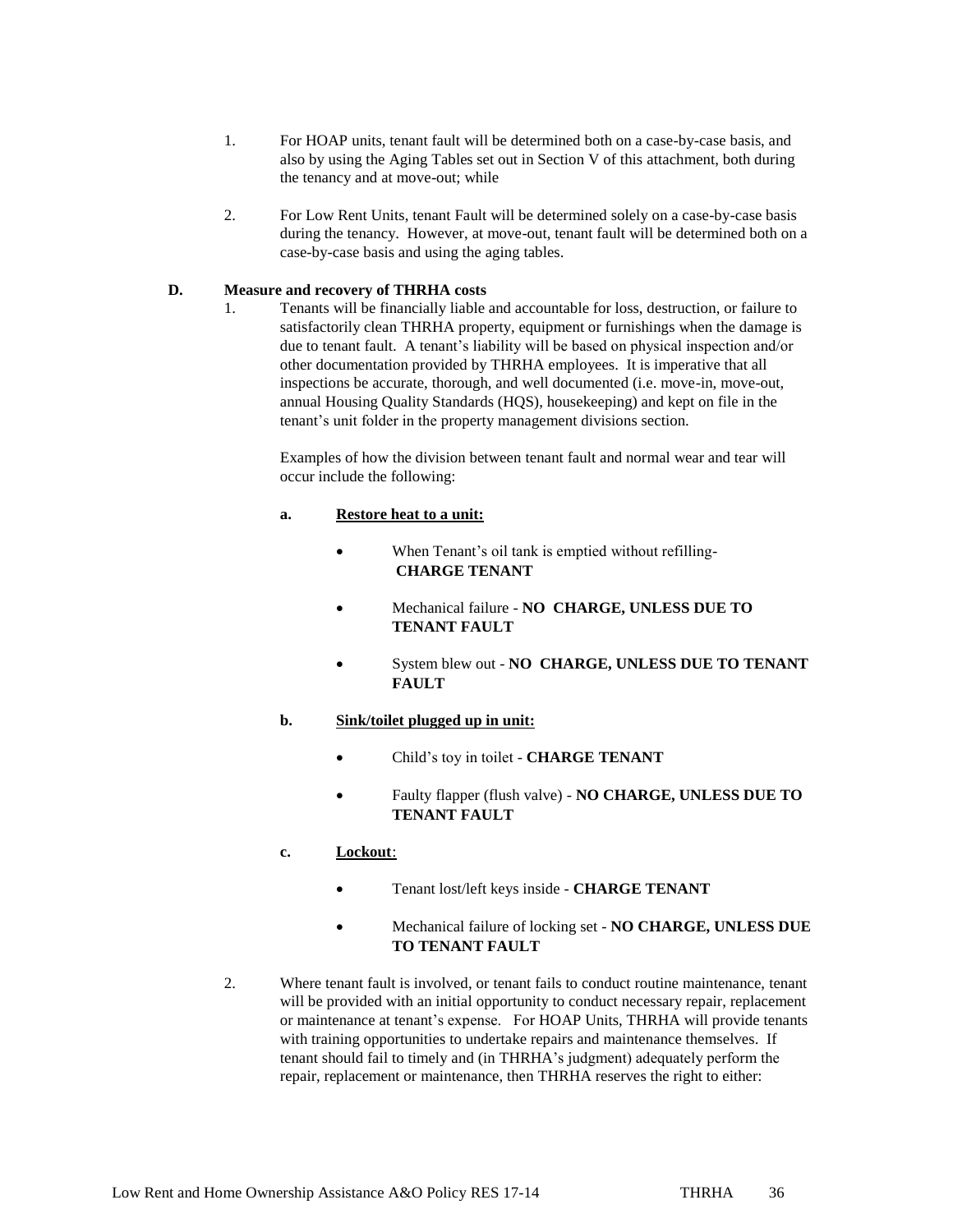1. For HOAP units, tenant fault will be determined both on a case-by-case basis, and also by using the Aging Tables set out in Section V of this attachment, both during the tenancy and at move-out; while

2. For Low Rent Units, tenant Fault will be determined solely on a case-by-case basis during the tenancy. However, at move-out, tenant fault will be determined both on a case-by-case basis and using the aging tables.

**D. Measure and recovery of THRHA costs**

1. Tenants will be financially liable and accountable for loss, destruction, or failure to satisfactorily clean THRHA property, equipment or furnishings when the damage is due to tenant fault. A tenant's liability will be based on physical inspection and/or other documentation provided by THRHA employees. It is imperative that all inspections be accurate, thorough, and well documented (i.e. move-in, move-out, annual Housing Quality Standards (HQS), housekeeping) and kept on file in the tenant's unit folder in the property management divisions section.

   Examples of how the division between tenant fault and normal wear and tear will occur include the following:

   **a. Restore heat to a unit:**

   - When Tenant's oil tank is emptied without refilling- **CHARGE TENANT**
   - Mechanical failure - **NO CHARGE, UNLESS DUE TO TENANT FAULT**
   - System blew out - **NO CHARGE, UNLESS DUE TO TENANT FAULT**

   **b. Sink/toilet plugged up in unit:**

   - Child's toy in toilet - **CHARGE TENANT**
   - Faulty flapper (flush valve) - **NO CHARGE, UNLESS DUE TO TENANT FAULT**

   **c. Lockout:**

   - Tenant lost/left keys inside - **CHARGE TENANT**
   - Mechanical failure of locking set - **NO CHARGE, UNLESS DUE TO TENANT FAULT**

2. Where tenant fault is involved, or tenant fails to conduct routine maintenance, tenant will be provided with an initial opportunity to conduct necessary repair, replacement or maintenance at tenant's expense. For HOAP Units, THRHA will provide tenants with training opportunities to undertake repairs and maintenance themselves. If tenant should fail to timely and (in THRHA's judgment) adequately perform the repair, replacement or maintenance, then THRHA reserves the right to either: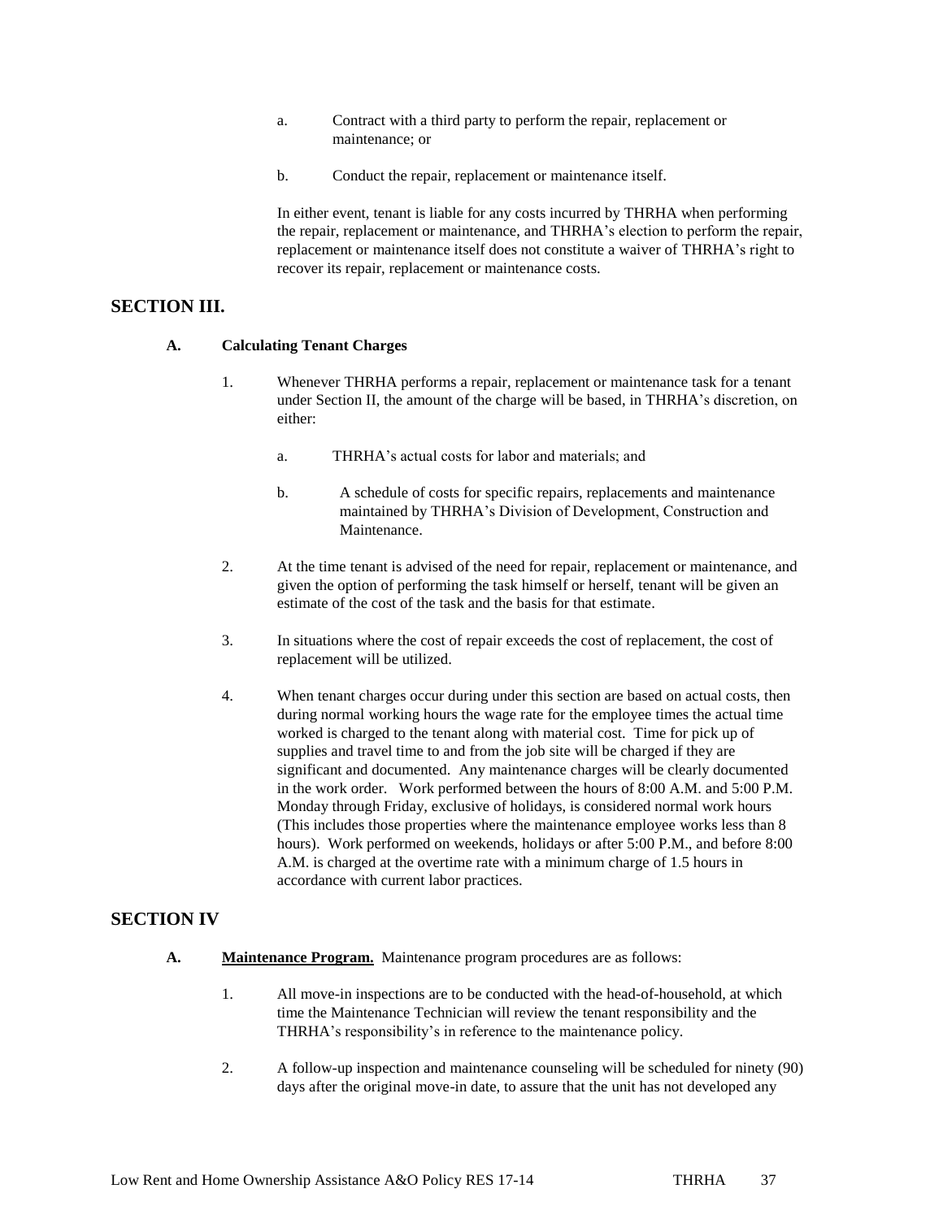a. Contract with a third party to perform the repair, replacement or maintenance; or

b. Conduct the repair, replacement or maintenance itself.

In either event, tenant is liable for any costs incurred by THRHA when performing the repair, replacement or maintenance, and THRHA's election to perform the repair, replacement or maintenance itself does not constitute a waiver of THRHA's right to recover its repair, replacement or maintenance costs.

## SECTION III.

### A. Calculating Tenant Charges

1. Whenever THRHA performs a repair, replacement or maintenance task for a tenant under Section II, the amount of the charge will be based, in THRHA's discretion, on either:

   a. THRHA's actual costs for labor and materials; and

   b. A schedule of costs for specific repairs, replacements and maintenance maintained by THRHA's Division of Development, Construction and Maintenance.

2. At the time tenant is advised of the need for repair, replacement or maintenance, and given the option of performing the task himself or herself, tenant will be given an estimate of the cost of the task and the basis for that estimate.

3. In situations where the cost of repair exceeds the cost of replacement, the cost of replacement will be utilized.

4. When tenant charges occur during under this section are based on actual costs, then during normal working hours the wage rate for the employee times the actual time worked is charged to the tenant along with material cost. Time for pick up of supplies and travel time to and from the job site will be charged if they are significant and documented. Any maintenance charges will be clearly documented in the work order. Work performed between the hours of 8:00 A.M. and 5:00 P.M. Monday through Friday, exclusive of holidays, is considered normal work hours (This includes those properties where the maintenance employee works less than 8 hours). Work performed on weekends, holidays or after 5:00 P.M., and before 8:00 A.M. is charged at the overtime rate with a minimum charge of 1.5 hours in accordance with current labor practices.

## SECTION IV

### A. <u>**Maintenance Program.**</u> Maintenance program procedures are as follows:

1. All move-in inspections are to be conducted with the head-of-household, at which time the Maintenance Technician will review the tenant responsibility and the THRHA's responsibility's in reference to the maintenance policy.

2. A follow-up inspection and maintenance counseling will be scheduled for ninety (90) days after the original move-in date, to assure that the unit has not developed any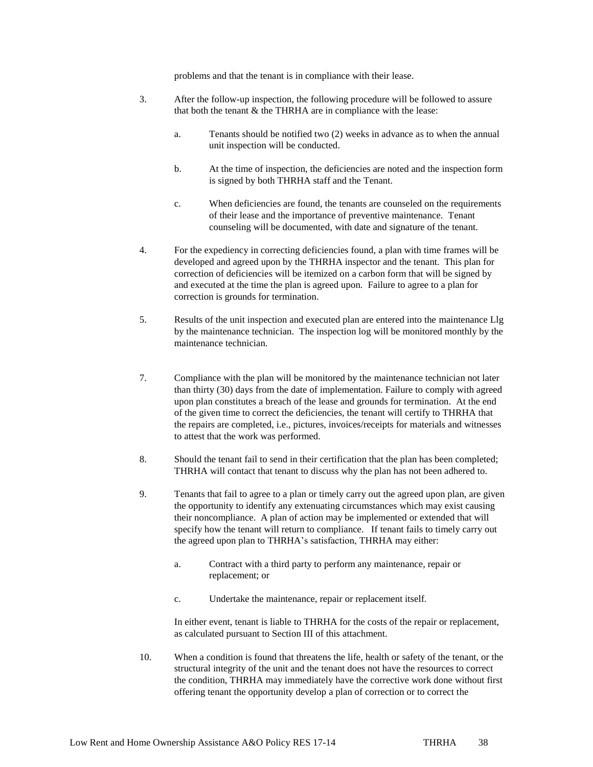problems and that the tenant is in compliance with their lease.

3. After the follow-up inspection, the following procedure will be followed to assure that both the tenant & the THRHA are in compliance with the lease:

   a. Tenants should be notified two (2) weeks in advance as to when the annual unit inspection will be conducted.

   b. At the time of inspection, the deficiencies are noted and the inspection form is signed by both THRHA staff and the Tenant.

   c. When deficiencies are found, the tenants are counseled on the requirements of their lease and the importance of preventive maintenance. Tenant counseling will be documented, with date and signature of the tenant.

4. For the expediency in correcting deficiencies found, a plan with time frames will be developed and agreed upon by the THRHA inspector and the tenant. This plan for correction of deficiencies will be itemized on a carbon form that will be signed by and executed at the time the plan is agreed upon. Failure to agree to a plan for correction is grounds for termination.

5. Results of the unit inspection and executed plan are entered into the maintenance Llg by the maintenance technician. The inspection log will be monitored monthly by the maintenance technician.

7. Compliance with the plan will be monitored by the maintenance technician not later than thirty (30) days from the date of implementation. Failure to comply with agreed upon plan constitutes a breach of the lease and grounds for termination. At the end of the given time to correct the deficiencies, the tenant will certify to THRHA that the repairs are completed, i.e., pictures, invoices/receipts for materials and witnesses to attest that the work was performed.

8. Should the tenant fail to send in their certification that the plan has been completed; THRHA will contact that tenant to discuss why the plan has not been adhered to.

9. Tenants that fail to agree to a plan or timely carry out the agreed upon plan, are given the opportunity to identify any extenuating circumstances which may exist causing their noncompliance. A plan of action may be implemented or extended that will specify how the tenant will return to compliance. If tenant fails to timely carry out the agreed upon plan to THRHA's satisfaction, THRHA may either:

   a. Contract with a third party to perform any maintenance, repair or replacement; or

   c. Undertake the maintenance, repair or replacement itself.

   In either event, tenant is liable to THRHA for the costs of the repair or replacement, as calculated pursuant to Section III of this attachment.

10. When a condition is found that threatens the life, health or safety of the tenant, or the structural integrity of the unit and the tenant does not have the resources to correct the condition, THRHA may immediately have the corrective work done without first offering tenant the opportunity develop a plan of correction or to correct the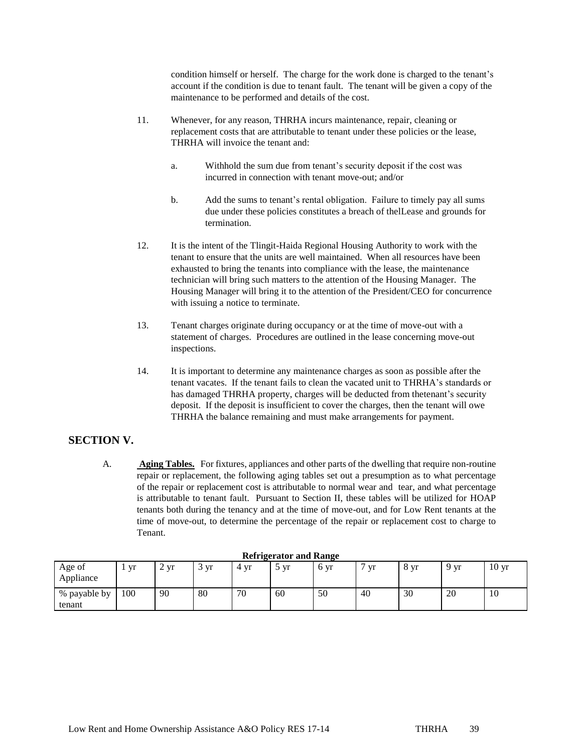condition himself or herself. The charge for the work done is charged to the tenant's account if the condition is due to tenant fault. The tenant will be given a copy of the maintenance to be performed and details of the cost.

11. Whenever, for any reason, THRHA incurs maintenance, repair, cleaning or replacement costs that are attributable to tenant under these policies or the lease, THRHA will invoice the tenant and:

    a. Withhold the sum due from tenant's security deposit if the cost was incurred in connection with tenant move-out; and/or

    b. Add the sums to tenant's rental obligation. Failure to timely pay all sums due under these policies constitutes a breach of thelLease and grounds for termination.

12. It is the intent of the Tlingit-Haida Regional Housing Authority to work with the tenant to ensure that the units are well maintained. When all resources have been exhausted to bring the tenants into compliance with the lease, the maintenance technician will bring such matters to the attention of the Housing Manager. The Housing Manager will bring it to the attention of the President/CEO for concurrence with issuing a notice to terminate.

13. Tenant charges originate during occupancy or at the time of move-out with a statement of charges. Procedures are outlined in the lease concerning move-out inspections.

14. It is important to determine any maintenance charges as soon as possible after the tenant vacates. If the tenant fails to clean the vacated unit to THRHA's standards or has damaged THRHA property, charges will be deducted from thetenant's security deposit. If the deposit is insufficient to cover the charges, then the tenant will owe THRHA the balance remaining and must make arrangements for payment.

## SECTION V.

A. **Aging Tables.** For fixtures, appliances and other parts of the dwelling that require non-routine repair or replacement, the following aging tables set out a presumption as to what percentage of the repair or replacement cost is attributable to normal wear and tear, and what percentage is attributable to tenant fault. Pursuant to Section II, these tables will be utilized for HOAP tenants both during the tenancy and at the time of move-out, and for Low Rent tenants at the time of move-out, to determine the percentage of the repair or replacement cost to charge to Tenant.

**Refrigerator and Range**

| Age of Appliance | 1 yr | 2 yr | 3 yr | 4 yr | 5 yr | 6 yr | 7 yr | 8 yr | 9 yr | 10 yr |
|---|---|---|---|---|---|---|---|---|---|---|
| % payable by tenant | 100 | 90 | 80 | 70 | 60 | 50 | 40 | 30 | 20 | 10 |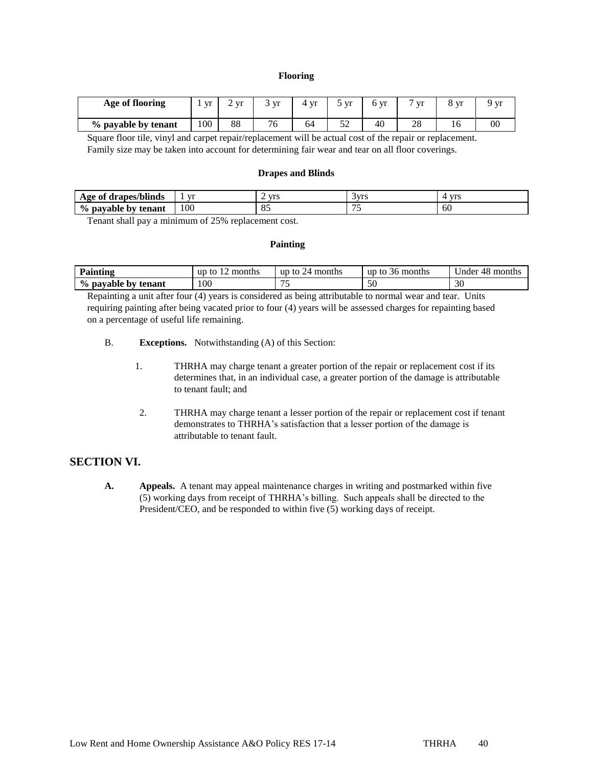**Flooring**

| Age of flooring | 1 yr | 2 yr | 3 yr | 4 yr | 5 yr | 6 yr | 7 yr | 8 yr | 9 yr |
|---|---|---|---|---|---|---|---|---|---|
| % payable by tenant | 100 | 88 | 76 | 64 | 52 | 40 | 28 | 16 | 00 |

Square floor tile, vinyl and carpet repair/replacement will be actual cost of the repair or replacement. Family size may be taken into account for determining fair wear and tear on all floor coverings.

**Drapes and Blinds**

| Age of drapes/blinds | 1 yr | 2 yrs | 3yrs | 4 yrs |
|---|---|---|---|---|
| % payable by tenant | 100 | 85 | 75 | 60 |

Tenant shall pay a minimum of 25% replacement cost.

**Painting**

| Painting | up to 12 months | up to 24 months | up to 36 months | Under 48 months |
|---|---|---|---|---|
| % payable by tenant | 100 | 75 | 50 | 30 |

Repainting a unit after four (4) years is considered as being attributable to normal wear and tear. Units requiring painting after being vacated prior to four (4) years will be assessed charges for repainting based on a percentage of useful life remaining.

B. **Exceptions.** Notwithstanding (A) of this Section:

1. THRHA may charge tenant a greater portion of the repair or replacement cost if its determines that, in an individual case, a greater portion of the damage is attributable to tenant fault; and

2. THRHA may charge tenant a lesser portion of the repair or replacement cost if tenant demonstrates to THRHA's satisfaction that a lesser portion of the damage is attributable to tenant fault.

## SECTION VI.

**A. Appeals.** A tenant may appeal maintenance charges in writing and postmarked within five (5) working days from receipt of THRHA's billing. Such appeals shall be directed to the President/CEO, and be responded to within five (5) working days of receipt.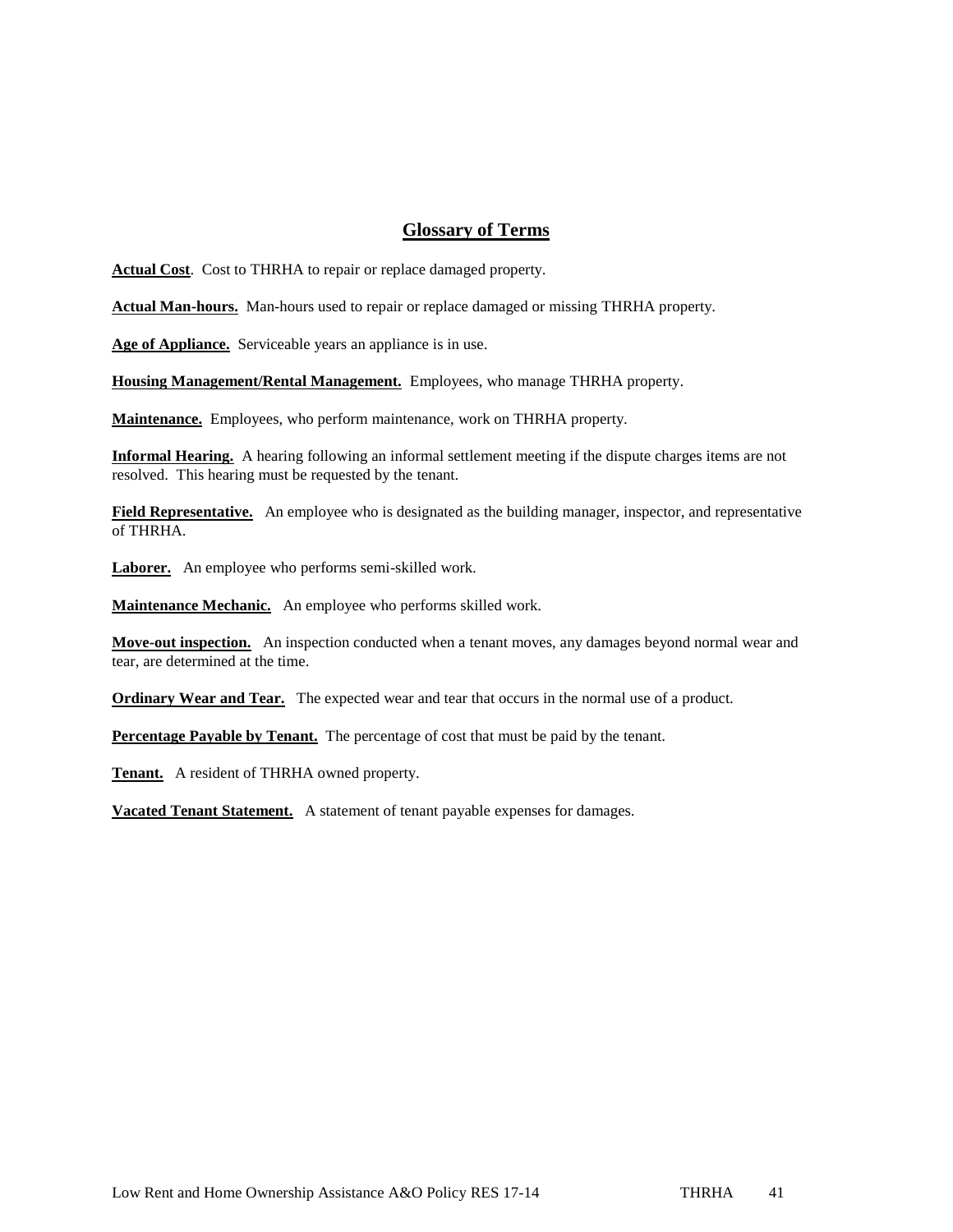## Glossary of Terms

**Actual Cost**. Cost to THRHA to repair or replace damaged property.

**Actual Man-hours.** Man-hours used to repair or replace damaged or missing THRHA property.

**Age of Appliance.** Serviceable years an appliance is in use.

**Housing Management/Rental Management.** Employees, who manage THRHA property.

**Maintenance.** Employees, who perform maintenance, work on THRHA property.

**Informal Hearing.** A hearing following an informal settlement meeting if the dispute charges items are not resolved. This hearing must be requested by the tenant.

**Field Representative.** An employee who is designated as the building manager, inspector, and representative of THRHA.

**Laborer.** An employee who performs semi-skilled work.

**Maintenance Mechanic.** An employee who performs skilled work.

**Move-out inspection.** An inspection conducted when a tenant moves, any damages beyond normal wear and tear, are determined at the time.

**Ordinary Wear and Tear.** The expected wear and tear that occurs in the normal use of a product.

**Percentage Payable by Tenant.** The percentage of cost that must be paid by the tenant.

**Tenant.** A resident of THRHA owned property.

**Vacated Tenant Statement.** A statement of tenant payable expenses for damages.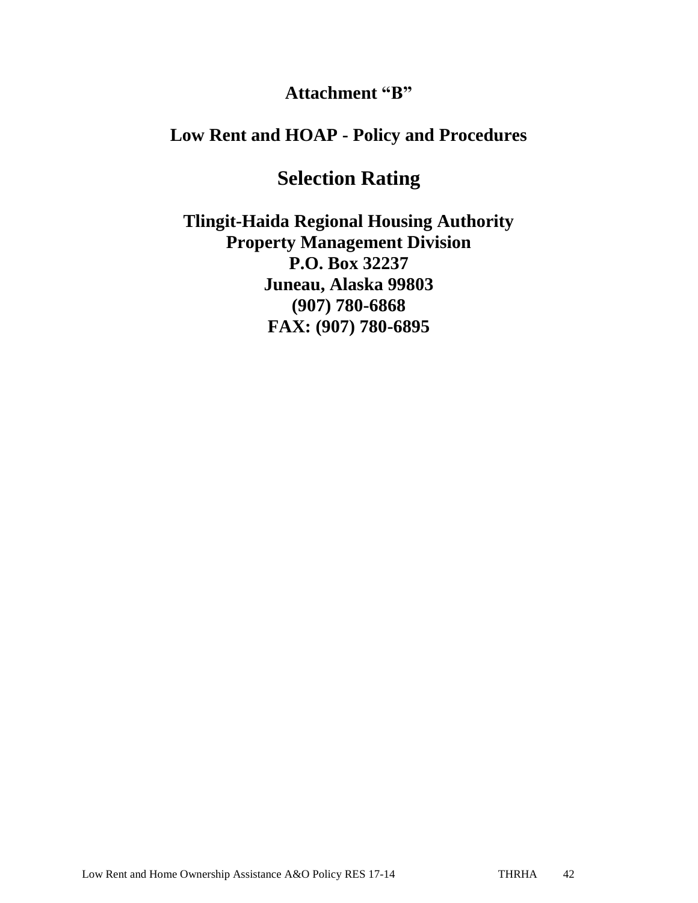**Attachment "B"**

**Low Rent and HOAP - Policy and Procedures**

# Selection Rating

**Tlingit-Haida Regional Housing Authority**
**Property Management Division**
**P.O. Box 32237**
**Juneau, Alaska 99803**
**(907) 780-6868**
**FAX: (907) 780-6895**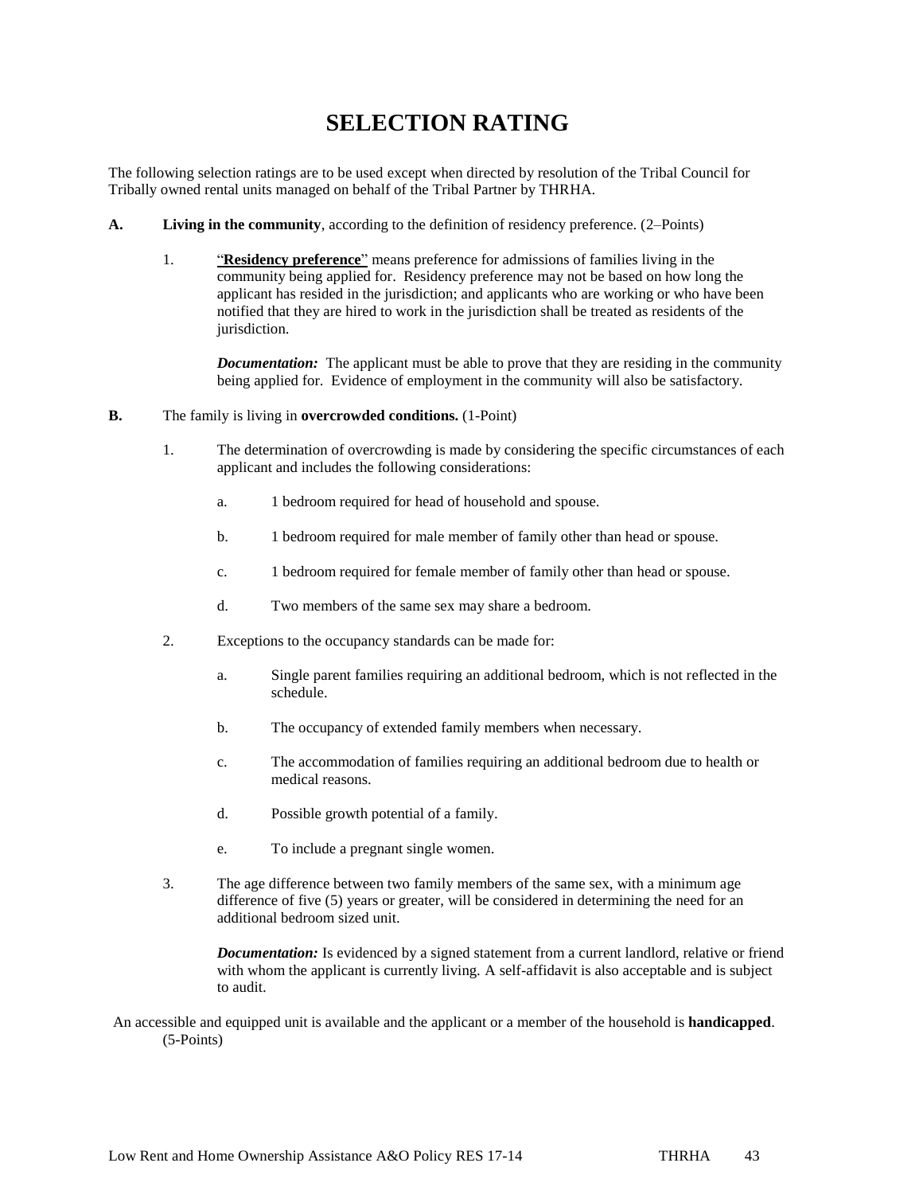# SELECTION RATING

The following selection ratings are to be used except when directed by resolution of the Tribal Council for Tribally owned rental units managed on behalf of the Tribal Partner by THRHA.

**A.** **Living in the community**, according to the definition of residency preference. (2–Points)

1. "**<u>Residency preference</u>**" means preference for admissions of families living in the community being applied for. Residency preference may not be based on how long the applicant has resided in the jurisdiction; and applicants who are working or who have been notified that they are hired to work in the jurisdiction shall be treated as residents of the jurisdiction.

   ***Documentation:*** The applicant must be able to prove that they are residing in the community being applied for. Evidence of employment in the community will also be satisfactory.

**B.** The family is living in **overcrowded conditions.** (1-Point)

1. The determination of overcrowding is made by considering the specific circumstances of each applicant and includes the following considerations:

   a. 1 bedroom required for head of household and spouse.

   b. 1 bedroom required for male member of family other than head or spouse.

   c. 1 bedroom required for female member of family other than head or spouse.

   d. Two members of the same sex may share a bedroom.

2. Exceptions to the occupancy standards can be made for:

   a. Single parent families requiring an additional bedroom, which is not reflected in the schedule.

   b. The occupancy of extended family members when necessary.

   c. The accommodation of families requiring an additional bedroom due to health or medical reasons.

   d. Possible growth potential of a family.

   e. To include a pregnant single women.

3. The age difference between two family members of the same sex, with a minimum age difference of five (5) years or greater, will be considered in determining the need for an additional bedroom sized unit.

   ***Documentation:*** Is evidenced by a signed statement from a current landlord, relative or friend with whom the applicant is currently living. A self-affidavit is also acceptable and is subject to audit.

An accessible and equipped unit is available and the applicant or a member of the household is **handicapped**. (5-Points)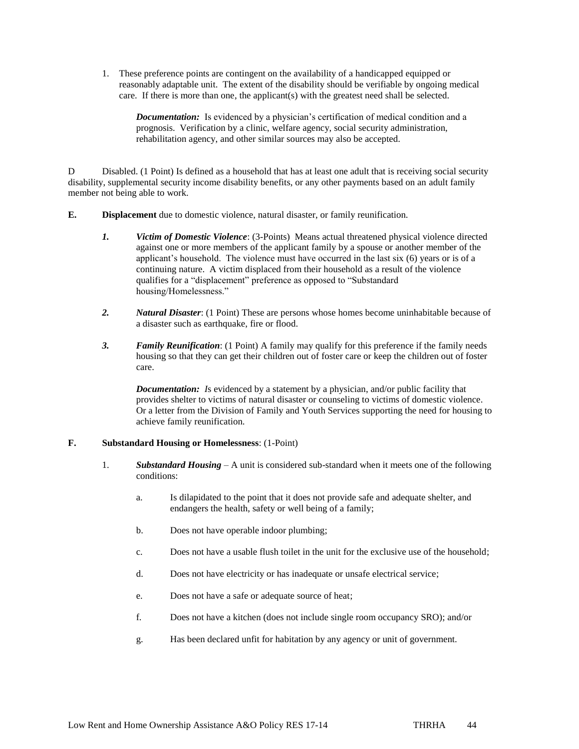1. These preference points are contingent on the availability of a handicapped equipped or reasonably adaptable unit. The extent of the disability should be verifiable by ongoing medical care. If there is more than one, the applicant(s) with the greatest need shall be selected.

   ***Documentation:*** Is evidenced by a physician's certification of medical condition and a prognosis. Verification by a clinic, welfare agency, social security administration, rehabilitation agency, and other similar sources may also be accepted.

D Disabled. (1 Point) Is defined as a household that has at least one adult that is receiving social security disability, supplemental security income disability benefits, or any other payments based on an adult family member not being able to work.

**E. Displacement** due to domestic violence, natural disaster, or family reunification.

***1. Victim of Domestic Violence***: (3-Points) Means actual threatened physical violence directed against one or more members of the applicant family by a spouse or another member of the applicant's household. The violence must have occurred in the last six (6) years or is of a continuing nature. A victim displaced from their household as a result of the violence qualifies for a "displacement" preference as opposed to "Substandard housing/Homelessness."

***2. Natural Disaster***: (1 Point) These are persons whose homes become uninhabitable because of a disaster such as earthquake, fire or flood.

***3. Family Reunification***: (1 Point) A family may qualify for this preference if the family needs housing so that they can get their children out of foster care or keep the children out of foster care.

***Documentation:*** *I*s evidenced by a statement by a physician, and/or public facility that provides shelter to victims of natural disaster or counseling to victims of domestic violence. Or a letter from the Division of Family and Youth Services supporting the need for housing to achieve family reunification.

**F. Substandard Housing or Homelessness**: (1-Point)

1. ***Substandard Housing*** – A unit is considered sub-standard when it meets one of the following conditions:

   a. Is dilapidated to the point that it does not provide safe and adequate shelter, and endangers the health, safety or well being of a family;

   b. Does not have operable indoor plumbing;

   c. Does not have a usable flush toilet in the unit for the exclusive use of the household;

   d. Does not have electricity or has inadequate or unsafe electrical service;

   e. Does not have a safe or adequate source of heat;

   f. Does not have a kitchen (does not include single room occupancy SRO); and/or

   g. Has been declared unfit for habitation by any agency or unit of government.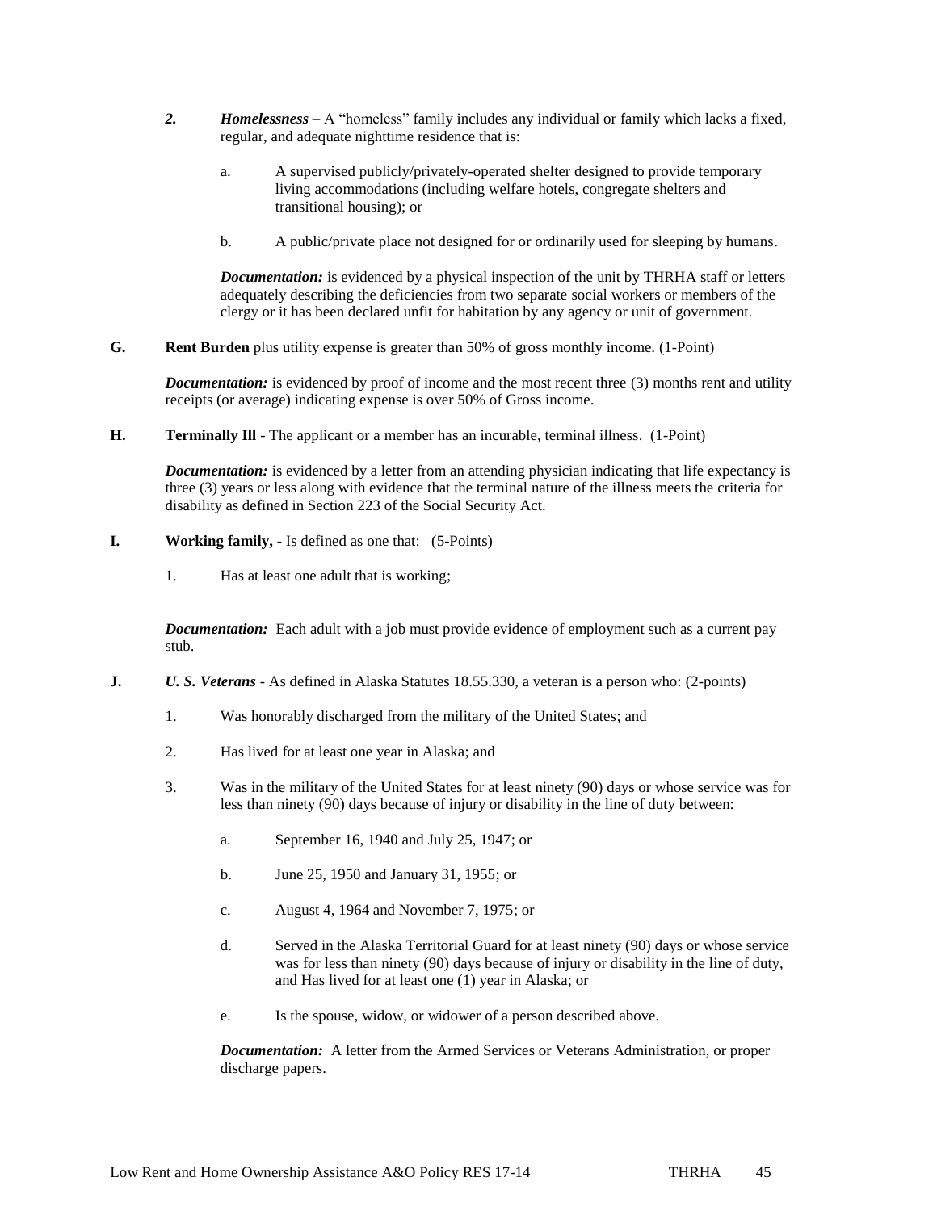2. ***Homelessness*** – A "homeless" family includes any individual or family which lacks a fixed, regular, and adequate nighttime residence that is:

   a. A supervised publicly/privately-operated shelter designed to provide temporary living accommodations (including welfare hotels, congregate shelters and transitional housing); or

   b. A public/private place not designed for or ordinarily used for sleeping by humans.

   ***Documentation:*** is evidenced by a physical inspection of the unit by THRHA staff or letters adequately describing the deficiencies from two separate social workers or members of the clergy or it has been declared unfit for habitation by any agency or unit of government.

**G. Rent Burden** plus utility expense is greater than 50% of gross monthly income. (1-Point)

***Documentation:*** is evidenced by proof of income and the most recent three (3) months rent and utility receipts (or average) indicating expense is over 50% of Gross income.

**H. Terminally Ill** - The applicant or a member has an incurable, terminal illness. (1-Point)

***Documentation:*** is evidenced by a letter from an attending physician indicating that life expectancy is three (3) years or less along with evidence that the terminal nature of the illness meets the criteria for disability as defined in Section 223 of the Social Security Act.

**I. Working family,** - Is defined as one that: (5-Points)

1. Has at least one adult that is working;

***Documentation:*** Each adult with a job must provide evidence of employment such as a current pay stub.

**J. *U. S. Veterans*** - As defined in Alaska Statutes 18.55.330, a veteran is a person who: (2-points)

1. Was honorably discharged from the military of the United States; and

2. Has lived for at least one year in Alaska; and

3. Was in the military of the United States for at least ninety (90) days or whose service was for less than ninety (90) days because of injury or disability in the line of duty between:

   a. September 16, 1940 and July 25, 1947; or

   b. June 25, 1950 and January 31, 1955; or

   c. August 4, 1964 and November 7, 1975; or

   d. Served in the Alaska Territorial Guard for at least ninety (90) days or whose service was for less than ninety (90) days because of injury or disability in the line of duty, and Has lived for at least one (1) year in Alaska; or

   e. Is the spouse, widow, or widower of a person described above.

   ***Documentation:*** A letter from the Armed Services or Veterans Administration, or proper discharge papers.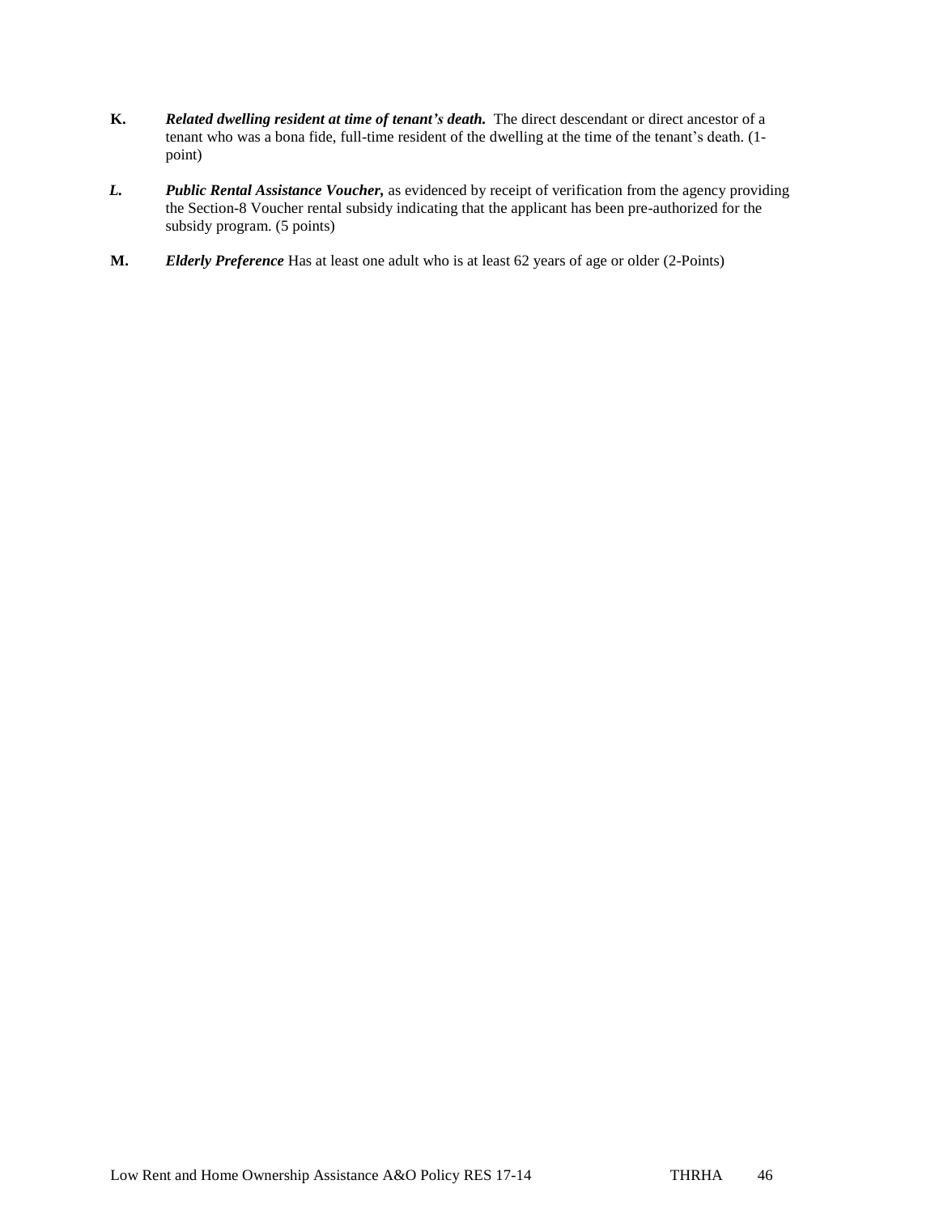**K.** ***Related dwelling resident at time of tenant's death.*** The direct descendant or direct ancestor of a tenant who was a bona fide, full-time resident of the dwelling at the time of the tenant's death. (1-point)

***L.*** ***Public Rental Assistance Voucher,*** as evidenced by receipt of verification from the agency providing the Section-8 Voucher rental subsidy indicating that the applicant has been pre-authorized for the subsidy program. (5 points)

**M.** ***Elderly Preference*** Has at least one adult who is at least 62 years of age or older (2-Points)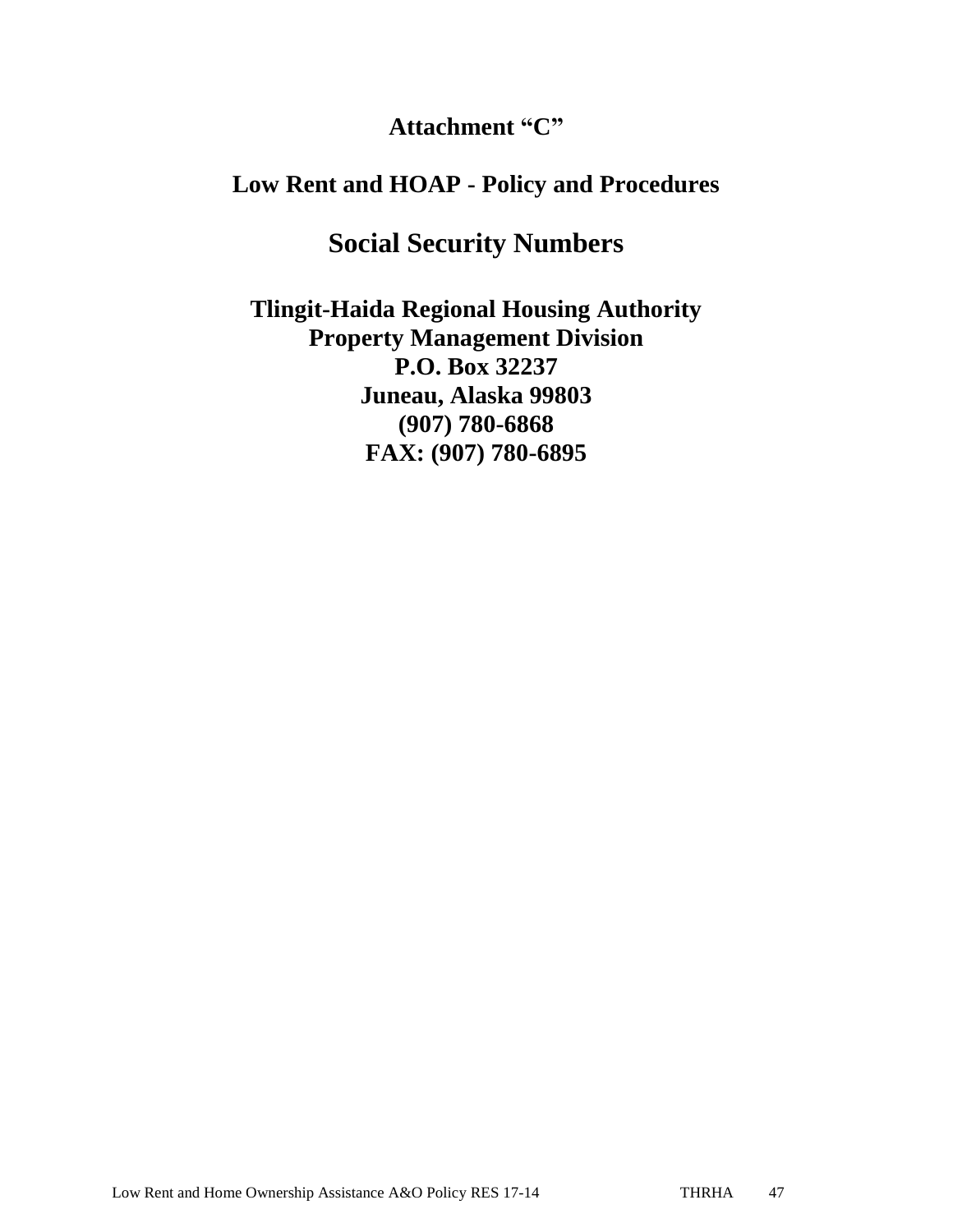# Attachment "C"

## Low Rent and HOAP - Policy and Procedures

# Social Security Numbers

**Tlingit-Haida Regional Housing Authority**
**Property Management Division**
**P.O. Box 32237**
**Juneau, Alaska 99803**
**(907) 780-6868**
**FAX: (907) 780-6895**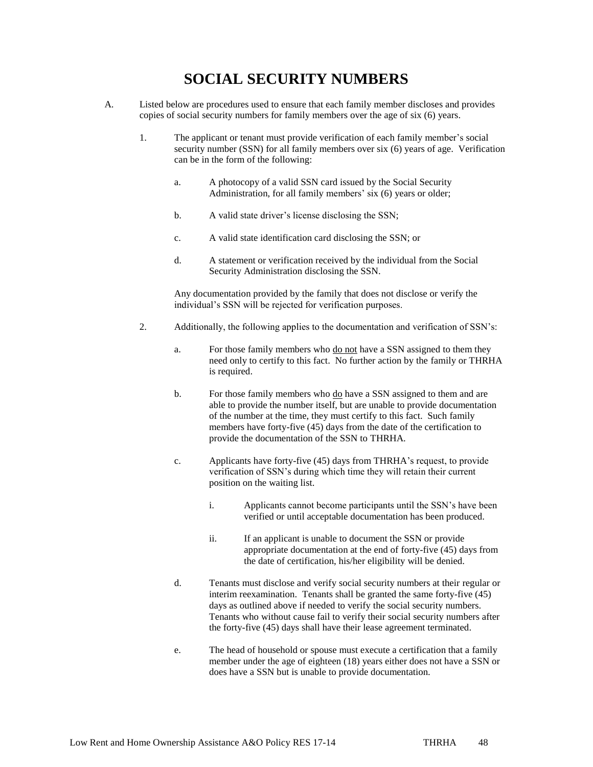# SOCIAL SECURITY NUMBERS

A. Listed below are procedures used to ensure that each family member discloses and provides copies of social security numbers for family members over the age of six (6) years.

1. The applicant or tenant must provide verification of each family member's social security number (SSN) for all family members over six (6) years of age. Verification can be in the form of the following:

   a. A photocopy of a valid SSN card issued by the Social Security Administration, for all family members' six (6) years or older;

   b. A valid state driver's license disclosing the SSN;

   c. A valid state identification card disclosing the SSN; or

   d. A statement or verification received by the individual from the Social Security Administration disclosing the SSN.

   Any documentation provided by the family that does not disclose or verify the individual's SSN will be rejected for verification purposes.

2. Additionally, the following applies to the documentation and verification of SSN's:

   a. For those family members who <u>do not</u> have a SSN assigned to them they need only to certify to this fact. No further action by the family or THRHA is required.

   b. For those family members who <u>do</u> have a SSN assigned to them and are able to provide the number itself, but are unable to provide documentation of the number at the time, they must certify to this fact. Such family members have forty-five (45) days from the date of the certification to provide the documentation of the SSN to THRHA.

   c. Applicants have forty-five (45) days from THRHA's request, to provide verification of SSN's during which time they will retain their current position on the waiting list.

      i. Applicants cannot become participants until the SSN's have been verified or until acceptable documentation has been produced.

      ii. If an applicant is unable to document the SSN or provide appropriate documentation at the end of forty-five (45) days from the date of certification, his/her eligibility will be denied.

   d. Tenants must disclose and verify social security numbers at their regular or interim reexamination. Tenants shall be granted the same forty-five (45) days as outlined above if needed to verify the social security numbers. Tenants who without cause fail to verify their social security numbers after the forty-five (45) days shall have their lease agreement terminated.

   e. The head of household or spouse must execute a certification that a family member under the age of eighteen (18) years either does not have a SSN or does have a SSN but is unable to provide documentation.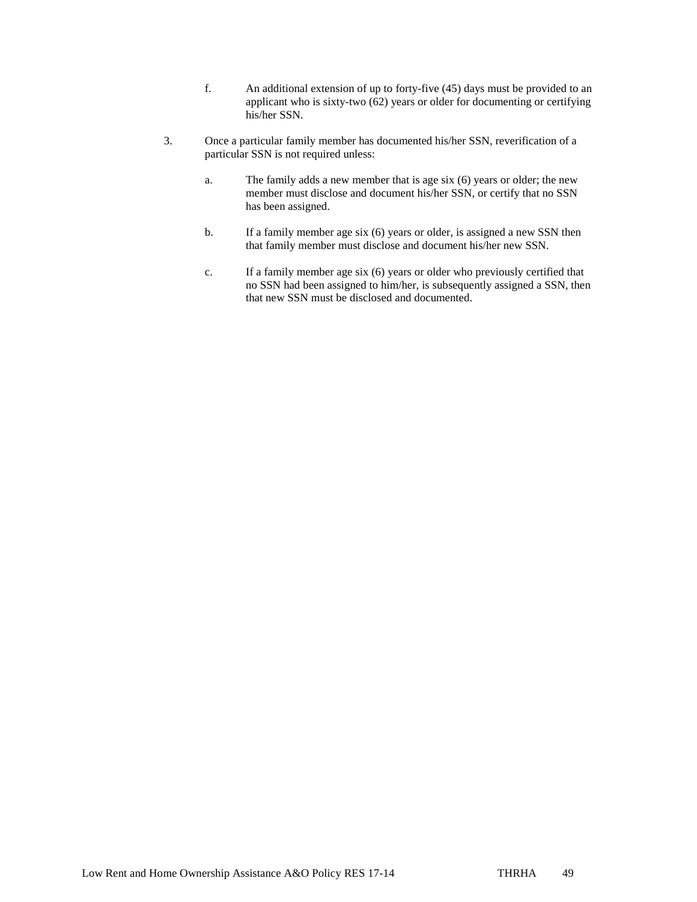f. An additional extension of up to forty-five (45) days must be provided to an applicant who is sixty-two (62) years or older for documenting or certifying his/her SSN.

3. Once a particular family member has documented his/her SSN, reverification of a particular SSN is not required unless:

   a. The family adds a new member that is age six (6) years or older; the new member must disclose and document his/her SSN, or certify that no SSN has been assigned.

   b. If a family member age six (6) years or older, is assigned a new SSN then that family member must disclose and document his/her new SSN.

   c. If a family member age six (6) years or older who previously certified that no SSN had been assigned to him/her, is subsequently assigned a SSN, then that new SSN must be disclosed and documented.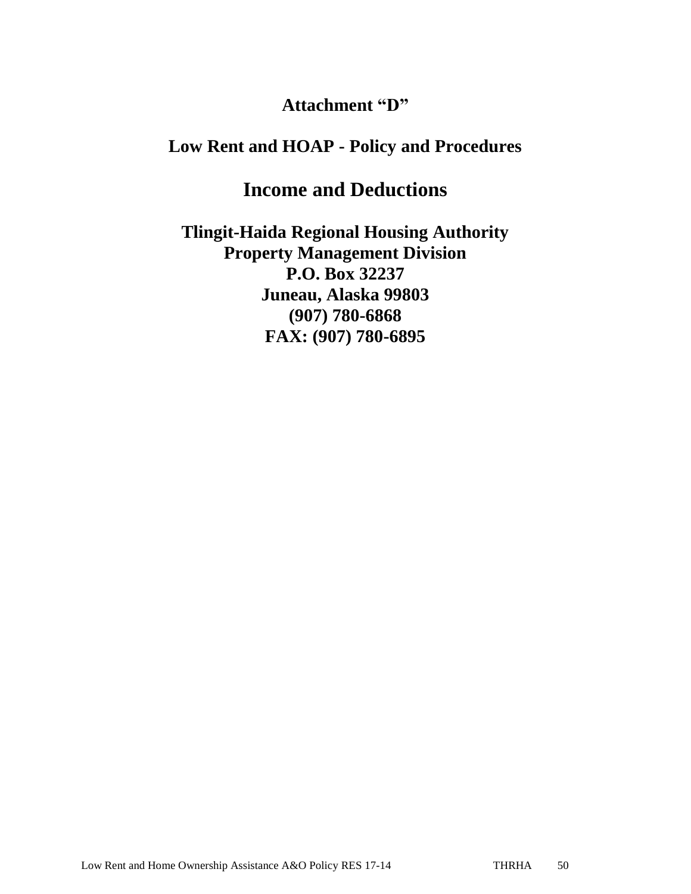**Attachment "D"**

**Low Rent and HOAP - Policy and Procedures**

# Income and Deductions

**Tlingit-Haida Regional Housing Authority**
**Property Management Division**
**P.O. Box 32237**
**Juneau, Alaska 99803**
**(907) 780-6868**
**FAX: (907) 780-6895**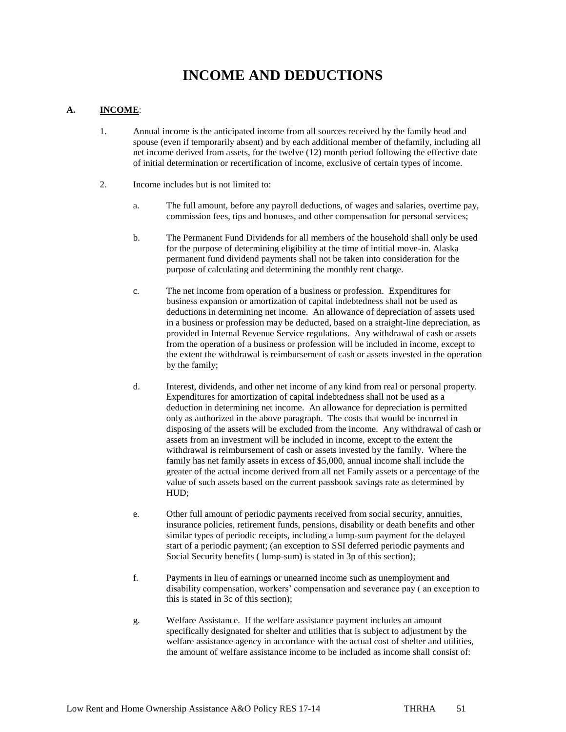# INCOME AND DEDUCTIONS

**A.** **INCOME**:

1. Annual income is the anticipated income from all sources received by the family head and spouse (even if temporarily absent) and by each additional member of thefamily, including all net income derived from assets, for the twelve (12) month period following the effective date of initial determination or recertification of income, exclusive of certain types of income.

2. Income includes but is not limited to:

   a. The full amount, before any payroll deductions, of wages and salaries, overtime pay, commission fees, tips and bonuses, and other compensation for personal services;

   b. The Permanent Fund Dividends for all members of the household shall only be used for the purpose of determining eligibility at the time of intitial move-in. Alaska permanent fund dividend payments shall not be taken into consideration for the purpose of calculating and determining the monthly rent charge.

   c. The net income from operation of a business or profession. Expenditures for business expansion or amortization of capital indebtedness shall not be used as deductions in determining net income. An allowance of depreciation of assets used in a business or profession may be deducted, based on a straight-line depreciation, as provided in Internal Revenue Service regulations. Any withdrawal of cash or assets from the operation of a business or profession will be included in income, except to the extent the withdrawal is reimbursement of cash or assets invested in the operation by the family;

   d. Interest, dividends, and other net income of any kind from real or personal property. Expenditures for amortization of capital indebtedness shall not be used as a deduction in determining net income. An allowance for depreciation is permitted only as authorized in the above paragraph. The costs that would be incurred in disposing of the assets will be excluded from the income. Any withdrawal of cash or assets from an investment will be included in income, except to the extent the withdrawal is reimbursement of cash or assets invested by the family. Where the family has net family assets in excess of $5,000, annual income shall include the greater of the actual income derived from all net Family assets or a percentage of the value of such assets based on the current passbook savings rate as determined by HUD;

   e. Other full amount of periodic payments received from social security, annuities, insurance policies, retirement funds, pensions, disability or death benefits and other similar types of periodic receipts, including a lump-sum payment for the delayed start of a periodic payment; (an exception to SSI deferred periodic payments and Social Security benefits ( lump-sum) is stated in 3p of this section);

   f. Payments in lieu of earnings or unearned income such as unemployment and disability compensation, workers' compensation and severance pay ( an exception to this is stated in 3c of this section);

   g. Welfare Assistance. If the welfare assistance payment includes an amount specifically designated for shelter and utilities that is subject to adjustment by the welfare assistance agency in accordance with the actual cost of shelter and utilities, the amount of welfare assistance income to be included as income shall consist of: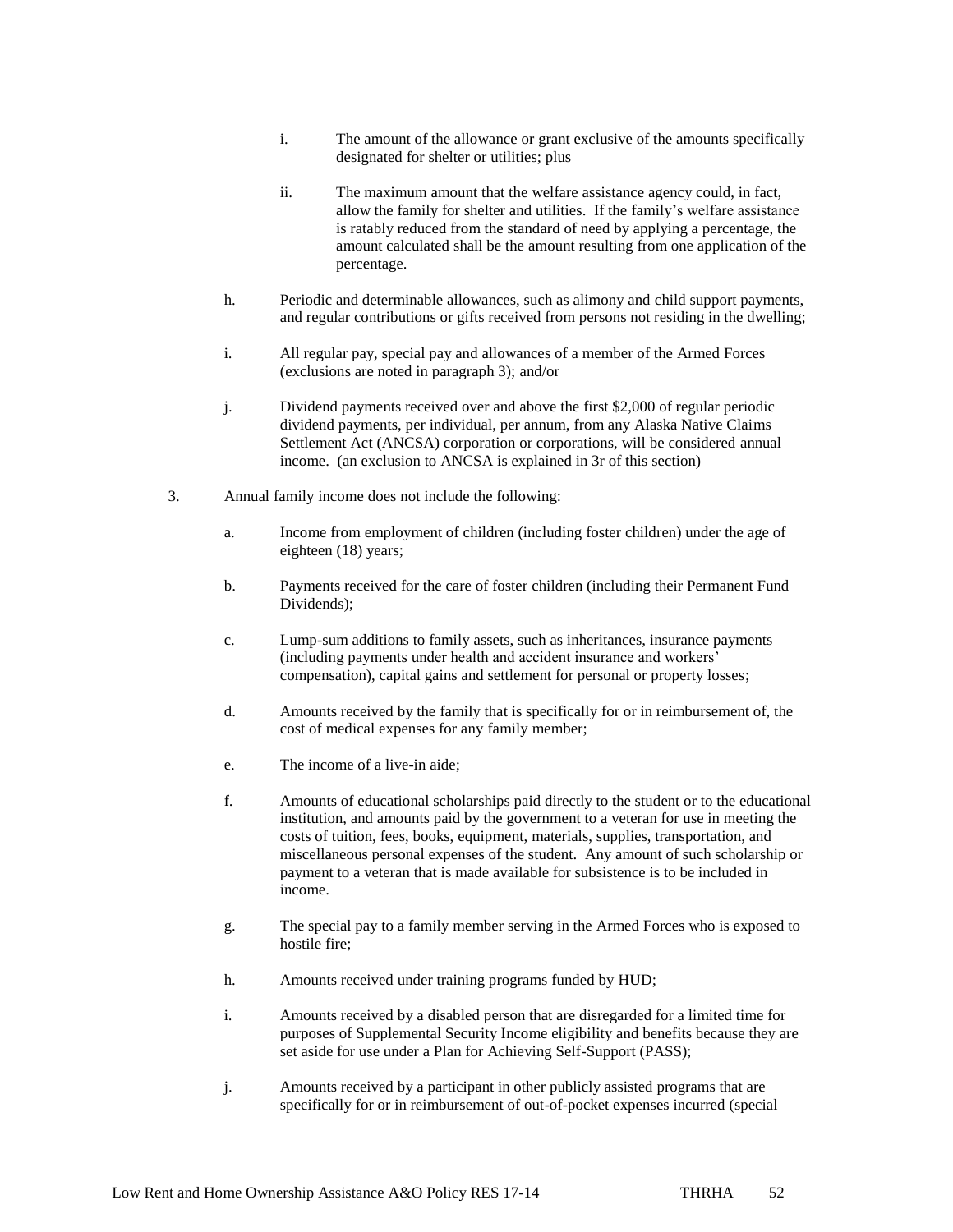i. The amount of the allowance or grant exclusive of the amounts specifically designated for shelter or utilities; plus

ii. The maximum amount that the welfare assistance agency could, in fact, allow the family for shelter and utilities. If the family's welfare assistance is ratably reduced from the standard of need by applying a percentage, the amount calculated shall be the amount resulting from one application of the percentage.

h. Periodic and determinable allowances, such as alimony and child support payments, and regular contributions or gifts received from persons not residing in the dwelling;

i. All regular pay, special pay and allowances of a member of the Armed Forces (exclusions are noted in paragraph 3); and/or

j. Dividend payments received over and above the first $2,000 of regular periodic dividend payments, per individual, per annum, from any Alaska Native Claims Settlement Act (ANCSA) corporation or corporations, will be considered annual income. (an exclusion to ANCSA is explained in 3r of this section)

3. Annual family income does not include the following:

a. Income from employment of children (including foster children) under the age of eighteen (18) years;

b. Payments received for the care of foster children (including their Permanent Fund Dividends);

c. Lump-sum additions to family assets, such as inheritances, insurance payments (including payments under health and accident insurance and workers' compensation), capital gains and settlement for personal or property losses;

d. Amounts received by the family that is specifically for or in reimbursement of, the cost of medical expenses for any family member;

e. The income of a live-in aide;

f. Amounts of educational scholarships paid directly to the student or to the educational institution, and amounts paid by the government to a veteran for use in meeting the costs of tuition, fees, books, equipment, materials, supplies, transportation, and miscellaneous personal expenses of the student. Any amount of such scholarship or payment to a veteran that is made available for subsistence is to be included in income.

g. The special pay to a family member serving in the Armed Forces who is exposed to hostile fire;

h. Amounts received under training programs funded by HUD;

i. Amounts received by a disabled person that are disregarded for a limited time for purposes of Supplemental Security Income eligibility and benefits because they are set aside for use under a Plan for Achieving Self-Support (PASS);

j. Amounts received by a participant in other publicly assisted programs that are specifically for or in reimbursement of out-of-pocket expenses incurred (special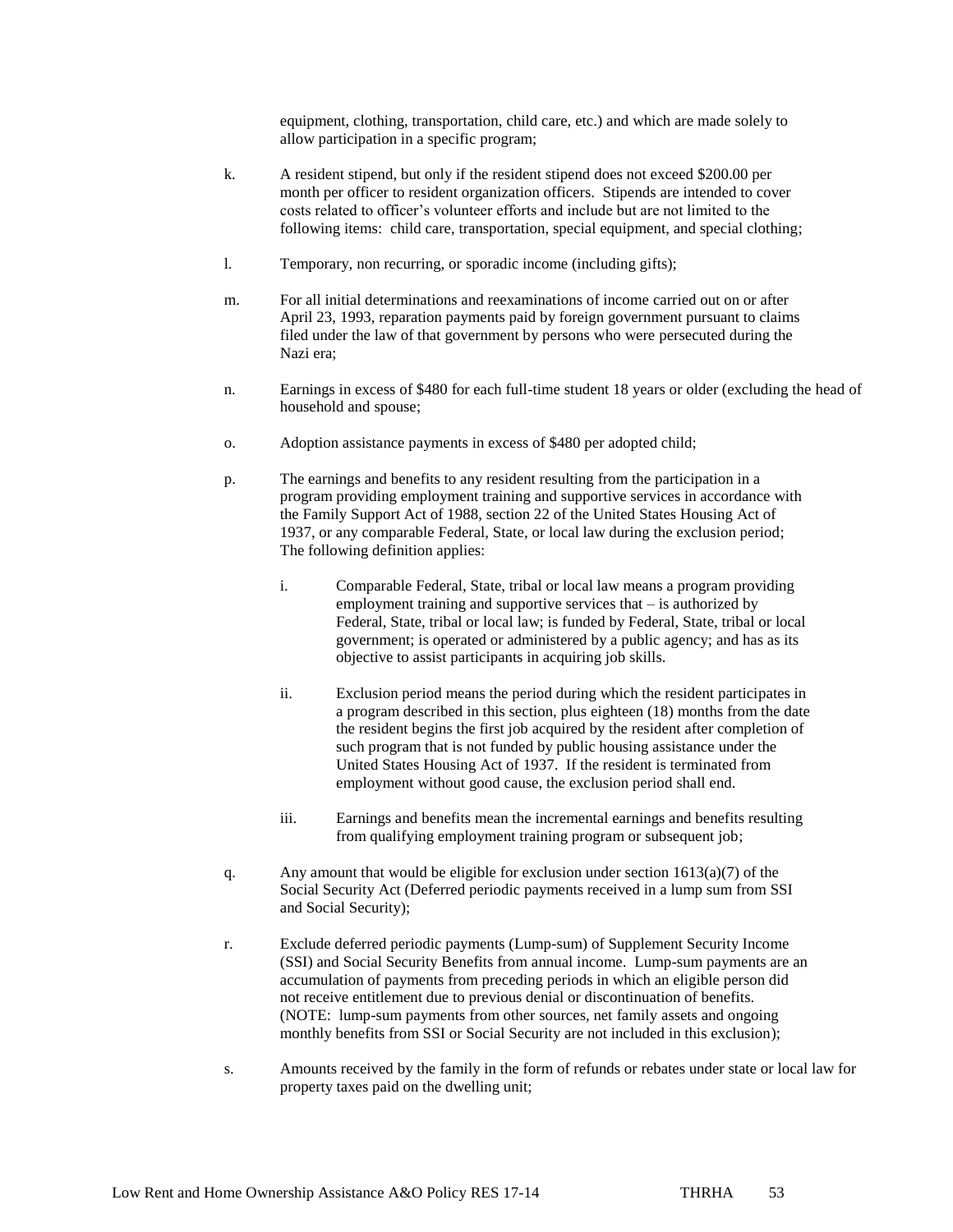equipment, clothing, transportation, child care, etc.) and which are made solely to allow participation in a specific program;

k. A resident stipend, but only if the resident stipend does not exceed $200.00 per month per officer to resident organization officers. Stipends are intended to cover costs related to officer's volunteer efforts and include but are not limited to the following items: child care, transportation, special equipment, and special clothing;

l. Temporary, non recurring, or sporadic income (including gifts);

m. For all initial determinations and reexaminations of income carried out on or after April 23, 1993, reparation payments paid by foreign government pursuant to claims filed under the law of that government by persons who were persecuted during the Nazi era;

n. Earnings in excess of $480 for each full-time student 18 years or older (excluding the head of household and spouse;

o. Adoption assistance payments in excess of $480 per adopted child;

p. The earnings and benefits to any resident resulting from the participation in a program providing employment training and supportive services in accordance with the Family Support Act of 1988, section 22 of the United States Housing Act of 1937, or any comparable Federal, State, or local law during the exclusion period; The following definition applies:

   i. Comparable Federal, State, tribal or local law means a program providing employment training and supportive services that – is authorized by Federal, State, tribal or local law; is funded by Federal, State, tribal or local government; is operated or administered by a public agency; and has as its objective to assist participants in acquiring job skills.

   ii. Exclusion period means the period during which the resident participates in a program described in this section, plus eighteen (18) months from the date the resident begins the first job acquired by the resident after completion of such program that is not funded by public housing assistance under the United States Housing Act of 1937. If the resident is terminated from employment without good cause, the exclusion period shall end.

   iii. Earnings and benefits mean the incremental earnings and benefits resulting from qualifying employment training program or subsequent job;

q. Any amount that would be eligible for exclusion under section 1613(a)(7) of the Social Security Act (Deferred periodic payments received in a lump sum from SSI and Social Security);

r. Exclude deferred periodic payments (Lump-sum) of Supplement Security Income (SSI) and Social Security Benefits from annual income. Lump-sum payments are an accumulation of payments from preceding periods in which an eligible person did not receive entitlement due to previous denial or discontinuation of benefits. (NOTE: lump-sum payments from other sources, net family assets and ongoing monthly benefits from SSI or Social Security are not included in this exclusion);

s. Amounts received by the family in the form of refunds or rebates under state or local law for property taxes paid on the dwelling unit;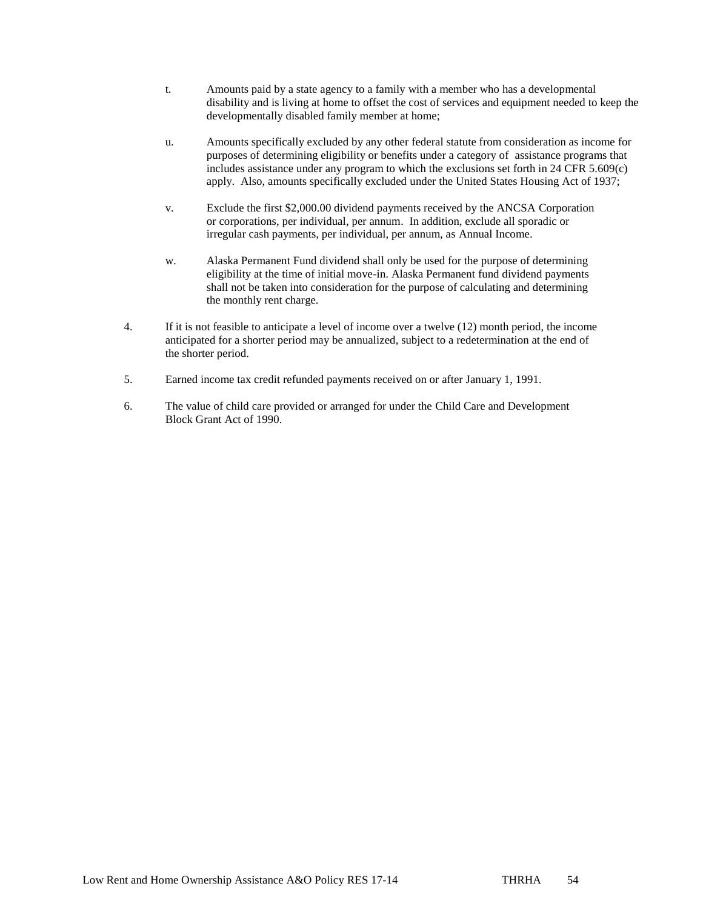t. Amounts paid by a state agency to a family with a member who has a developmental disability and is living at home to offset the cost of services and equipment needed to keep the developmentally disabled family member at home;

u. Amounts specifically excluded by any other federal statute from consideration as income for purposes of determining eligibility or benefits under a category of assistance programs that includes assistance under any program to which the exclusions set forth in 24 CFR 5.609(c) apply. Also, amounts specifically excluded under the United States Housing Act of 1937;

v. Exclude the first $2,000.00 dividend payments received by the ANCSA Corporation or corporations, per individual, per annum. In addition, exclude all sporadic or irregular cash payments, per individual, per annum, as Annual Income.

w. Alaska Permanent Fund dividend shall only be used for the purpose of determining eligibility at the time of initial move-in. Alaska Permanent fund dividend payments shall not be taken into consideration for the purpose of calculating and determining the monthly rent charge.

4. If it is not feasible to anticipate a level of income over a twelve (12) month period, the income anticipated for a shorter period may be annualized, subject to a redetermination at the end of the shorter period.

5. Earned income tax credit refunded payments received on or after January 1, 1991.

6. The value of child care provided or arranged for under the Child Care and Development Block Grant Act of 1990.